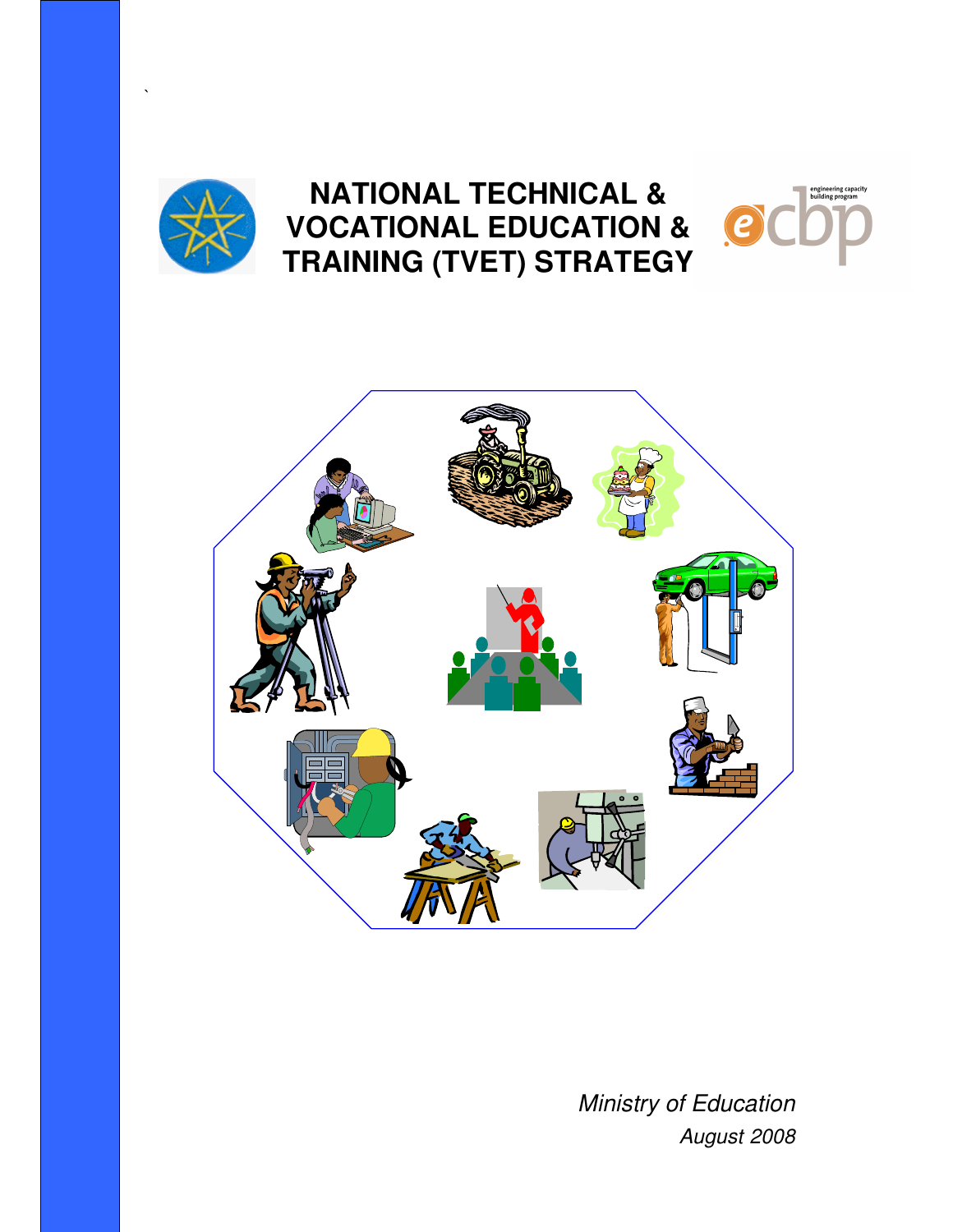# NATIONAL TECHNICAL & VOCATIONAL EDUCATION & TRAINING (TVET) STRATEGY

*Ministry of Education*

*August 2008*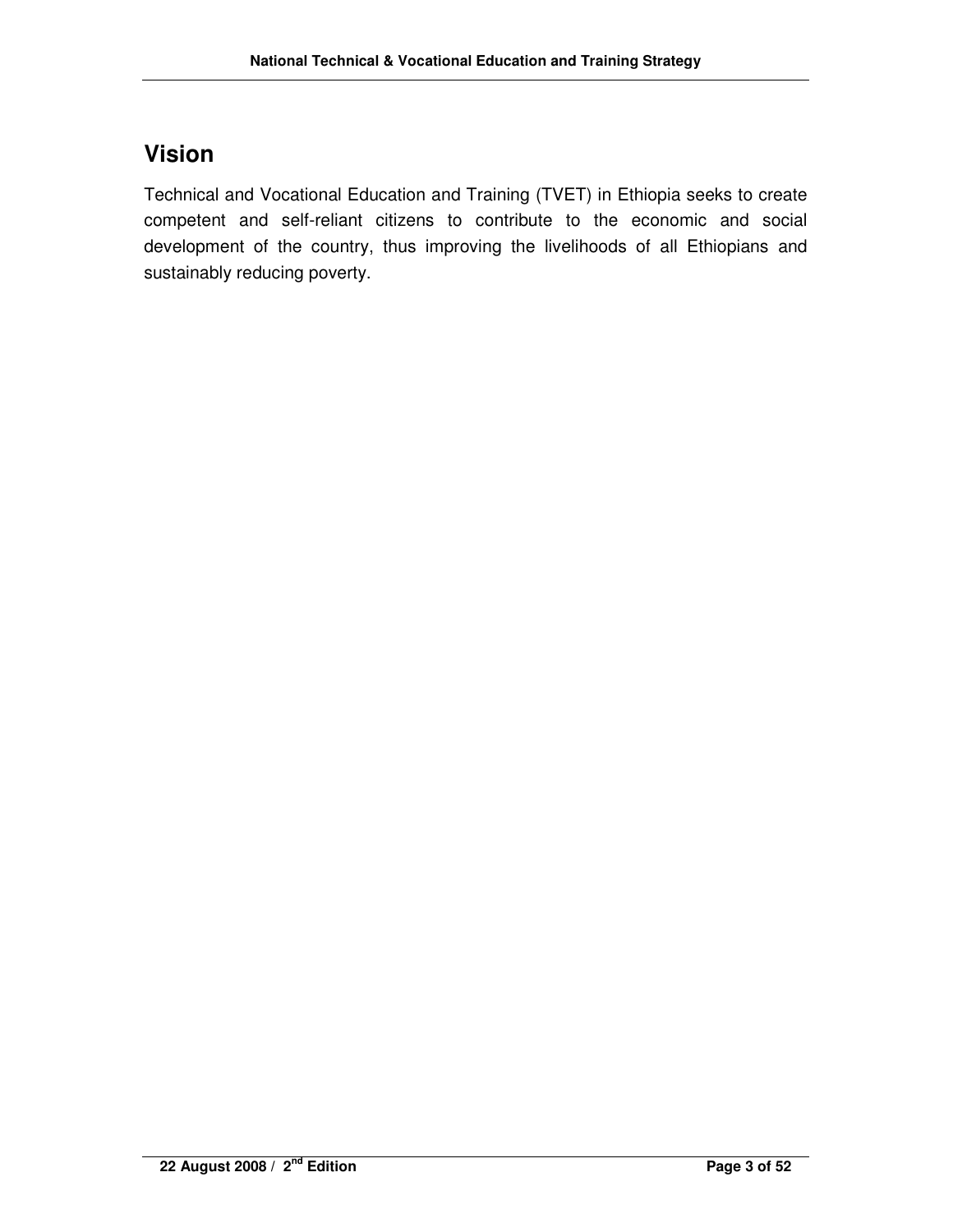# Vision

Technical and Vocational Education and Training (TVET) in Ethiopia seeks to create competent and self-reliant citizens to contribute to the economic and social development of the country, thus improving the livelihoods of all Ethiopians and sustainably reducing poverty.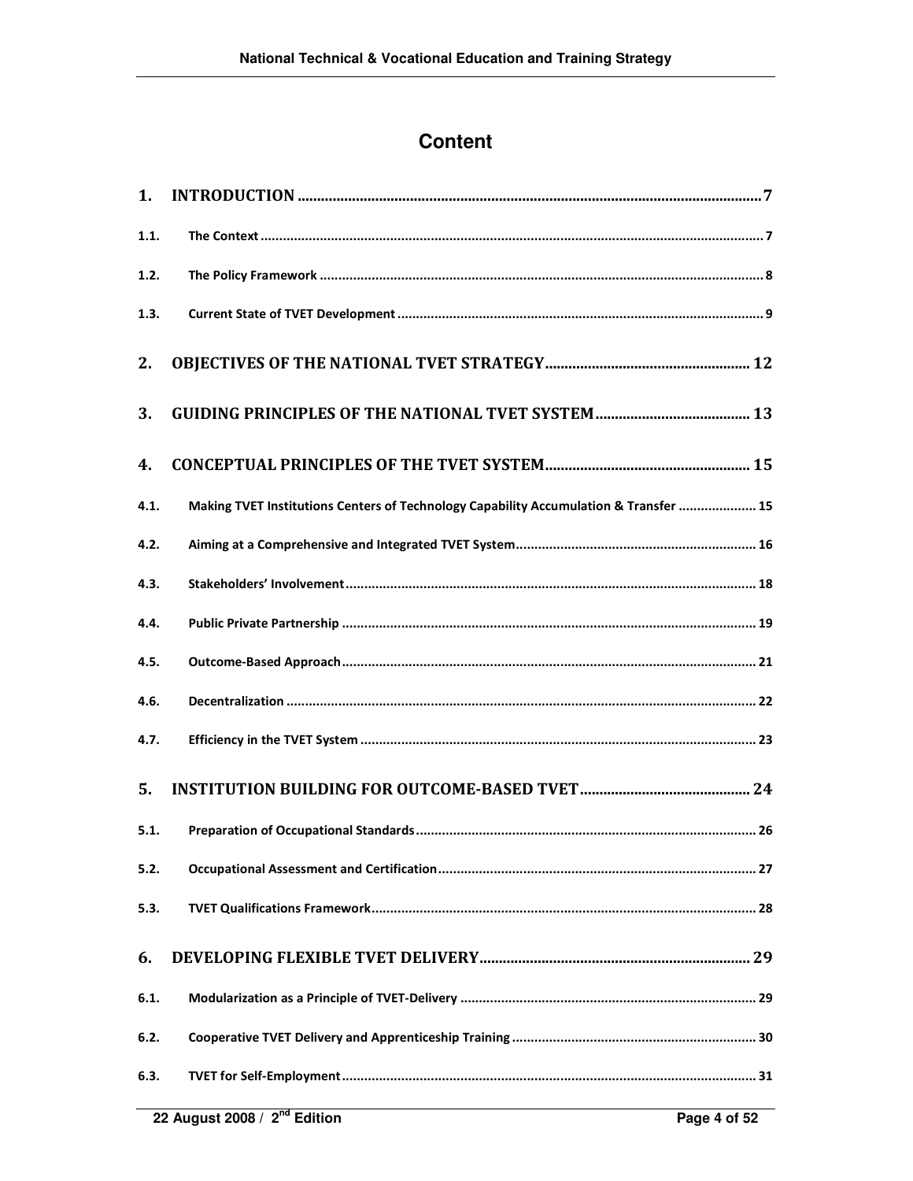# Content

| | | |
|---|---|---|
| **1.** | **INTRODUCTION** | **7** |
| 1.1. | The Context | 7 |
| 1.2. | The Policy Framework | 8 |
| 1.3. | Current State of TVET Development | 9 |
| **2.** | **OBJECTIVES OF THE NATIONAL TVET STRATEGY** | **12** |
| **3.** | **GUIDING PRINCIPLES OF THE NATIONAL TVET SYSTEM** | **13** |
| **4.** | **CONCEPTUAL PRINCIPLES OF THE TVET SYSTEM** | **15** |
| 4.1. | Making TVET Institutions Centers of Technology Capability Accumulation & Transfer | 15 |
| 4.2. | Aiming at a Comprehensive and Integrated TVET System | 16 |
| 4.3. | Stakeholders' Involvement | 18 |
| 4.4. | Public Private Partnership | 19 |
| 4.5. | Outcome-Based Approach | 21 |
| 4.6. | Decentralization | 22 |
| 4.7. | Efficiency in the TVET System | 23 |
| **5.** | **INSTITUTION BUILDING FOR OUTCOME-BASED TVET** | **24** |
| 5.1. | Preparation of Occupational Standards | 26 |
| 5.2. | Occupational Assessment and Certification | 27 |
| 5.3. | TVET Qualifications Framework | 28 |
| **6.** | **DEVELOPING FLEXIBLE TVET DELIVERY** | **29** |
| 6.1. | Modularization as a Principle of TVET-Delivery | 29 |
| 6.2. | Cooperative TVET Delivery and Apprenticeship Training | 30 |
| 6.3. | TVET for Self-Employment | 31 |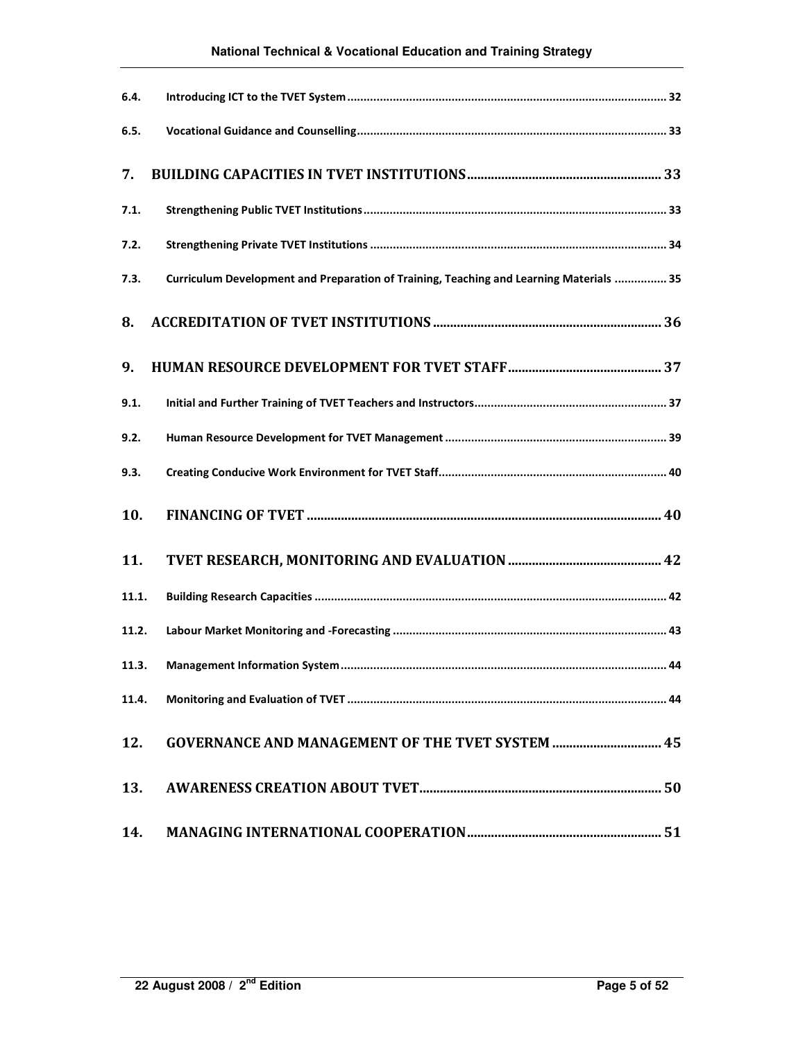| | | |
|---|---|---|
| 6.4. | Introducing ICT to the TVET System | 32 |
| 6.5. | Vocational Guidance and Counselling | 33 |
| **7.** | **BUILDING CAPACITIES IN TVET INSTITUTIONS** | **33** |
| 7.1. | Strengthening Public TVET Institutions | 33 |
| 7.2. | Strengthening Private TVET Institutions | 34 |
| 7.3. | Curriculum Development and Preparation of Training, Teaching and Learning Materials | 35 |
| **8.** | **ACCREDITATION OF TVET INSTITUTIONS** | **36** |
| **9.** | **HUMAN RESOURCE DEVELOPMENT FOR TVET STAFF** | **37** |
| 9.1. | Initial and Further Training of TVET Teachers and Instructors | 37 |
| 9.2. | Human Resource Development for TVET Management | 39 |
| 9.3. | Creating Conducive Work Environment for TVET Staff | 40 |
| **10.** | **FINANCING OF TVET** | **40** |
| **11.** | **TVET RESEARCH, MONITORING AND EVALUATION** | **42** |
| 11.1. | Building Research Capacities | 42 |
| 11.2. | Labour Market Monitoring and -Forecasting | 43 |
| 11.3. | Management Information System | 44 |
| 11.4. | Monitoring and Evaluation of TVET | 44 |
| **12.** | **GOVERNANCE AND MANAGEMENT OF THE TVET SYSTEM** | **45** |
| **13.** | **AWARENESS CREATION ABOUT TVET** | **50** |
| **14.** | **MANAGING INTERNATIONAL COOPERATION** | **51** |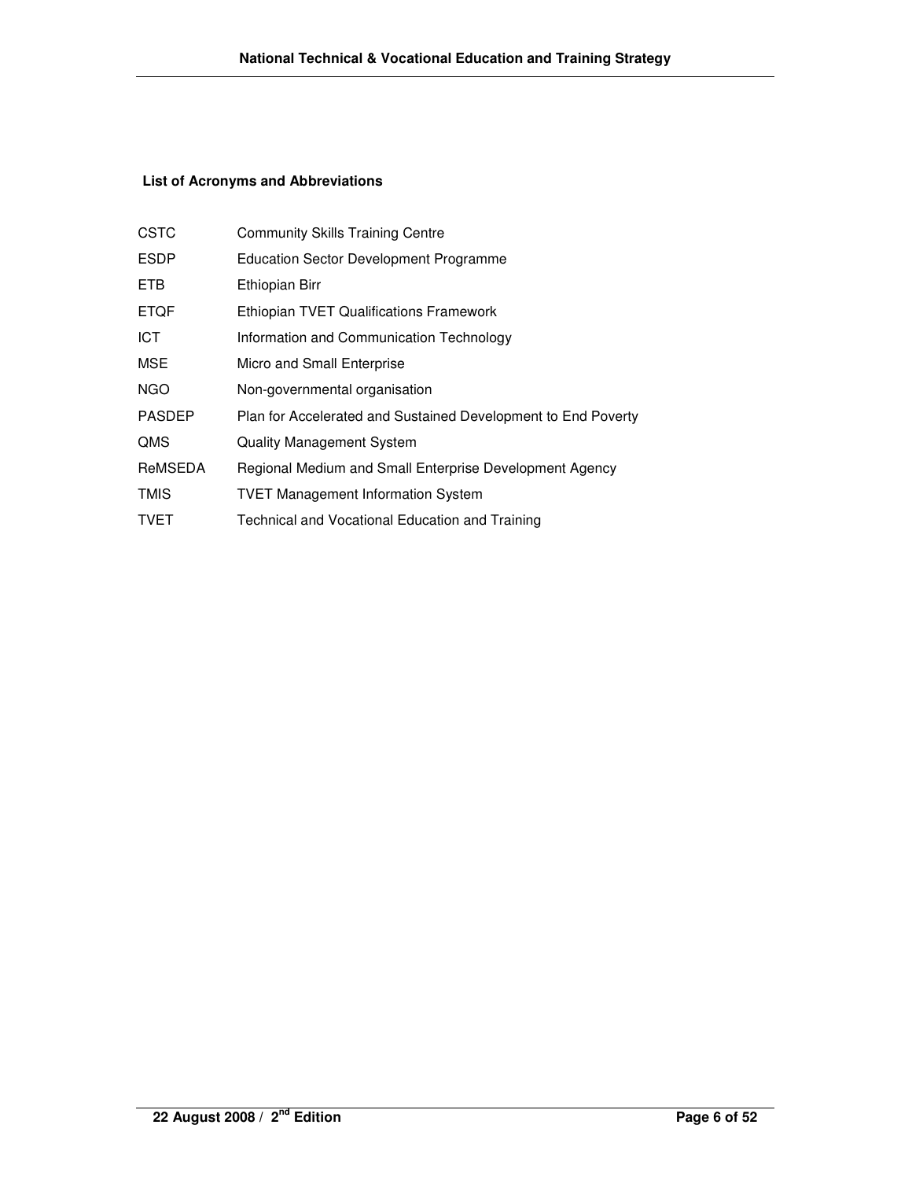## List of Acronyms and Abbreviations

| | |
|---|---|
| CSTC | Community Skills Training Centre |
| ESDP | Education Sector Development Programme |
| ETB | Ethiopian Birr |
| ETQF | Ethiopian TVET Qualifications Framework |
| ICT | Information and Communication Technology |
| MSE | Micro and Small Enterprise |
| NGO | Non-governmental organisation |
| PASDEP | Plan for Accelerated and Sustained Development to End Poverty |
| QMS | Quality Management System |
| ReMSEDA | Regional Medium and Small Enterprise Development Agency |
| TMIS | TVET Management Information System |
| TVET | Technical and Vocational Education and Training |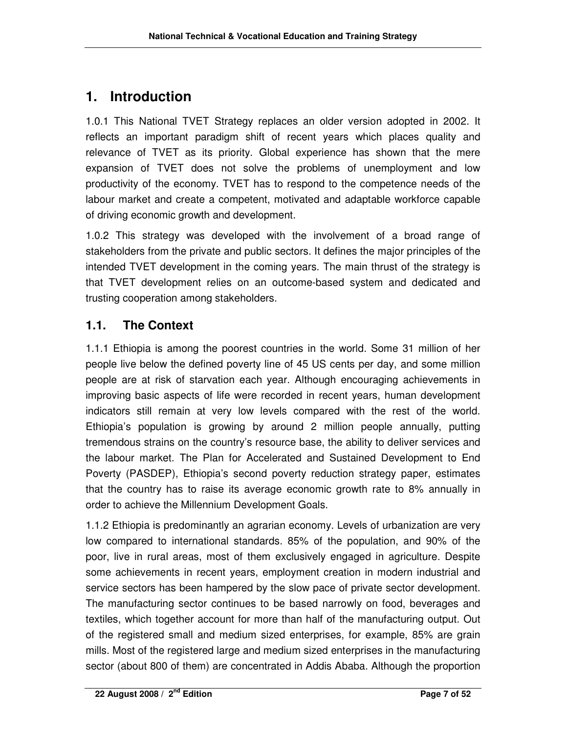# 1. Introduction

1.0.1 This National TVET Strategy replaces an older version adopted in 2002. It reflects an important paradigm shift of recent years which places quality and relevance of TVET as its priority. Global experience has shown that the mere expansion of TVET does not solve the problems of unemployment and low productivity of the economy. TVET has to respond to the competence needs of the labour market and create a competent, motivated and adaptable workforce capable of driving economic growth and development.

1.0.2 This strategy was developed with the involvement of a broad range of stakeholders from the private and public sectors. It defines the major principles of the intended TVET development in the coming years. The main thrust of the strategy is that TVET development relies on an outcome-based system and dedicated and trusting cooperation among stakeholders.

## 1.1. The Context

1.1.1 Ethiopia is among the poorest countries in the world. Some 31 million of her people live below the defined poverty line of 45 US cents per day, and some million people are at risk of starvation each year. Although encouraging achievements in improving basic aspects of life were recorded in recent years, human development indicators still remain at very low levels compared with the rest of the world. Ethiopia's population is growing by around 2 million people annually, putting tremendous strains on the country's resource base, the ability to deliver services and the labour market. The Plan for Accelerated and Sustained Development to End Poverty (PASDEP), Ethiopia's second poverty reduction strategy paper, estimates that the country has to raise its average economic growth rate to 8% annually in order to achieve the Millennium Development Goals.

1.1.2 Ethiopia is predominantly an agrarian economy. Levels of urbanization are very low compared to international standards. 85% of the population, and 90% of the poor, live in rural areas, most of them exclusively engaged in agriculture. Despite some achievements in recent years, employment creation in modern industrial and service sectors has been hampered by the slow pace of private sector development. The manufacturing sector continues to be based narrowly on food, beverages and textiles, which together account for more than half of the manufacturing output. Out of the registered small and medium sized enterprises, for example, 85% are grain mills. Most of the registered large and medium sized enterprises in the manufacturing sector (about 800 of them) are concentrated in Addis Ababa. Although the proportion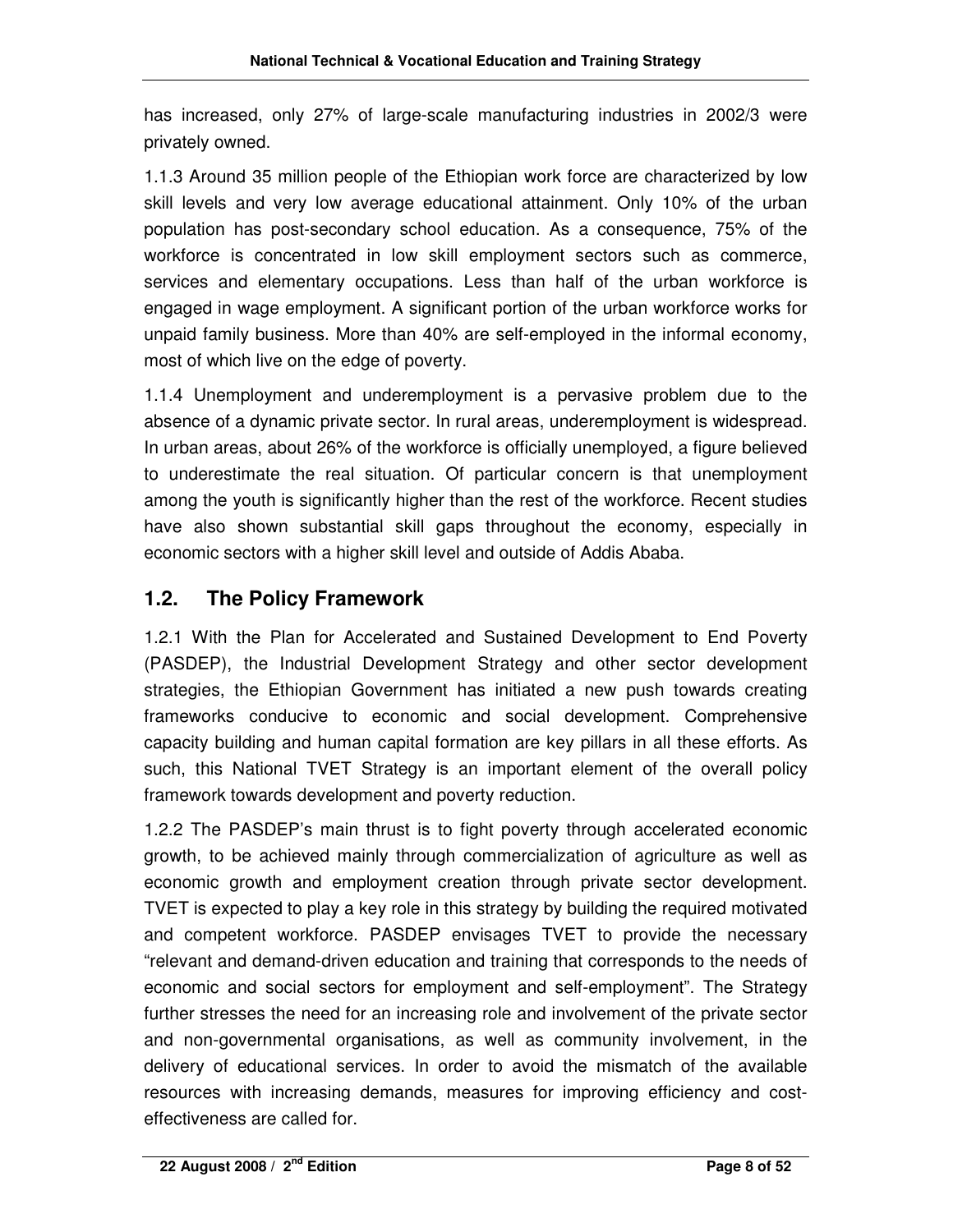has increased, only 27% of large-scale manufacturing industries in 2002/3 were privately owned.

1.1.3 Around 35 million people of the Ethiopian work force are characterized by low skill levels and very low average educational attainment. Only 10% of the urban population has post-secondary school education. As a consequence, 75% of the workforce is concentrated in low skill employment sectors such as commerce, services and elementary occupations. Less than half of the urban workforce is engaged in wage employment. A significant portion of the urban workforce works for unpaid family business. More than 40% are self-employed in the informal economy, most of which live on the edge of poverty.

1.1.4 Unemployment and underemployment is a pervasive problem due to the absence of a dynamic private sector. In rural areas, underemployment is widespread. In urban areas, about 26% of the workforce is officially unemployed, a figure believed to underestimate the real situation. Of particular concern is that unemployment among the youth is significantly higher than the rest of the workforce. Recent studies have also shown substantial skill gaps throughout the economy, especially in economic sectors with a higher skill level and outside of Addis Ababa.

## 1.2. The Policy Framework

1.2.1 With the Plan for Accelerated and Sustained Development to End Poverty (PASDEP), the Industrial Development Strategy and other sector development strategies, the Ethiopian Government has initiated a new push towards creating frameworks conducive to economic and social development. Comprehensive capacity building and human capital formation are key pillars in all these efforts. As such, this National TVET Strategy is an important element of the overall policy framework towards development and poverty reduction.

1.2.2 The PASDEP's main thrust is to fight poverty through accelerated economic growth, to be achieved mainly through commercialization of agriculture as well as economic growth and employment creation through private sector development. TVET is expected to play a key role in this strategy by building the required motivated and competent workforce. PASDEP envisages TVET to provide the necessary "relevant and demand-driven education and training that corresponds to the needs of economic and social sectors for employment and self-employment". The Strategy further stresses the need for an increasing role and involvement of the private sector and non-governmental organisations, as well as community involvement, in the delivery of educational services. In order to avoid the mismatch of the available resources with increasing demands, measures for improving efficiency and cost-effectiveness are called for.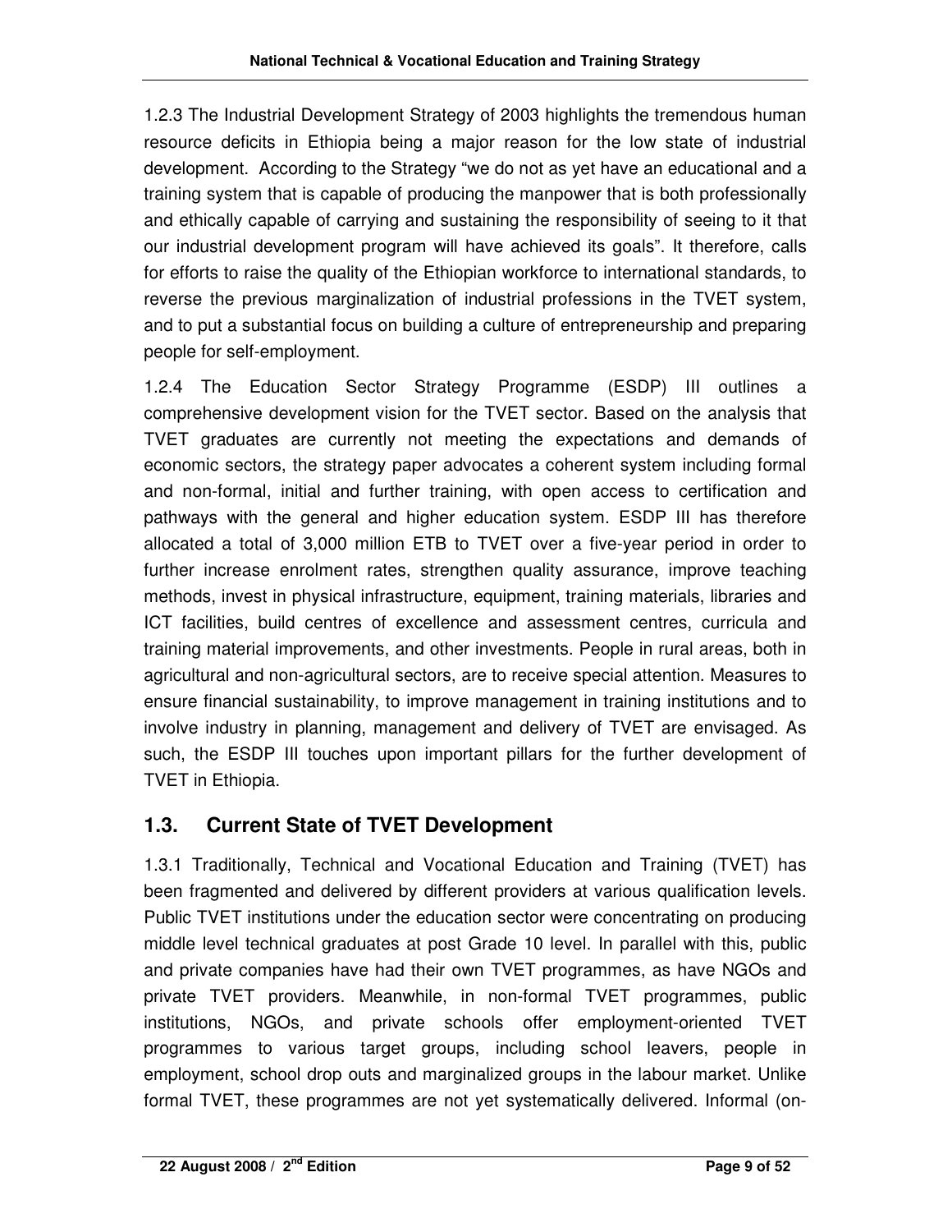1.2.3 The Industrial Development Strategy of 2003 highlights the tremendous human resource deficits in Ethiopia being a major reason for the low state of industrial development. According to the Strategy "we do not as yet have an educational and a training system that is capable of producing the manpower that is both professionally and ethically capable of carrying and sustaining the responsibility of seeing to it that our industrial development program will have achieved its goals". It therefore, calls for efforts to raise the quality of the Ethiopian workforce to international standards, to reverse the previous marginalization of industrial professions in the TVET system, and to put a substantial focus on building a culture of entrepreneurship and preparing people for self-employment.

1.2.4 The Education Sector Strategy Programme (ESDP) III outlines a comprehensive development vision for the TVET sector. Based on the analysis that TVET graduates are currently not meeting the expectations and demands of economic sectors, the strategy paper advocates a coherent system including formal and non-formal, initial and further training, with open access to certification and pathways with the general and higher education system. ESDP III has therefore allocated a total of 3,000 million ETB to TVET over a five-year period in order to further increase enrolment rates, strengthen quality assurance, improve teaching methods, invest in physical infrastructure, equipment, training materials, libraries and ICT facilities, build centres of excellence and assessment centres, curricula and training material improvements, and other investments. People in rural areas, both in agricultural and non-agricultural sectors, are to receive special attention. Measures to ensure financial sustainability, to improve management in training institutions and to involve industry in planning, management and delivery of TVET are envisaged. As such, the ESDP III touches upon important pillars for the further development of TVET in Ethiopia.

## 1.3. Current State of TVET Development

1.3.1 Traditionally, Technical and Vocational Education and Training (TVET) has been fragmented and delivered by different providers at various qualification levels. Public TVET institutions under the education sector were concentrating on producing middle level technical graduates at post Grade 10 level. In parallel with this, public and private companies have had their own TVET programmes, as have NGOs and private TVET providers. Meanwhile, in non-formal TVET programmes, public institutions, NGOs, and private schools offer employment-oriented TVET programmes to various target groups, including school leavers, people in employment, school drop outs and marginalized groups in the labour market. Unlike formal TVET, these programmes are not yet systematically delivered. Informal (on-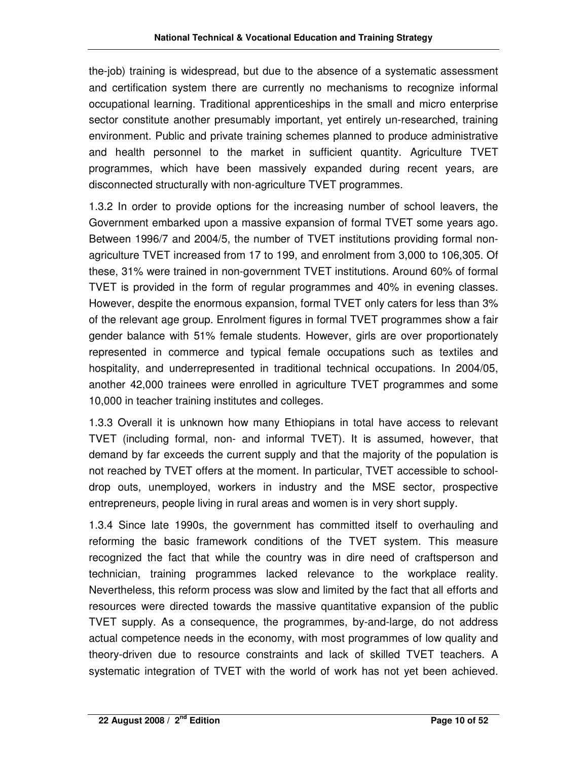the-job) training is widespread, but due to the absence of a systematic assessment and certification system there are currently no mechanisms to recognize informal occupational learning. Traditional apprenticeships in the small and micro enterprise sector constitute another presumably important, yet entirely un-researched, training environment. Public and private training schemes planned to produce administrative and health personnel to the market in sufficient quantity. Agriculture TVET programmes, which have been massively expanded during recent years, are disconnected structurally with non-agriculture TVET programmes.

1.3.2 In order to provide options for the increasing number of school leavers, the Government embarked upon a massive expansion of formal TVET some years ago. Between 1996/7 and 2004/5, the number of TVET institutions providing formal non-agriculture TVET increased from 17 to 199, and enrolment from 3,000 to 106,305. Of these, 31% were trained in non-government TVET institutions. Around 60% of formal TVET is provided in the form of regular programmes and 40% in evening classes. However, despite the enormous expansion, formal TVET only caters for less than 3% of the relevant age group. Enrolment figures in formal TVET programmes show a fair gender balance with 51% female students. However, girls are over proportionately represented in commerce and typical female occupations such as textiles and hospitality, and underrepresented in traditional technical occupations. In 2004/05, another 42,000 trainees were enrolled in agriculture TVET programmes and some 10,000 in teacher training institutes and colleges.

1.3.3 Overall it is unknown how many Ethiopians in total have access to relevant TVET (including formal, non- and informal TVET). It is assumed, however, that demand by far exceeds the current supply and that the majority of the population is not reached by TVET offers at the moment. In particular, TVET accessible to school-drop outs, unemployed, workers in industry and the MSE sector, prospective entrepreneurs, people living in rural areas and women is in very short supply.

1.3.4 Since late 1990s, the government has committed itself to overhauling and reforming the basic framework conditions of the TVET system. This measure recognized the fact that while the country was in dire need of craftsperson and technician, training programmes lacked relevance to the workplace reality. Nevertheless, this reform process was slow and limited by the fact that all efforts and resources were directed towards the massive quantitative expansion of the public TVET supply. As a consequence, the programmes, by-and-large, do not address actual competence needs in the economy, with most programmes of low quality and theory-driven due to resource constraints and lack of skilled TVET teachers. A systematic integration of TVET with the world of work has not yet been achieved.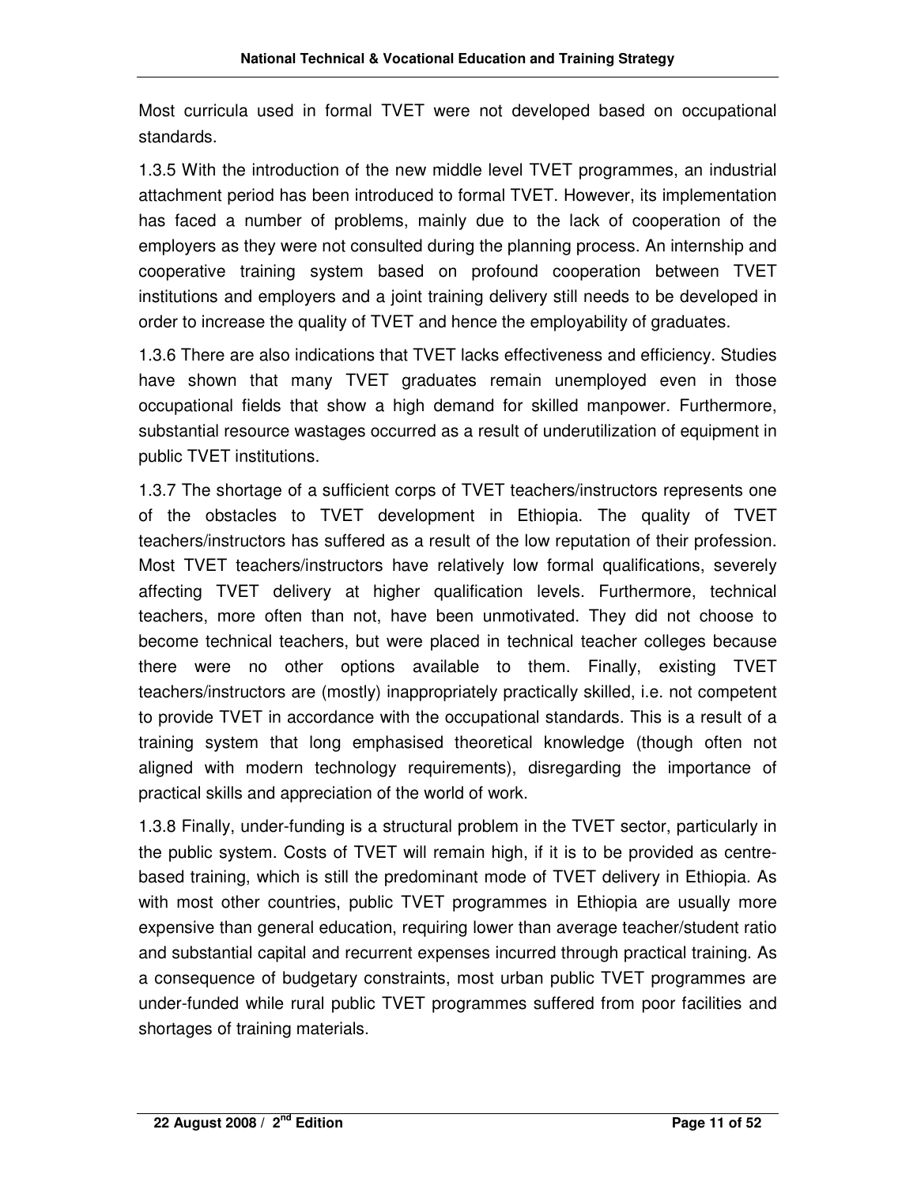Most curricula used in formal TVET were not developed based on occupational standards.

1.3.5 With the introduction of the new middle level TVET programmes, an industrial attachment period has been introduced to formal TVET. However, its implementation has faced a number of problems, mainly due to the lack of cooperation of the employers as they were not consulted during the planning process. An internship and cooperative training system based on profound cooperation between TVET institutions and employers and a joint training delivery still needs to be developed in order to increase the quality of TVET and hence the employability of graduates.

1.3.6 There are also indications that TVET lacks effectiveness and efficiency. Studies have shown that many TVET graduates remain unemployed even in those occupational fields that show a high demand for skilled manpower. Furthermore, substantial resource wastages occurred as a result of underutilization of equipment in public TVET institutions.

1.3.7 The shortage of a sufficient corps of TVET teachers/instructors represents one of the obstacles to TVET development in Ethiopia. The quality of TVET teachers/instructors has suffered as a result of the low reputation of their profession. Most TVET teachers/instructors have relatively low formal qualifications, severely affecting TVET delivery at higher qualification levels. Furthermore, technical teachers, more often than not, have been unmotivated. They did not choose to become technical teachers, but were placed in technical teacher colleges because there were no other options available to them. Finally, existing TVET teachers/instructors are (mostly) inappropriately practically skilled, i.e. not competent to provide TVET in accordance with the occupational standards. This is a result of a training system that long emphasised theoretical knowledge (though often not aligned with modern technology requirements), disregarding the importance of practical skills and appreciation of the world of work.

1.3.8 Finally, under-funding is a structural problem in the TVET sector, particularly in the public system. Costs of TVET will remain high, if it is to be provided as centre-based training, which is still the predominant mode of TVET delivery in Ethiopia. As with most other countries, public TVET programmes in Ethiopia are usually more expensive than general education, requiring lower than average teacher/student ratio and substantial capital and recurrent expenses incurred through practical training. As a consequence of budgetary constraints, most urban public TVET programmes are under-funded while rural public TVET programmes suffered from poor facilities and shortages of training materials.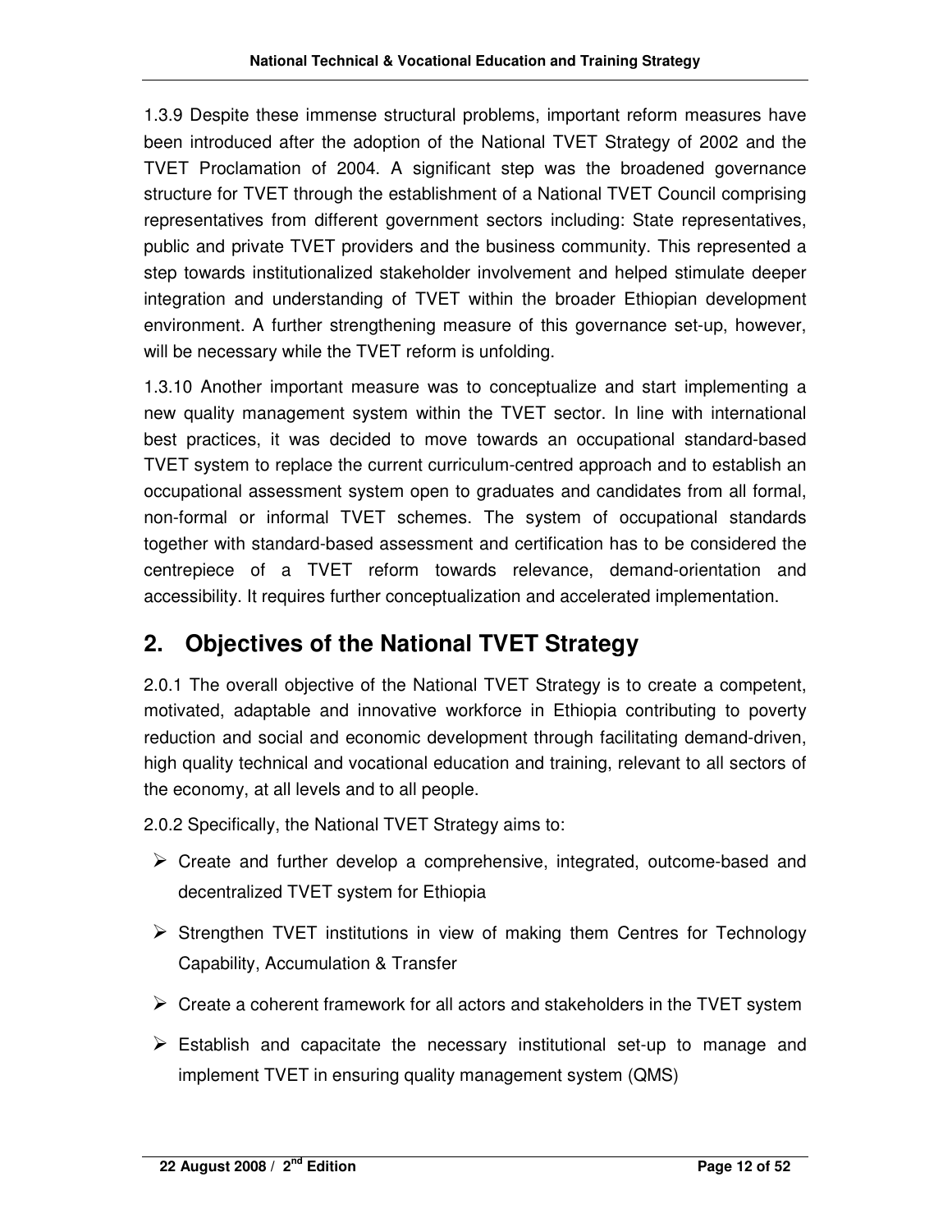1.3.9 Despite these immense structural problems, important reform measures have been introduced after the adoption of the National TVET Strategy of 2002 and the TVET Proclamation of 2004. A significant step was the broadened governance structure for TVET through the establishment of a National TVET Council comprising representatives from different government sectors including: State representatives, public and private TVET providers and the business community. This represented a step towards institutionalized stakeholder involvement and helped stimulate deeper integration and understanding of TVET within the broader Ethiopian development environment. A further strengthening measure of this governance set-up, however, will be necessary while the TVET reform is unfolding.

1.3.10 Another important measure was to conceptualize and start implementing a new quality management system within the TVET sector. In line with international best practices, it was decided to move towards an occupational standard-based TVET system to replace the current curriculum-centred approach and to establish an occupational assessment system open to graduates and candidates from all formal, non-formal or informal TVET schemes. The system of occupational standards together with standard-based assessment and certification has to be considered the centrepiece of a TVET reform towards relevance, demand-orientation and accessibility. It requires further conceptualization and accelerated implementation.

## 2. Objectives of the National TVET Strategy

2.0.1 The overall objective of the National TVET Strategy is to create a competent, motivated, adaptable and innovative workforce in Ethiopia contributing to poverty reduction and social and economic development through facilitating demand-driven, high quality technical and vocational education and training, relevant to all sectors of the economy, at all levels and to all people.

2.0.2 Specifically, the National TVET Strategy aims to:

- Create and further develop a comprehensive, integrated, outcome-based and decentralized TVET system for Ethiopia
- Strengthen TVET institutions in view of making them Centres for Technology Capability, Accumulation & Transfer
- Create a coherent framework for all actors and stakeholders in the TVET system
- Establish and capacitate the necessary institutional set-up to manage and implement TVET in ensuring quality management system (QMS)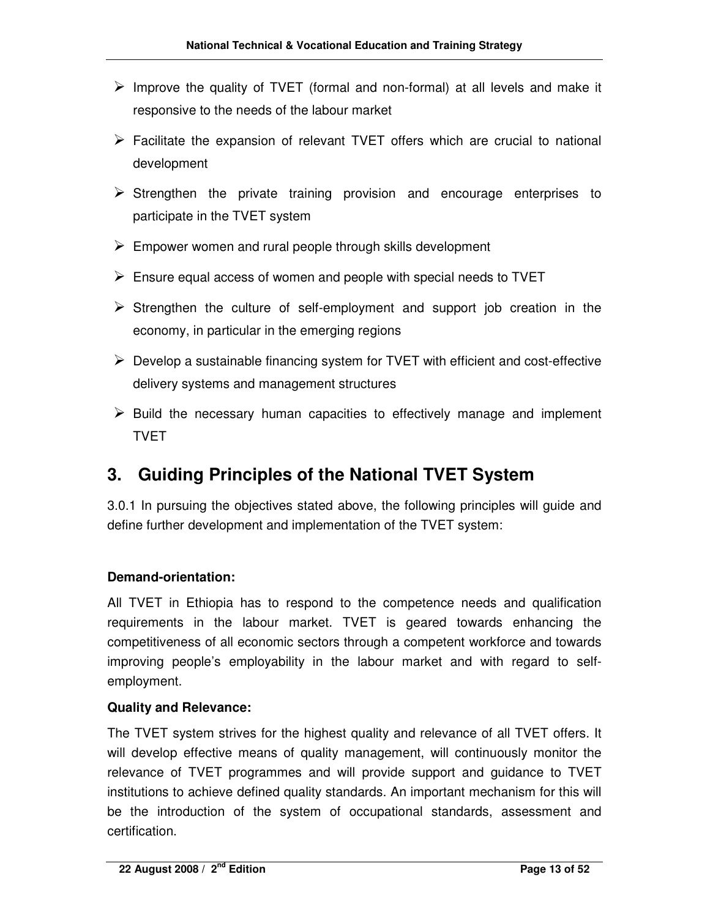- Improve the quality of TVET (formal and non-formal) at all levels and make it responsive to the needs of the labour market
- Facilitate the expansion of relevant TVET offers which are crucial to national development
- Strengthen the private training provision and encourage enterprises to participate in the TVET system
- Empower women and rural people through skills development
- Ensure equal access of women and people with special needs to TVET
- Strengthen the culture of self-employment and support job creation in the economy, in particular in the emerging regions
- Develop a sustainable financing system for TVET with efficient and cost-effective delivery systems and management structures
- Build the necessary human capacities to effectively manage and implement TVET

# 3. Guiding Principles of the National TVET System

3.0.1 In pursuing the objectives stated above, the following principles will guide and define further development and implementation of the TVET system:

**Demand-orientation:**

All TVET in Ethiopia has to respond to the competence needs and qualification requirements in the labour market. TVET is geared towards enhancing the competitiveness of all economic sectors through a competent workforce and towards improving people's employability in the labour market and with regard to self-employment.

**Quality and Relevance:**

The TVET system strives for the highest quality and relevance of all TVET offers. It will develop effective means of quality management, will continuously monitor the relevance of TVET programmes and will provide support and guidance to TVET institutions to achieve defined quality standards. An important mechanism for this will be the introduction of the system of occupational standards, assessment and certification.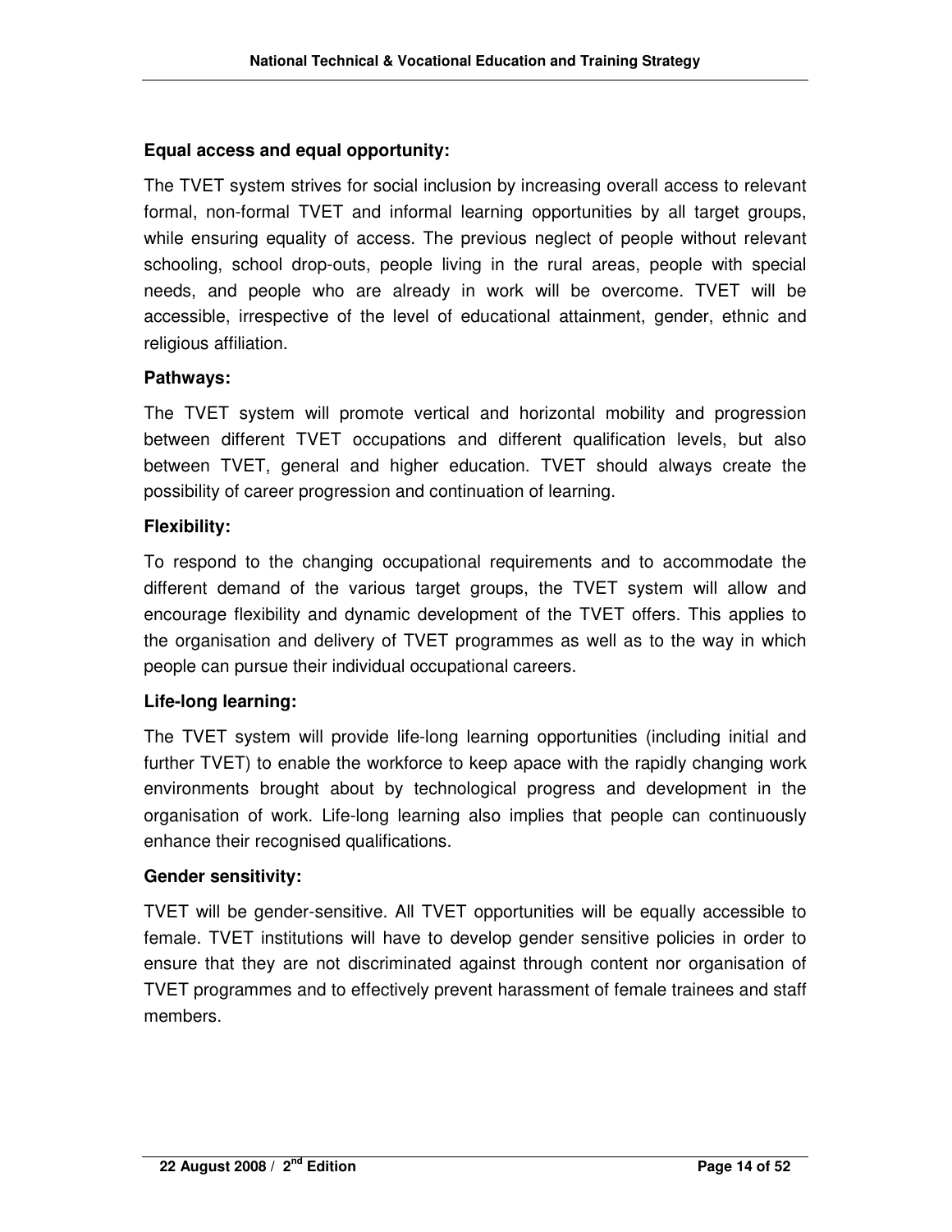**Equal access and equal opportunity:**

The TVET system strives for social inclusion by increasing overall access to relevant formal, non-formal TVET and informal learning opportunities by all target groups, while ensuring equality of access. The previous neglect of people without relevant schooling, school drop-outs, people living in the rural areas, people with special needs, and people who are already in work will be overcome. TVET will be accessible, irrespective of the level of educational attainment, gender, ethnic and religious affiliation.

**Pathways:**

The TVET system will promote vertical and horizontal mobility and progression between different TVET occupations and different qualification levels, but also between TVET, general and higher education. TVET should always create the possibility of career progression and continuation of learning.

**Flexibility:**

To respond to the changing occupational requirements and to accommodate the different demand of the various target groups, the TVET system will allow and encourage flexibility and dynamic development of the TVET offers. This applies to the organisation and delivery of TVET programmes as well as to the way in which people can pursue their individual occupational careers.

**Life-long learning:**

The TVET system will provide life-long learning opportunities (including initial and further TVET) to enable the workforce to keep apace with the rapidly changing work environments brought about by technological progress and development in the organisation of work. Life-long learning also implies that people can continuously enhance their recognised qualifications.

**Gender sensitivity:**

TVET will be gender-sensitive. All TVET opportunities will be equally accessible to female. TVET institutions will have to develop gender sensitive policies in order to ensure that they are not discriminated against through content nor organisation of TVET programmes and to effectively prevent harassment of female trainees and staff members.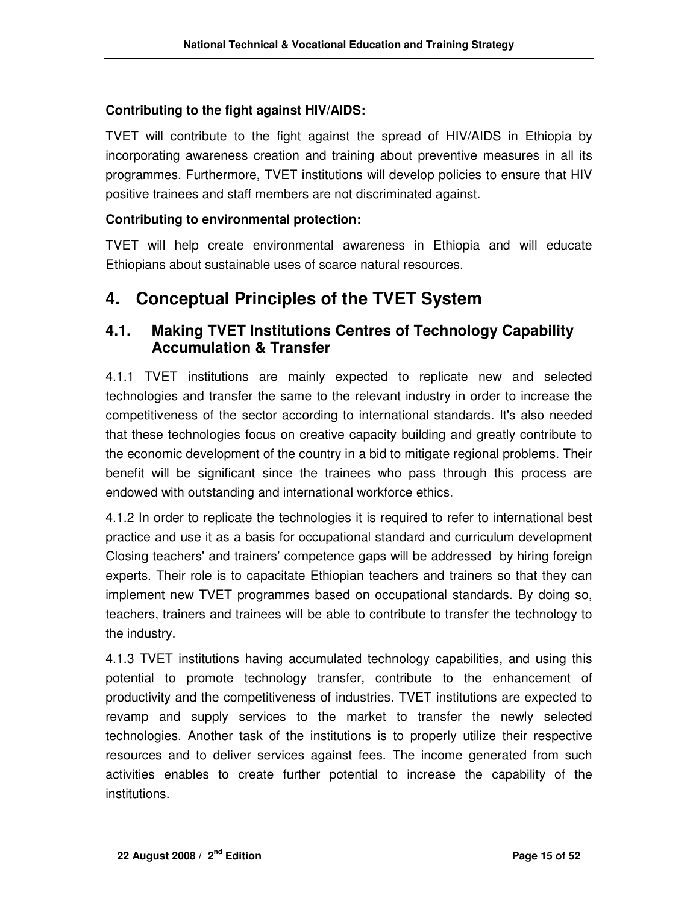**Contributing to the fight against HIV/AIDS:**

TVET will contribute to the fight against the spread of HIV/AIDS in Ethiopia by incorporating awareness creation and training about preventive measures in all its programmes. Furthermore, TVET institutions will develop policies to ensure that HIV positive trainees and staff members are not discriminated against.

**Contributing to environmental protection:**

TVET will help create environmental awareness in Ethiopia and will educate Ethiopians about sustainable uses of scarce natural resources.

# 4. Conceptual Principles of the TVET System

## 4.1. Making TVET Institutions Centres of Technology Capability Accumulation & Transfer

4.1.1 TVET institutions are mainly expected to replicate new and selected technologies and transfer the same to the relevant industry in order to increase the competitiveness of the sector according to international standards. It's also needed that these technologies focus on creative capacity building and greatly contribute to the economic development of the country in a bid to mitigate regional problems. Their benefit will be significant since the trainees who pass through this process are endowed with outstanding and international workforce ethics.

4.1.2 In order to replicate the technologies it is required to refer to international best practice and use it as a basis for occupational standard and curriculum development Closing teachers' and trainers' competence gaps will be addressed by hiring foreign experts. Their role is to capacitate Ethiopian teachers and trainers so that they can implement new TVET programmes based on occupational standards. By doing so, teachers, trainers and trainees will be able to contribute to transfer the technology to the industry.

4.1.3 TVET institutions having accumulated technology capabilities, and using this potential to promote technology transfer, contribute to the enhancement of productivity and the competitiveness of industries. TVET institutions are expected to revamp and supply services to the market to transfer the newly selected technologies. Another task of the institutions is to properly utilize their respective resources and to deliver services against fees. The income generated from such activities enables to create further potential to increase the capability of the institutions.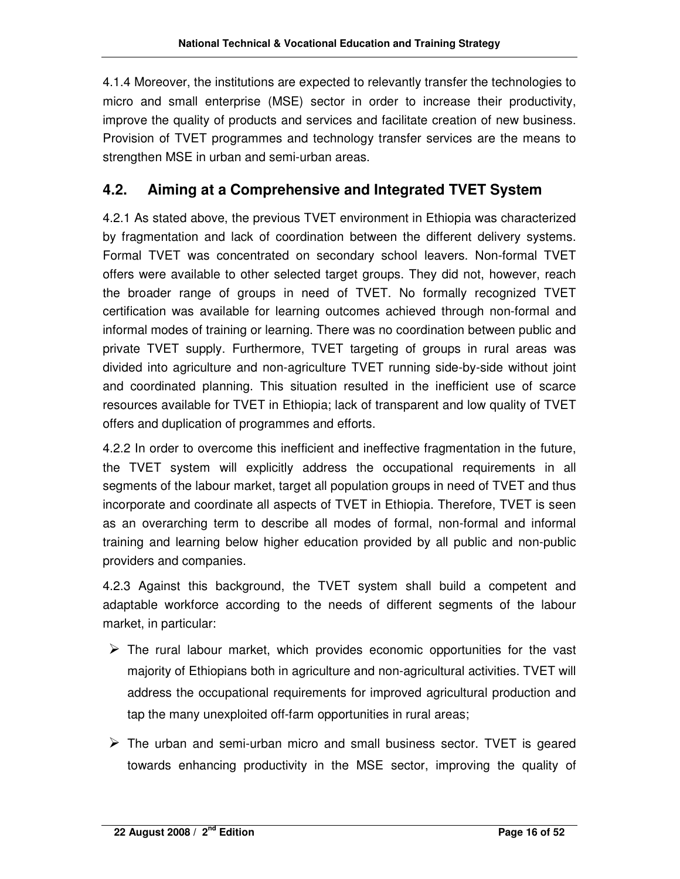4.1.4 Moreover, the institutions are expected to relevantly transfer the technologies to micro and small enterprise (MSE) sector in order to increase their productivity, improve the quality of products and services and facilitate creation of new business. Provision of TVET programmes and technology transfer services are the means to strengthen MSE in urban and semi-urban areas.

## 4.2. Aiming at a Comprehensive and Integrated TVET System

4.2.1 As stated above, the previous TVET environment in Ethiopia was characterized by fragmentation and lack of coordination between the different delivery systems. Formal TVET was concentrated on secondary school leavers. Non-formal TVET offers were available to other selected target groups. They did not, however, reach the broader range of groups in need of TVET. No formally recognized TVET certification was available for learning outcomes achieved through non-formal and informal modes of training or learning. There was no coordination between public and private TVET supply. Furthermore, TVET targeting of groups in rural areas was divided into agriculture and non-agriculture TVET running side-by-side without joint and coordinated planning. This situation resulted in the inefficient use of scarce resources available for TVET in Ethiopia; lack of transparent and low quality of TVET offers and duplication of programmes and efforts.

4.2.2 In order to overcome this inefficient and ineffective fragmentation in the future, the TVET system will explicitly address the occupational requirements in all segments of the labour market, target all population groups in need of TVET and thus incorporate and coordinate all aspects of TVET in Ethiopia. Therefore, TVET is seen as an overarching term to describe all modes of formal, non-formal and informal training and learning below higher education provided by all public and non-public providers and companies.

4.2.3 Against this background, the TVET system shall build a competent and adaptable workforce according to the needs of different segments of the labour market, in particular:

- The rural labour market, which provides economic opportunities for the vast majority of Ethiopians both in agriculture and non-agricultural activities. TVET will address the occupational requirements for improved agricultural production and tap the many unexploited off-farm opportunities in rural areas;
- The urban and semi-urban micro and small business sector. TVET is geared towards enhancing productivity in the MSE sector, improving the quality of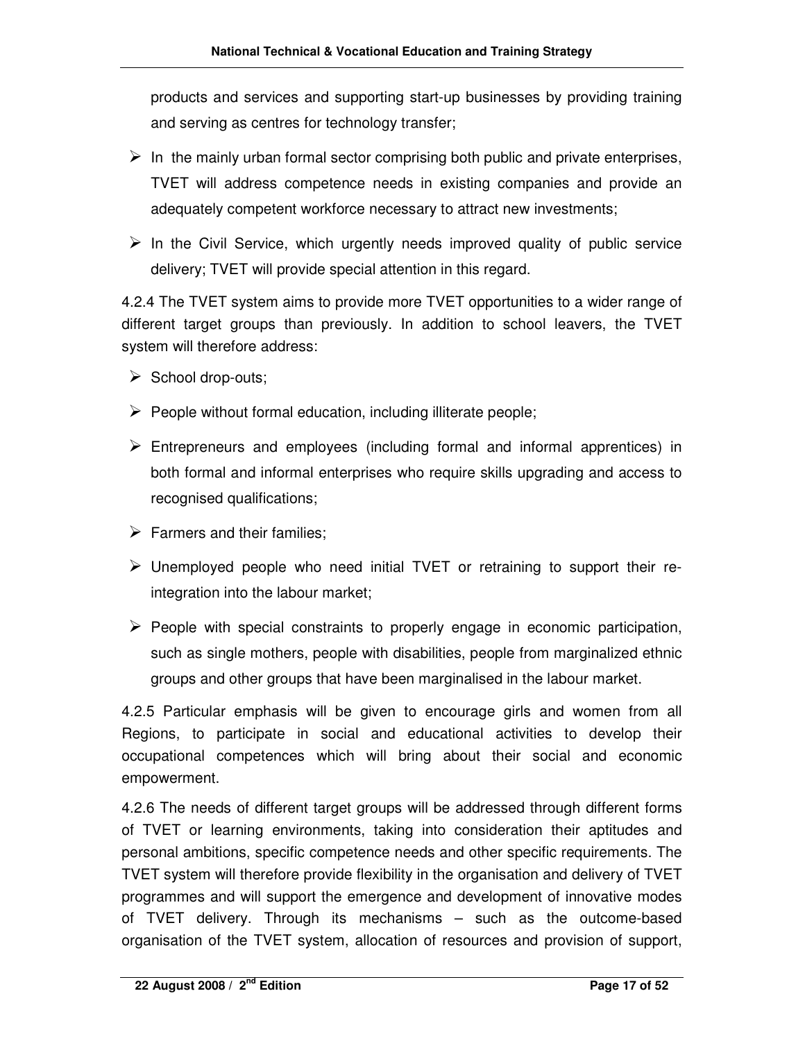products and services and supporting start-up businesses by providing training and serving as centres for technology transfer;

- In the mainly urban formal sector comprising both public and private enterprises, TVET will address competence needs in existing companies and provide an adequately competent workforce necessary to attract new investments;
- In the Civil Service, which urgently needs improved quality of public service delivery; TVET will provide special attention in this regard.

4.2.4 The TVET system aims to provide more TVET opportunities to a wider range of different target groups than previously. In addition to school leavers, the TVET system will therefore address:

- School drop-outs;
- People without formal education, including illiterate people;
- Entrepreneurs and employees (including formal and informal apprentices) in both formal and informal enterprises who require skills upgrading and access to recognised qualifications;
- Farmers and their families;
- Unemployed people who need initial TVET or retraining to support their re-integration into the labour market;
- People with special constraints to properly engage in economic participation, such as single mothers, people with disabilities, people from marginalized ethnic groups and other groups that have been marginalised in the labour market.

4.2.5 Particular emphasis will be given to encourage girls and women from all Regions, to participate in social and educational activities to develop their occupational competences which will bring about their social and economic empowerment.

4.2.6 The needs of different target groups will be addressed through different forms of TVET or learning environments, taking into consideration their aptitudes and personal ambitions, specific competence needs and other specific requirements. The TVET system will therefore provide flexibility in the organisation and delivery of TVET programmes and will support the emergence and development of innovative modes of TVET delivery. Through its mechanisms – such as the outcome-based organisation of the TVET system, allocation of resources and provision of support,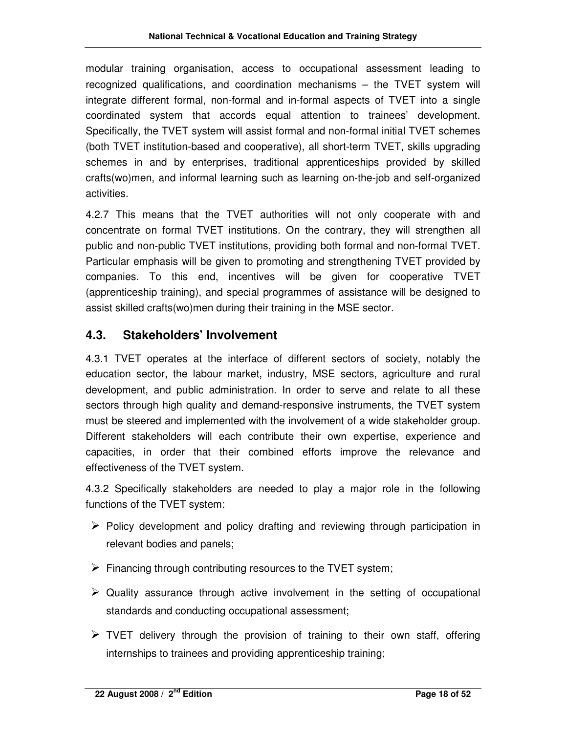modular training organisation, access to occupational assessment leading to recognized qualifications, and coordination mechanisms – the TVET system will integrate different formal, non-formal and in-formal aspects of TVET into a single coordinated system that accords equal attention to trainees' development. Specifically, the TVET system will assist formal and non-formal initial TVET schemes (both TVET institution-based and cooperative), all short-term TVET, skills upgrading schemes in and by enterprises, traditional apprenticeships provided by skilled crafts(wo)men, and informal learning such as learning on-the-job and self-organized activities.

4.2.7 This means that the TVET authorities will not only cooperate with and concentrate on formal TVET institutions. On the contrary, they will strengthen all public and non-public TVET institutions, providing both formal and non-formal TVET. Particular emphasis will be given to promoting and strengthening TVET provided by companies. To this end, incentives will be given for cooperative TVET (apprenticeship training), and special programmes of assistance will be designed to assist skilled crafts(wo)men during their training in the MSE sector.

## 4.3. Stakeholders' Involvement

4.3.1 TVET operates at the interface of different sectors of society, notably the education sector, the labour market, industry, MSE sectors, agriculture and rural development, and public administration. In order to serve and relate to all these sectors through high quality and demand-responsive instruments, the TVET system must be steered and implemented with the involvement of a wide stakeholder group. Different stakeholders will each contribute their own expertise, experience and capacities, in order that their combined efforts improve the relevance and effectiveness of the TVET system.

4.3.2 Specifically stakeholders are needed to play a major role in the following functions of the TVET system:

- Policy development and policy drafting and reviewing through participation in relevant bodies and panels;
- Financing through contributing resources to the TVET system;
- Quality assurance through active involvement in the setting of occupational standards and conducting occupational assessment;
- TVET delivery through the provision of training to their own staff, offering internships to trainees and providing apprenticeship training;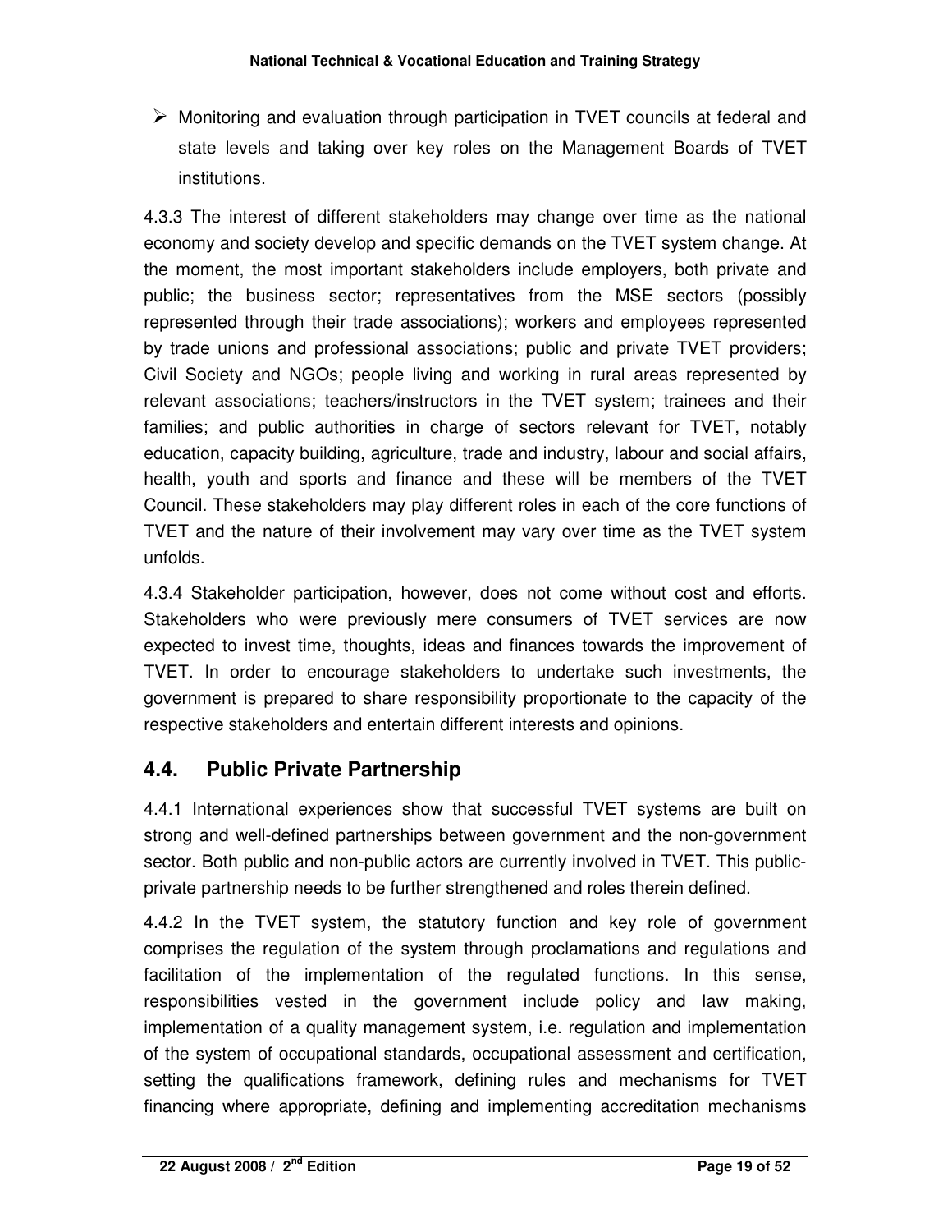- Monitoring and evaluation through participation in TVET councils at federal and state levels and taking over key roles on the Management Boards of TVET institutions.

4.3.3 The interest of different stakeholders may change over time as the national economy and society develop and specific demands on the TVET system change. At the moment, the most important stakeholders include employers, both private and public; the business sector; representatives from the MSE sectors (possibly represented through their trade associations); workers and employees represented by trade unions and professional associations; public and private TVET providers; Civil Society and NGOs; people living and working in rural areas represented by relevant associations; teachers/instructors in the TVET system; trainees and their families; and public authorities in charge of sectors relevant for TVET, notably education, capacity building, agriculture, trade and industry, labour and social affairs, health, youth and sports and finance and these will be members of the TVET Council. These stakeholders may play different roles in each of the core functions of TVET and the nature of their involvement may vary over time as the TVET system unfolds.

4.3.4 Stakeholder participation, however, does not come without cost and efforts. Stakeholders who were previously mere consumers of TVET services are now expected to invest time, thoughts, ideas and finances towards the improvement of TVET. In order to encourage stakeholders to undertake such investments, the government is prepared to share responsibility proportionate to the capacity of the respective stakeholders and entertain different interests and opinions.

## 4.4. Public Private Partnership

4.4.1 International experiences show that successful TVET systems are built on strong and well-defined partnerships between government and the non-government sector. Both public and non-public actors are currently involved in TVET. This public-private partnership needs to be further strengthened and roles therein defined.

4.4.2 In the TVET system, the statutory function and key role of government comprises the regulation of the system through proclamations and regulations and facilitation of the implementation of the regulated functions. In this sense, responsibilities vested in the government include policy and law making, implementation of a quality management system, i.e. regulation and implementation of the system of occupational standards, occupational assessment and certification, setting the qualifications framework, defining rules and mechanisms for TVET financing where appropriate, defining and implementing accreditation mechanisms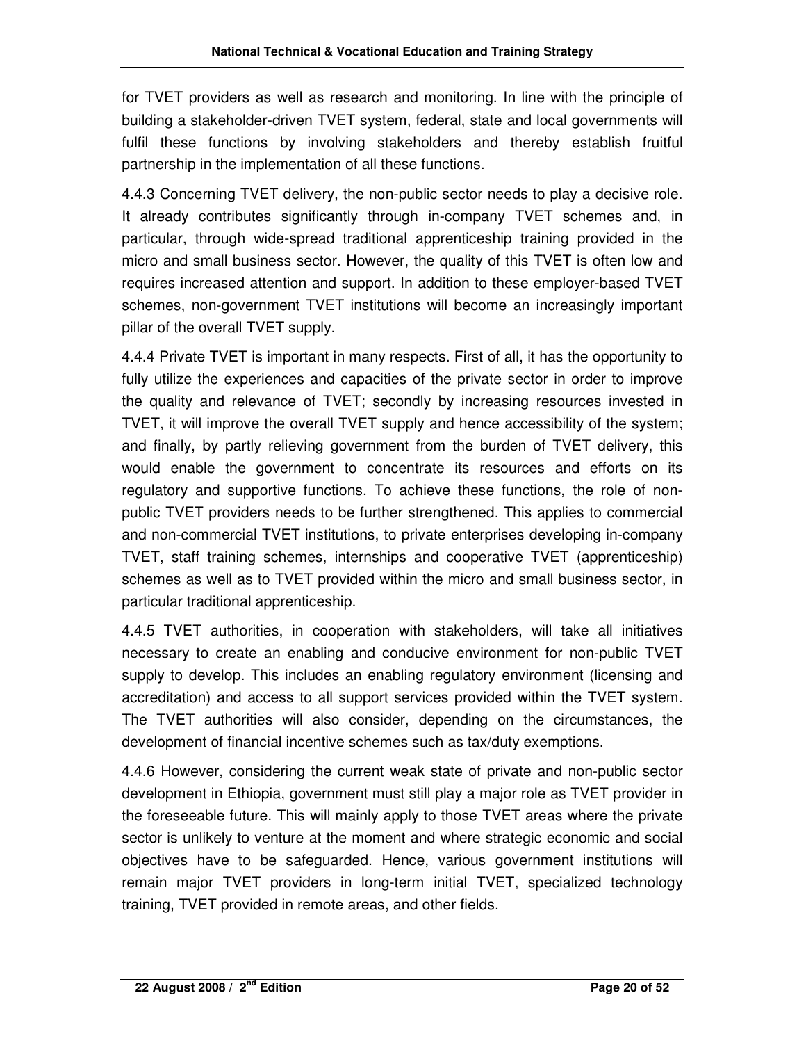for TVET providers as well as research and monitoring. In line with the principle of building a stakeholder-driven TVET system, federal, state and local governments will fulfil these functions by involving stakeholders and thereby establish fruitful partnership in the implementation of all these functions.

4.4.3 Concerning TVET delivery, the non-public sector needs to play a decisive role. It already contributes significantly through in-company TVET schemes and, in particular, through wide-spread traditional apprenticeship training provided in the micro and small business sector. However, the quality of this TVET is often low and requires increased attention and support. In addition to these employer-based TVET schemes, non-government TVET institutions will become an increasingly important pillar of the overall TVET supply.

4.4.4 Private TVET is important in many respects. First of all, it has the opportunity to fully utilize the experiences and capacities of the private sector in order to improve the quality and relevance of TVET; secondly by increasing resources invested in TVET, it will improve the overall TVET supply and hence accessibility of the system; and finally, by partly relieving government from the burden of TVET delivery, this would enable the government to concentrate its resources and efforts on its regulatory and supportive functions. To achieve these functions, the role of non-public TVET providers needs to be further strengthened. This applies to commercial and non-commercial TVET institutions, to private enterprises developing in-company TVET, staff training schemes, internships and cooperative TVET (apprenticeship) schemes as well as to TVET provided within the micro and small business sector, in particular traditional apprenticeship.

4.4.5 TVET authorities, in cooperation with stakeholders, will take all initiatives necessary to create an enabling and conducive environment for non-public TVET supply to develop. This includes an enabling regulatory environment (licensing and accreditation) and access to all support services provided within the TVET system. The TVET authorities will also consider, depending on the circumstances, the development of financial incentive schemes such as tax/duty exemptions.

4.4.6 However, considering the current weak state of private and non-public sector development in Ethiopia, government must still play a major role as TVET provider in the foreseeable future. This will mainly apply to those TVET areas where the private sector is unlikely to venture at the moment and where strategic economic and social objectives have to be safeguarded. Hence, various government institutions will remain major TVET providers in long-term initial TVET, specialized technology training, TVET provided in remote areas, and other fields.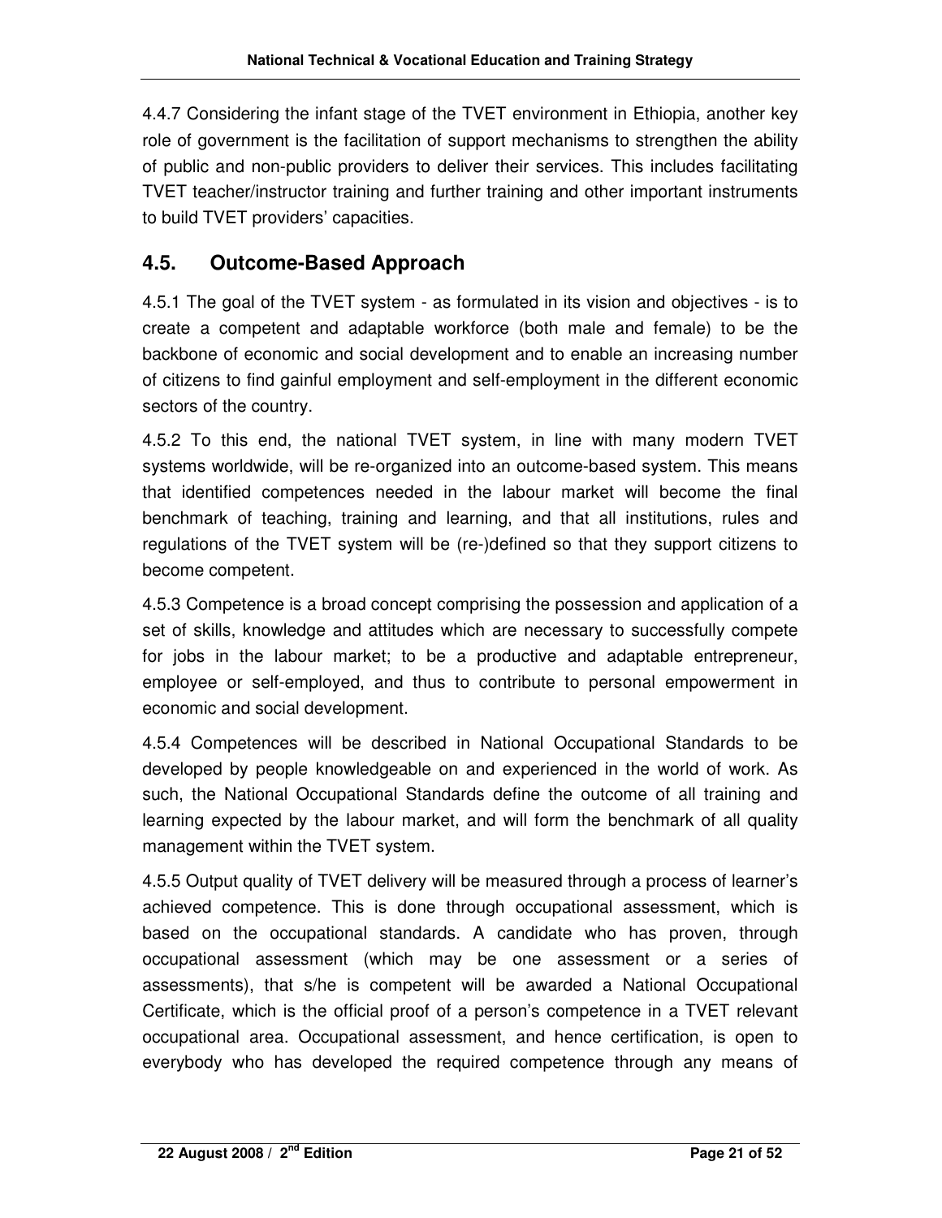4.4.7 Considering the infant stage of the TVET environment in Ethiopia, another key role of government is the facilitation of support mechanisms to strengthen the ability of public and non-public providers to deliver their services. This includes facilitating TVET teacher/instructor training and further training and other important instruments to build TVET providers' capacities.

## 4.5. Outcome-Based Approach

4.5.1 The goal of the TVET system - as formulated in its vision and objectives - is to create a competent and adaptable workforce (both male and female) to be the backbone of economic and social development and to enable an increasing number of citizens to find gainful employment and self-employment in the different economic sectors of the country.

4.5.2 To this end, the national TVET system, in line with many modern TVET systems worldwide, will be re-organized into an outcome-based system. This means that identified competences needed in the labour market will become the final benchmark of teaching, training and learning, and that all institutions, rules and regulations of the TVET system will be (re-)defined so that they support citizens to become competent.

4.5.3 Competence is a broad concept comprising the possession and application of a set of skills, knowledge and attitudes which are necessary to successfully compete for jobs in the labour market; to be a productive and adaptable entrepreneur, employee or self-employed, and thus to contribute to personal empowerment in economic and social development.

4.5.4 Competences will be described in National Occupational Standards to be developed by people knowledgeable on and experienced in the world of work. As such, the National Occupational Standards define the outcome of all training and learning expected by the labour market, and will form the benchmark of all quality management within the TVET system.

4.5.5 Output quality of TVET delivery will be measured through a process of learner's achieved competence. This is done through occupational assessment, which is based on the occupational standards. A candidate who has proven, through occupational assessment (which may be one assessment or a series of assessments), that s/he is competent will be awarded a National Occupational Certificate, which is the official proof of a person's competence in a TVET relevant occupational area. Occupational assessment, and hence certification, is open to everybody who has developed the required competence through any means of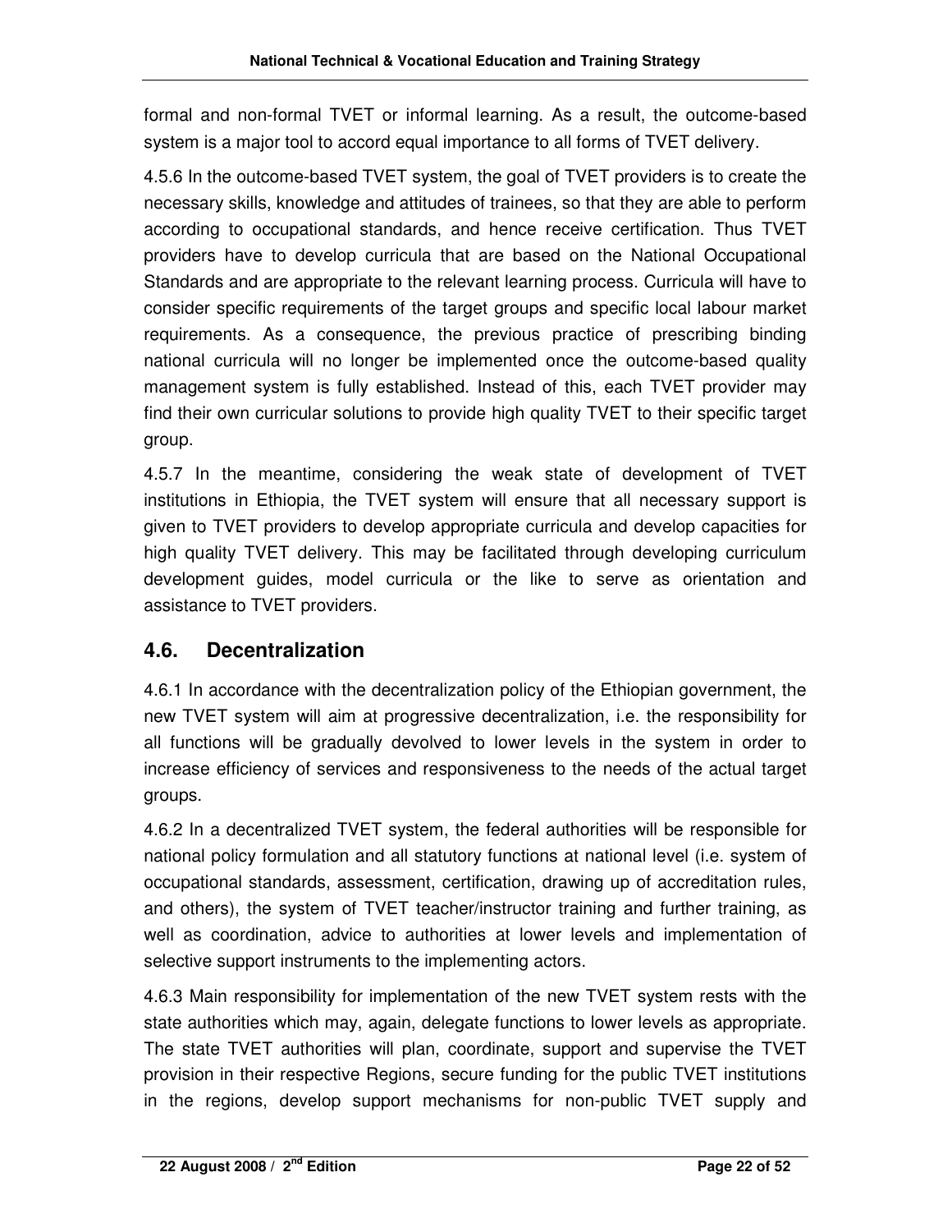formal and non-formal TVET or informal learning. As a result, the outcome-based system is a major tool to accord equal importance to all forms of TVET delivery.

4.5.6 In the outcome-based TVET system, the goal of TVET providers is to create the necessary skills, knowledge and attitudes of trainees, so that they are able to perform according to occupational standards, and hence receive certification. Thus TVET providers have to develop curricula that are based on the National Occupational Standards and are appropriate to the relevant learning process. Curricula will have to consider specific requirements of the target groups and specific local labour market requirements. As a consequence, the previous practice of prescribing binding national curricula will no longer be implemented once the outcome-based quality management system is fully established. Instead of this, each TVET provider may find their own curricular solutions to provide high quality TVET to their specific target group.

4.5.7 In the meantime, considering the weak state of development of TVET institutions in Ethiopia, the TVET system will ensure that all necessary support is given to TVET providers to develop appropriate curricula and develop capacities for high quality TVET delivery. This may be facilitated through developing curriculum development guides, model curricula or the like to serve as orientation and assistance to TVET providers.

## 4.6. Decentralization

4.6.1 In accordance with the decentralization policy of the Ethiopian government, the new TVET system will aim at progressive decentralization, i.e. the responsibility for all functions will be gradually devolved to lower levels in the system in order to increase efficiency of services and responsiveness to the needs of the actual target groups.

4.6.2 In a decentralized TVET system, the federal authorities will be responsible for national policy formulation and all statutory functions at national level (i.e. system of occupational standards, assessment, certification, drawing up of accreditation rules, and others), the system of TVET teacher/instructor training and further training, as well as coordination, advice to authorities at lower levels and implementation of selective support instruments to the implementing actors.

4.6.3 Main responsibility for implementation of the new TVET system rests with the state authorities which may, again, delegate functions to lower levels as appropriate. The state TVET authorities will plan, coordinate, support and supervise the TVET provision in their respective Regions, secure funding for the public TVET institutions in the regions, develop support mechanisms for non-public TVET supply and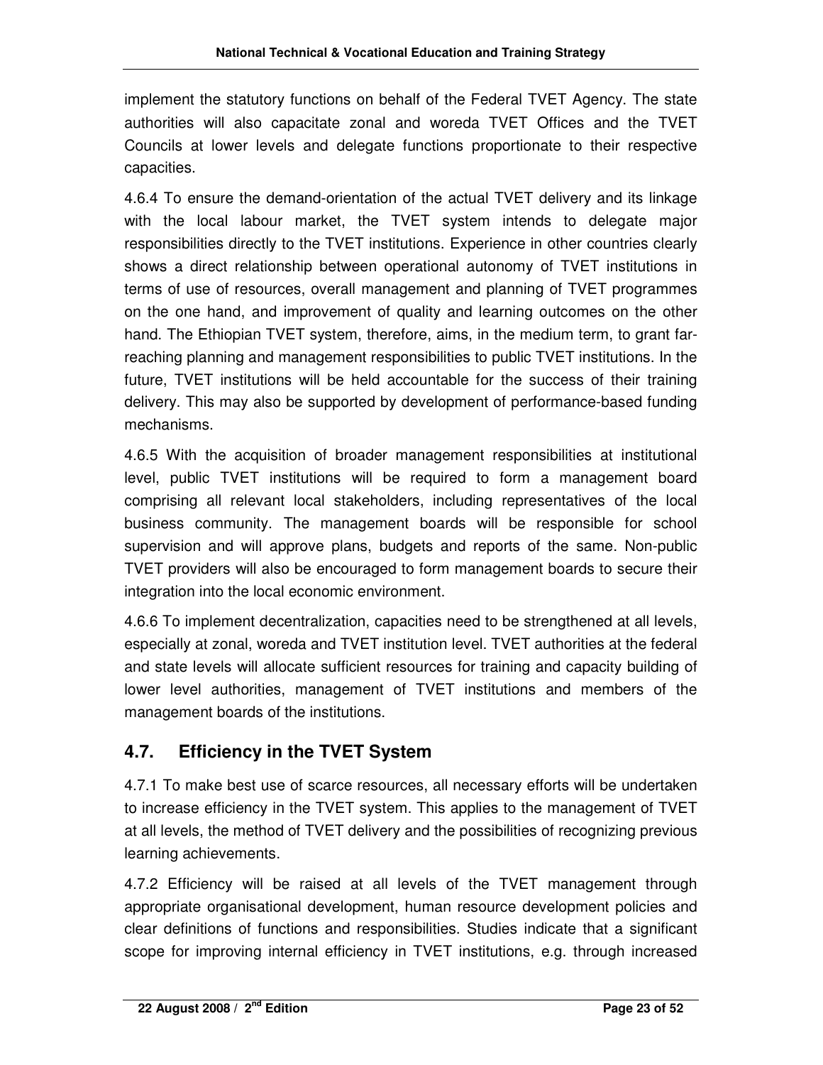implement the statutory functions on behalf of the Federal TVET Agency. The state authorities will also capacitate zonal and woreda TVET Offices and the TVET Councils at lower levels and delegate functions proportionate to their respective capacities.

4.6.4 To ensure the demand-orientation of the actual TVET delivery and its linkage with the local labour market, the TVET system intends to delegate major responsibilities directly to the TVET institutions. Experience in other countries clearly shows a direct relationship between operational autonomy of TVET institutions in terms of use of resources, overall management and planning of TVET programmes on the one hand, and improvement of quality and learning outcomes on the other hand. The Ethiopian TVET system, therefore, aims, in the medium term, to grant far-reaching planning and management responsibilities to public TVET institutions. In the future, TVET institutions will be held accountable for the success of their training delivery. This may also be supported by development of performance-based funding mechanisms.

4.6.5 With the acquisition of broader management responsibilities at institutional level, public TVET institutions will be required to form a management board comprising all relevant local stakeholders, including representatives of the local business community. The management boards will be responsible for school supervision and will approve plans, budgets and reports of the same. Non-public TVET providers will also be encouraged to form management boards to secure their integration into the local economic environment.

4.6.6 To implement decentralization, capacities need to be strengthened at all levels, especially at zonal, woreda and TVET institution level. TVET authorities at the federal and state levels will allocate sufficient resources for training and capacity building of lower level authorities, management of TVET institutions and members of the management boards of the institutions.

## 4.7. Efficiency in the TVET System

4.7.1 To make best use of scarce resources, all necessary efforts will be undertaken to increase efficiency in the TVET system. This applies to the management of TVET at all levels, the method of TVET delivery and the possibilities of recognizing previous learning achievements.

4.7.2 Efficiency will be raised at all levels of the TVET management through appropriate organisational development, human resource development policies and clear definitions of functions and responsibilities. Studies indicate that a significant scope for improving internal efficiency in TVET institutions, e.g. through increased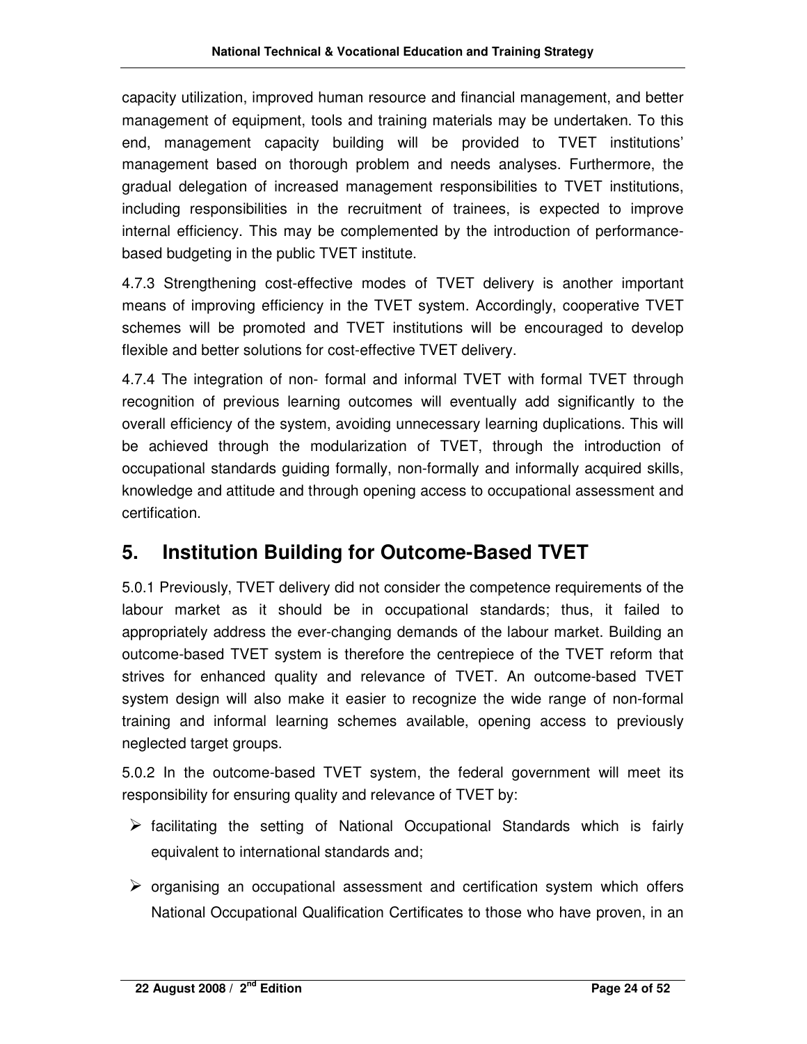capacity utilization, improved human resource and financial management, and better management of equipment, tools and training materials may be undertaken. To this end, management capacity building will be provided to TVET institutions' management based on thorough problem and needs analyses. Furthermore, the gradual delegation of increased management responsibilities to TVET institutions, including responsibilities in the recruitment of trainees, is expected to improve internal efficiency. This may be complemented by the introduction of performance-based budgeting in the public TVET institute.

4.7.3 Strengthening cost-effective modes of TVET delivery is another important means of improving efficiency in the TVET system. Accordingly, cooperative TVET schemes will be promoted and TVET institutions will be encouraged to develop flexible and better solutions for cost-effective TVET delivery.

4.7.4 The integration of non- formal and informal TVET with formal TVET through recognition of previous learning outcomes will eventually add significantly to the overall efficiency of the system, avoiding unnecessary learning duplications. This will be achieved through the modularization of TVET, through the introduction of occupational standards guiding formally, non-formally and informally acquired skills, knowledge and attitude and through opening access to occupational assessment and certification.

# 5. Institution Building for Outcome-Based TVET

5.0.1 Previously, TVET delivery did not consider the competence requirements of the labour market as it should be in occupational standards; thus, it failed to appropriately address the ever-changing demands of the labour market. Building an outcome-based TVET system is therefore the centrepiece of the TVET reform that strives for enhanced quality and relevance of TVET. An outcome-based TVET system design will also make it easier to recognize the wide range of non-formal training and informal learning schemes available, opening access to previously neglected target groups.

5.0.2 In the outcome-based TVET system, the federal government will meet its responsibility for ensuring quality and relevance of TVET by:

- facilitating the setting of National Occupational Standards which is fairly equivalent to international standards and;
- organising an occupational assessment and certification system which offers National Occupational Qualification Certificates to those who have proven, in an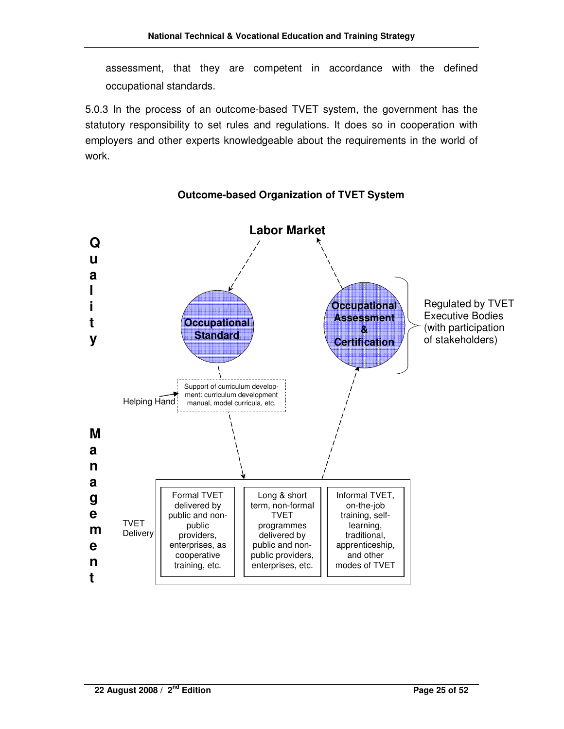assessment, that they are competent in accordance with the defined occupational standards.

5.0.3 In the process of an outcome-based TVET system, the government has the statutory responsibility to set rules and regulations. It does so in cooperation with employers and other experts knowledgeable about the requirements in the world of work.

**Outcome-based Organization of TVET System**

**Labor Market**

**Quality**

**Occupational Standard**

**Occupational Assessment & Certification**

Regulated by TVET Executive Bodies (with participation of stakeholders)

Helping Hand

Support of curriculum development: curriculum development manual, model curricula, etc.

**Management**

TVET Delivery

| Formal TVET delivered by public and non-public providers, enterprises, as cooperative training, etc. | Long & short term, non-formal TVET programmes delivered by public and non-public providers, enterprises, etc. | Informal TVET, on-the-job training, self-learning, traditional, apprenticeship, and other modes of TVET |
|---|---|---|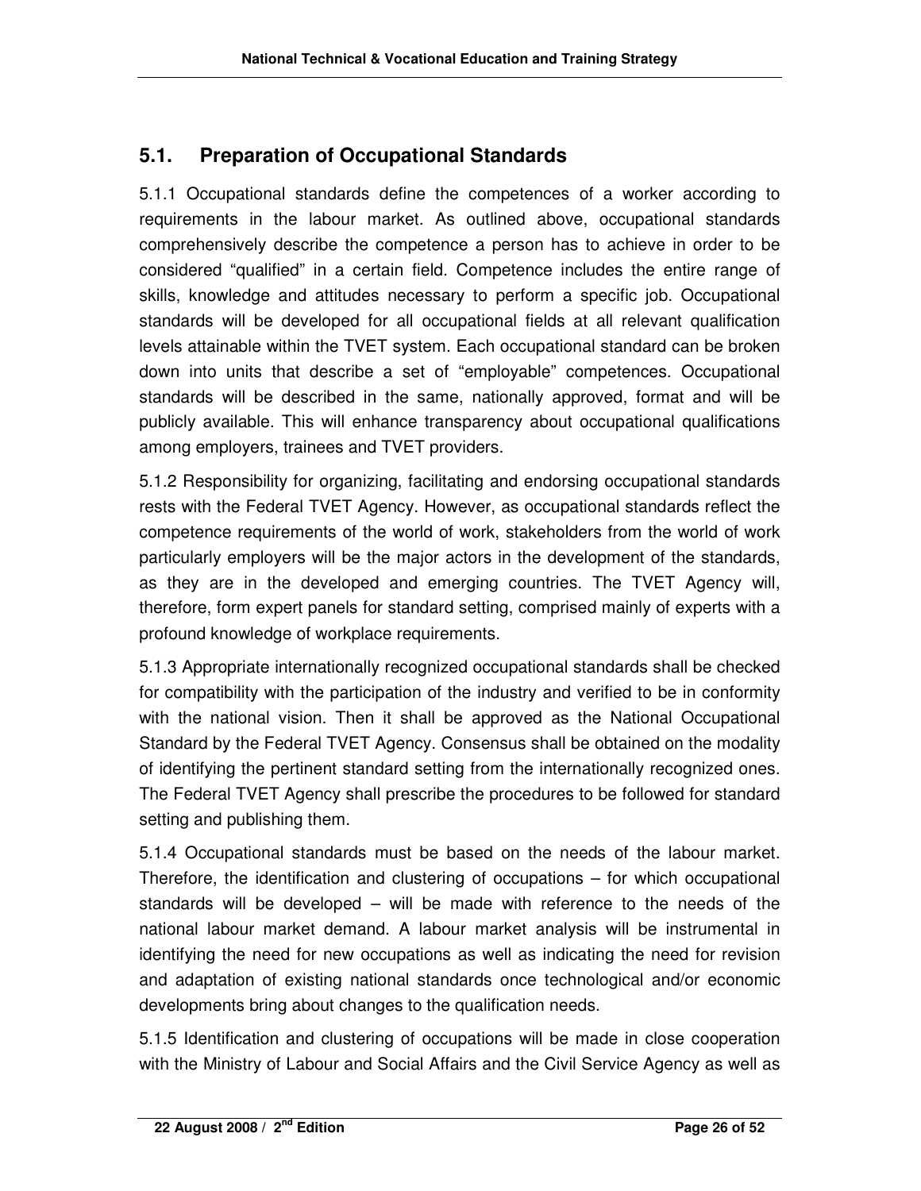## 5.1. Preparation of Occupational Standards

5.1.1 Occupational standards define the competences of a worker according to requirements in the labour market. As outlined above, occupational standards comprehensively describe the competence a person has to achieve in order to be considered “qualified” in a certain field. Competence includes the entire range of skills, knowledge and attitudes necessary to perform a specific job. Occupational standards will be developed for all occupational fields at all relevant qualification levels attainable within the TVET system. Each occupational standard can be broken down into units that describe a set of “employable” competences. Occupational standards will be described in the same, nationally approved, format and will be publicly available. This will enhance transparency about occupational qualifications among employers, trainees and TVET providers.

5.1.2 Responsibility for organizing, facilitating and endorsing occupational standards rests with the Federal TVET Agency. However, as occupational standards reflect the competence requirements of the world of work, stakeholders from the world of work particularly employers will be the major actors in the development of the standards, as they are in the developed and emerging countries. The TVET Agency will, therefore, form expert panels for standard setting, comprised mainly of experts with a profound knowledge of workplace requirements.

5.1.3 Appropriate internationally recognized occupational standards shall be checked for compatibility with the participation of the industry and verified to be in conformity with the national vision. Then it shall be approved as the National Occupational Standard by the Federal TVET Agency. Consensus shall be obtained on the modality of identifying the pertinent standard setting from the internationally recognized ones. The Federal TVET Agency shall prescribe the procedures to be followed for standard setting and publishing them.

5.1.4 Occupational standards must be based on the needs of the labour market. Therefore, the identification and clustering of occupations – for which occupational standards will be developed – will be made with reference to the needs of the national labour market demand. A labour market analysis will be instrumental in identifying the need for new occupations as well as indicating the need for revision and adaptation of existing national standards once technological and/or economic developments bring about changes to the qualification needs.

5.1.5 Identification and clustering of occupations will be made in close cooperation with the Ministry of Labour and Social Affairs and the Civil Service Agency as well as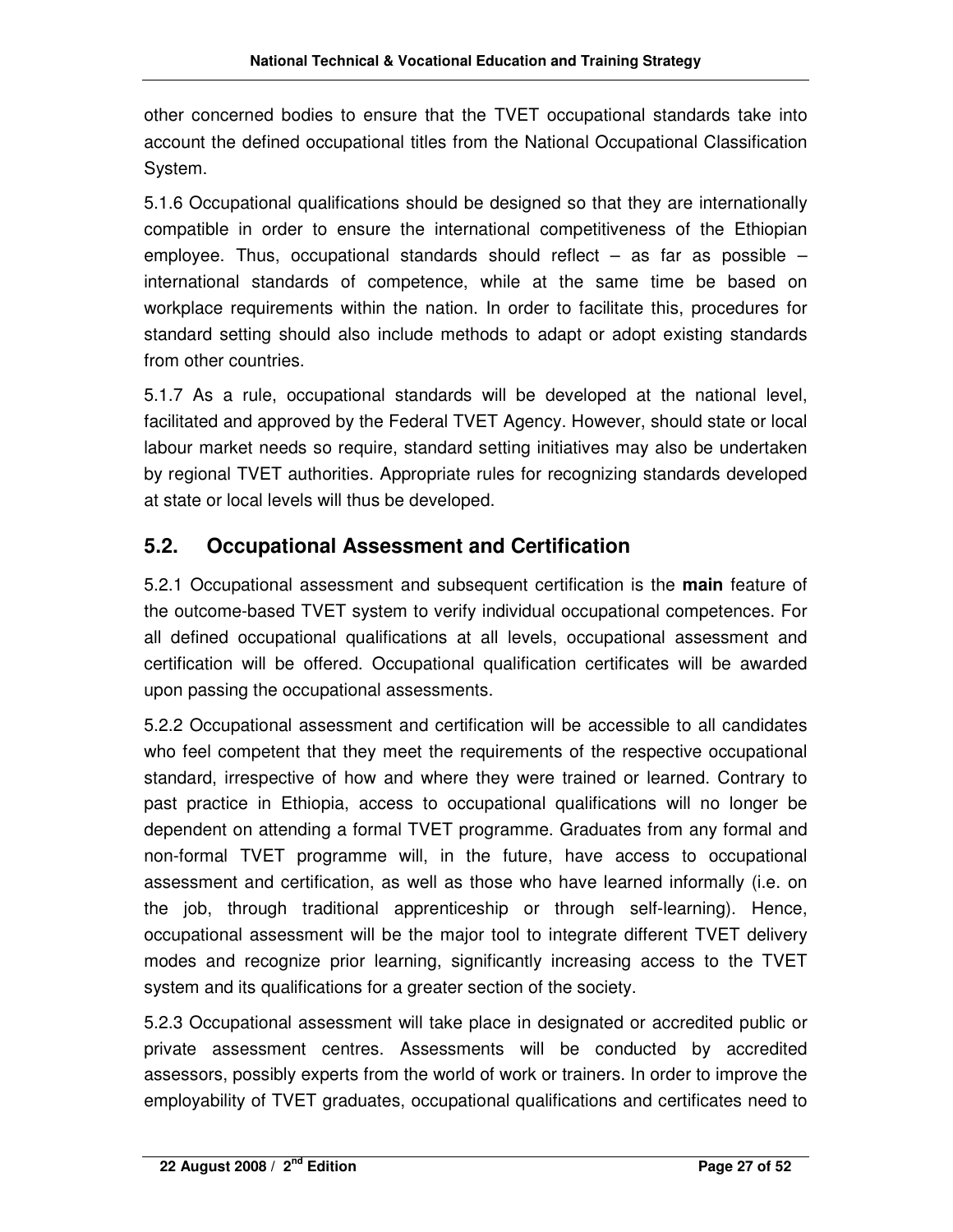other concerned bodies to ensure that the TVET occupational standards take into account the defined occupational titles from the National Occupational Classification System.

5.1.6 Occupational qualifications should be designed so that they are internationally compatible in order to ensure the international competitiveness of the Ethiopian employee. Thus, occupational standards should reflect – as far as possible – international standards of competence, while at the same time be based on workplace requirements within the nation. In order to facilitate this, procedures for standard setting should also include methods to adapt or adopt existing standards from other countries.

5.1.7 As a rule, occupational standards will be developed at the national level, facilitated and approved by the Federal TVET Agency. However, should state or local labour market needs so require, standard setting initiatives may also be undertaken by regional TVET authorities. Appropriate rules for recognizing standards developed at state or local levels will thus be developed.

## 5.2. Occupational Assessment and Certification

5.2.1 Occupational assessment and subsequent certification is the **main** feature of the outcome-based TVET system to verify individual occupational competences. For all defined occupational qualifications at all levels, occupational assessment and certification will be offered. Occupational qualification certificates will be awarded upon passing the occupational assessments.

5.2.2 Occupational assessment and certification will be accessible to all candidates who feel competent that they meet the requirements of the respective occupational standard, irrespective of how and where they were trained or learned. Contrary to past practice in Ethiopia, access to occupational qualifications will no longer be dependent on attending a formal TVET programme. Graduates from any formal and non-formal TVET programme will, in the future, have access to occupational assessment and certification, as well as those who have learned informally (i.e. on the job, through traditional apprenticeship or through self-learning). Hence, occupational assessment will be the major tool to integrate different TVET delivery modes and recognize prior learning, significantly increasing access to the TVET system and its qualifications for a greater section of the society.

5.2.3 Occupational assessment will take place in designated or accredited public or private assessment centres. Assessments will be conducted by accredited assessors, possibly experts from the world of work or trainers. In order to improve the employability of TVET graduates, occupational qualifications and certificates need to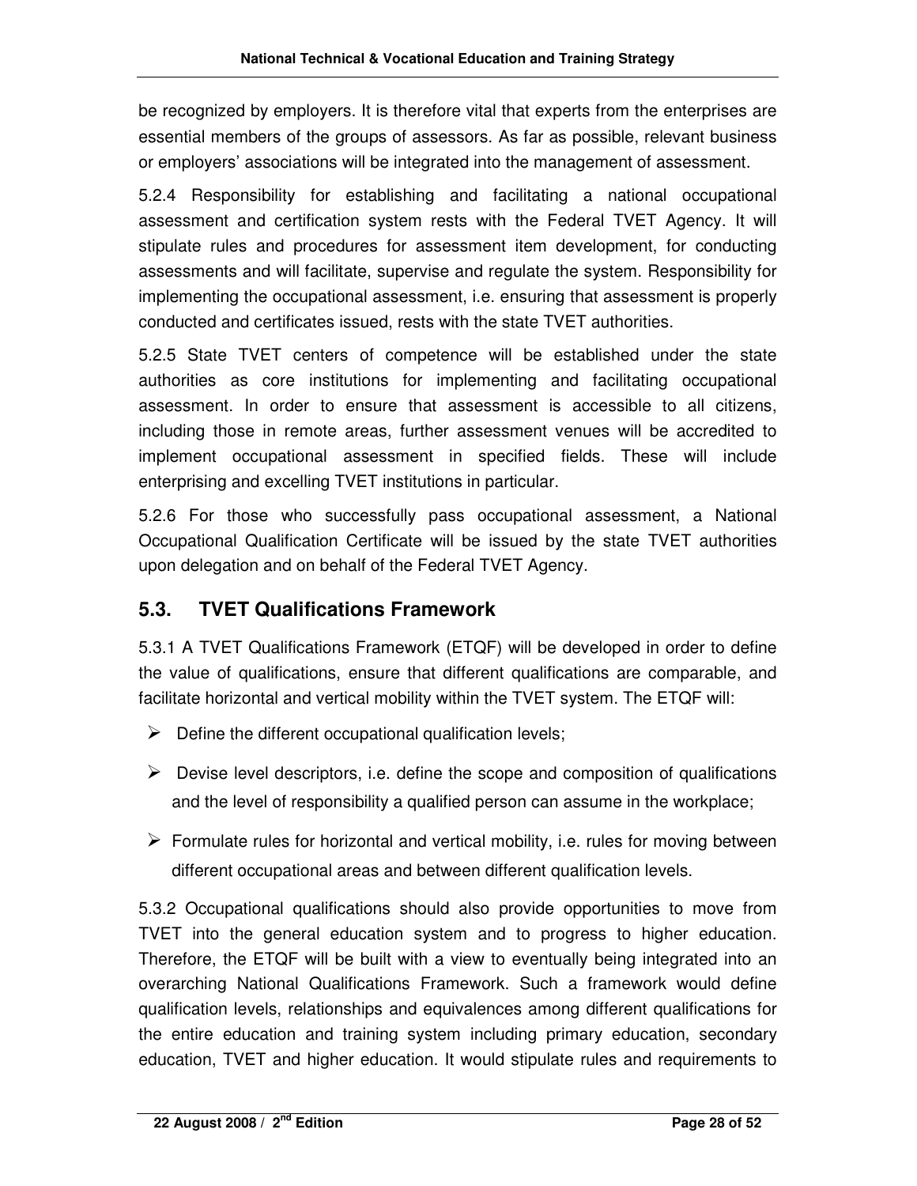be recognized by employers. It is therefore vital that experts from the enterprises are essential members of the groups of assessors. As far as possible, relevant business or employers' associations will be integrated into the management of assessment.

5.2.4 Responsibility for establishing and facilitating a national occupational assessment and certification system rests with the Federal TVET Agency. It will stipulate rules and procedures for assessment item development, for conducting assessments and will facilitate, supervise and regulate the system. Responsibility for implementing the occupational assessment, i.e. ensuring that assessment is properly conducted and certificates issued, rests with the state TVET authorities.

5.2.5 State TVET centers of competence will be established under the state authorities as core institutions for implementing and facilitating occupational assessment. In order to ensure that assessment is accessible to all citizens, including those in remote areas, further assessment venues will be accredited to implement occupational assessment in specified fields. These will include enterprising and excelling TVET institutions in particular.

5.2.6 For those who successfully pass occupational assessment, a National Occupational Qualification Certificate will be issued by the state TVET authorities upon delegation and on behalf of the Federal TVET Agency.

## 5.3. TVET Qualifications Framework

5.3.1 A TVET Qualifications Framework (ETQF) will be developed in order to define the value of qualifications, ensure that different qualifications are comparable, and facilitate horizontal and vertical mobility within the TVET system. The ETQF will:

- Define the different occupational qualification levels;
- Devise level descriptors, i.e. define the scope and composition of qualifications and the level of responsibility a qualified person can assume in the workplace;
- Formulate rules for horizontal and vertical mobility, i.e. rules for moving between different occupational areas and between different qualification levels.

5.3.2 Occupational qualifications should also provide opportunities to move from TVET into the general education system and to progress to higher education. Therefore, the ETQF will be built with a view to eventually being integrated into an overarching National Qualifications Framework. Such a framework would define qualification levels, relationships and equivalences among different qualifications for the entire education and training system including primary education, secondary education, TVET and higher education. It would stipulate rules and requirements to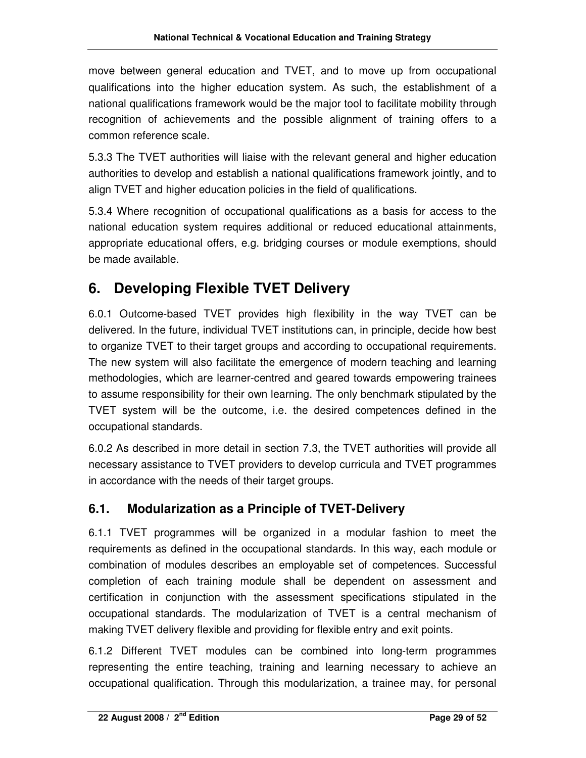move between general education and TVET, and to move up from occupational qualifications into the higher education system. As such, the establishment of a national qualifications framework would be the major tool to facilitate mobility through recognition of achievements and the possible alignment of training offers to a common reference scale.

5.3.3 The TVET authorities will liaise with the relevant general and higher education authorities to develop and establish a national qualifications framework jointly, and to align TVET and higher education policies in the field of qualifications.

5.3.4 Where recognition of occupational qualifications as a basis for access to the national education system requires additional or reduced educational attainments, appropriate educational offers, e.g. bridging courses or module exemptions, should be made available.

# 6. Developing Flexible TVET Delivery

6.0.1 Outcome-based TVET provides high flexibility in the way TVET can be delivered. In the future, individual TVET institutions can, in principle, decide how best to organize TVET to their target groups and according to occupational requirements. The new system will also facilitate the emergence of modern teaching and learning methodologies, which are learner-centred and geared towards empowering trainees to assume responsibility for their own learning. The only benchmark stipulated by the TVET system will be the outcome, i.e. the desired competences defined in the occupational standards.

6.0.2 As described in more detail in section 7.3, the TVET authorities will provide all necessary assistance to TVET providers to develop curricula and TVET programmes in accordance with the needs of their target groups.

## 6.1. Modularization as a Principle of TVET-Delivery

6.1.1 TVET programmes will be organized in a modular fashion to meet the requirements as defined in the occupational standards. In this way, each module or combination of modules describes an employable set of competences. Successful completion of each training module shall be dependent on assessment and certification in conjunction with the assessment specifications stipulated in the occupational standards. The modularization of TVET is a central mechanism of making TVET delivery flexible and providing for flexible entry and exit points.

6.1.2 Different TVET modules can be combined into long-term programmes representing the entire teaching, training and learning necessary to achieve an occupational qualification. Through this modularization, a trainee may, for personal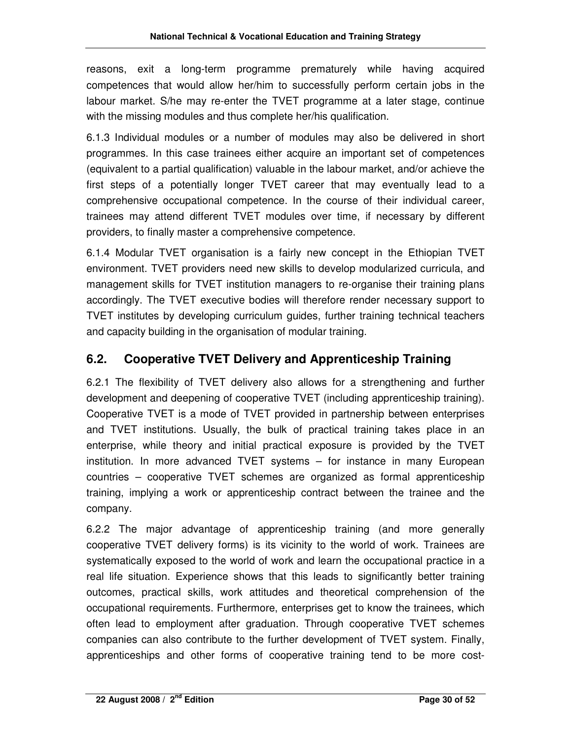reasons, exit a long-term programme prematurely while having acquired competences that would allow her/him to successfully perform certain jobs in the labour market. S/he may re-enter the TVET programme at a later stage, continue with the missing modules and thus complete her/his qualification.

6.1.3 Individual modules or a number of modules may also be delivered in short programmes. In this case trainees either acquire an important set of competences (equivalent to a partial qualification) valuable in the labour market, and/or achieve the first steps of a potentially longer TVET career that may eventually lead to a comprehensive occupational competence. In the course of their individual career, trainees may attend different TVET modules over time, if necessary by different providers, to finally master a comprehensive competence.

6.1.4 Modular TVET organisation is a fairly new concept in the Ethiopian TVET environment. TVET providers need new skills to develop modularized curricula, and management skills for TVET institution managers to re-organise their training plans accordingly. The TVET executive bodies will therefore render necessary support to TVET institutes by developing curriculum guides, further training technical teachers and capacity building in the organisation of modular training.

## 6.2. Cooperative TVET Delivery and Apprenticeship Training

6.2.1 The flexibility of TVET delivery also allows for a strengthening and further development and deepening of cooperative TVET (including apprenticeship training). Cooperative TVET is a mode of TVET provided in partnership between enterprises and TVET institutions. Usually, the bulk of practical training takes place in an enterprise, while theory and initial practical exposure is provided by the TVET institution. In more advanced TVET systems – for instance in many European countries – cooperative TVET schemes are organized as formal apprenticeship training, implying a work or apprenticeship contract between the trainee and the company.

6.2.2 The major advantage of apprenticeship training (and more generally cooperative TVET delivery forms) is its vicinity to the world of work. Trainees are systematically exposed to the world of work and learn the occupational practice in a real life situation. Experience shows that this leads to significantly better training outcomes, practical skills, work attitudes and theoretical comprehension of the occupational requirements. Furthermore, enterprises get to know the trainees, which often lead to employment after graduation. Through cooperative TVET schemes companies can also contribute to the further development of TVET system. Finally, apprenticeships and other forms of cooperative training tend to be more cost-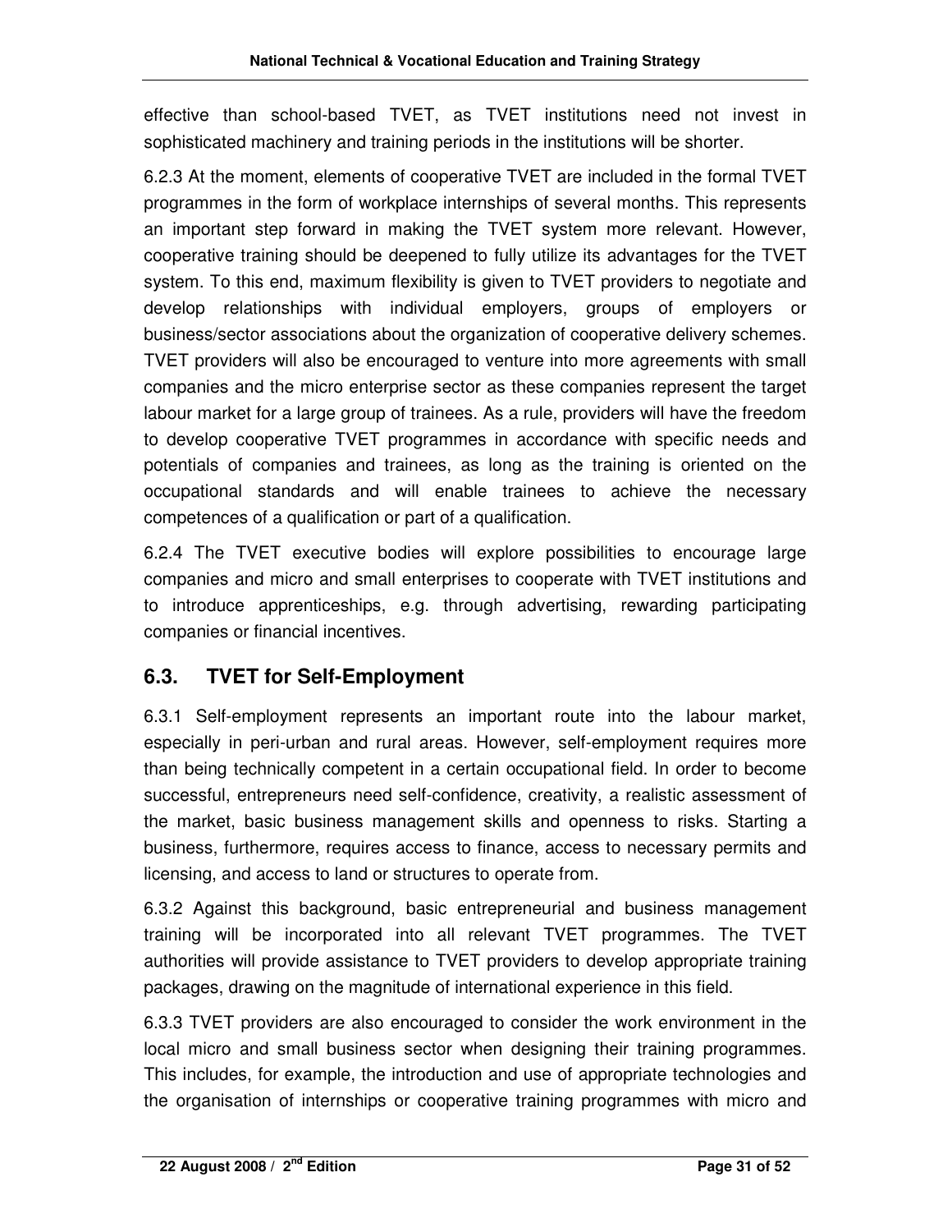effective than school-based TVET, as TVET institutions need not invest in sophisticated machinery and training periods in the institutions will be shorter.

6.2.3 At the moment, elements of cooperative TVET are included in the formal TVET programmes in the form of workplace internships of several months. This represents an important step forward in making the TVET system more relevant. However, cooperative training should be deepened to fully utilize its advantages for the TVET system. To this end, maximum flexibility is given to TVET providers to negotiate and develop relationships with individual employers, groups of employers or business/sector associations about the organization of cooperative delivery schemes. TVET providers will also be encouraged to venture into more agreements with small companies and the micro enterprise sector as these companies represent the target labour market for a large group of trainees. As a rule, providers will have the freedom to develop cooperative TVET programmes in accordance with specific needs and potentials of companies and trainees, as long as the training is oriented on the occupational standards and will enable trainees to achieve the necessary competences of a qualification or part of a qualification.

6.2.4 The TVET executive bodies will explore possibilities to encourage large companies and micro and small enterprises to cooperate with TVET institutions and to introduce apprenticeships, e.g. through advertising, rewarding participating companies or financial incentives.

## 6.3. TVET for Self-Employment

6.3.1 Self-employment represents an important route into the labour market, especially in peri-urban and rural areas. However, self-employment requires more than being technically competent in a certain occupational field. In order to become successful, entrepreneurs need self-confidence, creativity, a realistic assessment of the market, basic business management skills and openness to risks. Starting a business, furthermore, requires access to finance, access to necessary permits and licensing, and access to land or structures to operate from.

6.3.2 Against this background, basic entrepreneurial and business management training will be incorporated into all relevant TVET programmes. The TVET authorities will provide assistance to TVET providers to develop appropriate training packages, drawing on the magnitude of international experience in this field.

6.3.3 TVET providers are also encouraged to consider the work environment in the local micro and small business sector when designing their training programmes. This includes, for example, the introduction and use of appropriate technologies and the organisation of internships or cooperative training programmes with micro and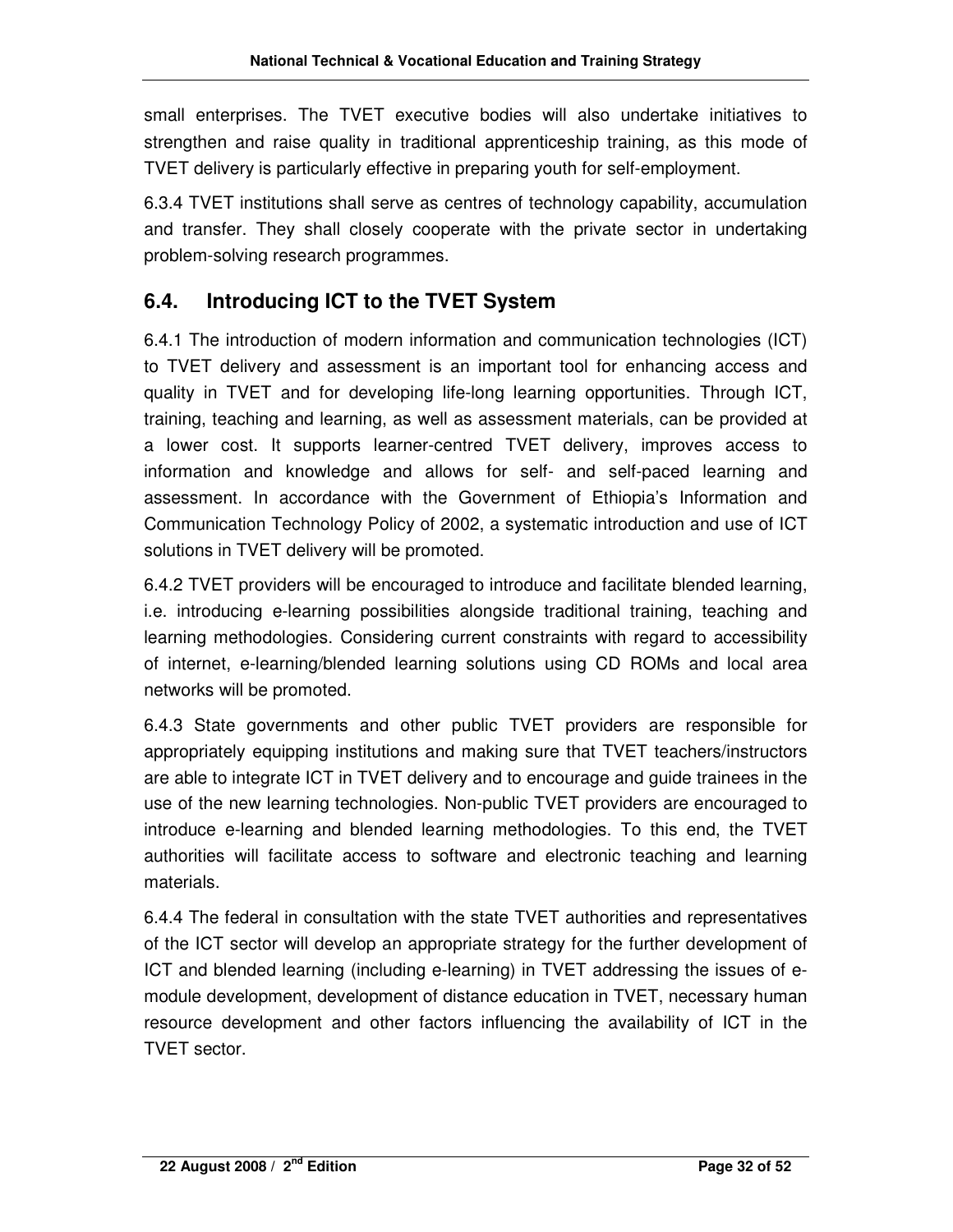small enterprises. The TVET executive bodies will also undertake initiatives to strengthen and raise quality in traditional apprenticeship training, as this mode of TVET delivery is particularly effective in preparing youth for self-employment.

6.3.4 TVET institutions shall serve as centres of technology capability, accumulation and transfer. They shall closely cooperate with the private sector in undertaking problem-solving research programmes.

## 6.4. Introducing ICT to the TVET System

6.4.1 The introduction of modern information and communication technologies (ICT) to TVET delivery and assessment is an important tool for enhancing access and quality in TVET and for developing life-long learning opportunities. Through ICT, training, teaching and learning, as well as assessment materials, can be provided at a lower cost. It supports learner-centred TVET delivery, improves access to information and knowledge and allows for self- and self-paced learning and assessment. In accordance with the Government of Ethiopia's Information and Communication Technology Policy of 2002, a systematic introduction and use of ICT solutions in TVET delivery will be promoted.

6.4.2 TVET providers will be encouraged to introduce and facilitate blended learning, i.e. introducing e-learning possibilities alongside traditional training, teaching and learning methodologies. Considering current constraints with regard to accessibility of internet, e-learning/blended learning solutions using CD ROMs and local area networks will be promoted.

6.4.3 State governments and other public TVET providers are responsible for appropriately equipping institutions and making sure that TVET teachers/instructors are able to integrate ICT in TVET delivery and to encourage and guide trainees in the use of the new learning technologies. Non-public TVET providers are encouraged to introduce e-learning and blended learning methodologies. To this end, the TVET authorities will facilitate access to software and electronic teaching and learning materials.

6.4.4 The federal in consultation with the state TVET authorities and representatives of the ICT sector will develop an appropriate strategy for the further development of ICT and blended learning (including e-learning) in TVET addressing the issues of e-module development, development of distance education in TVET, necessary human resource development and other factors influencing the availability of ICT in the TVET sector.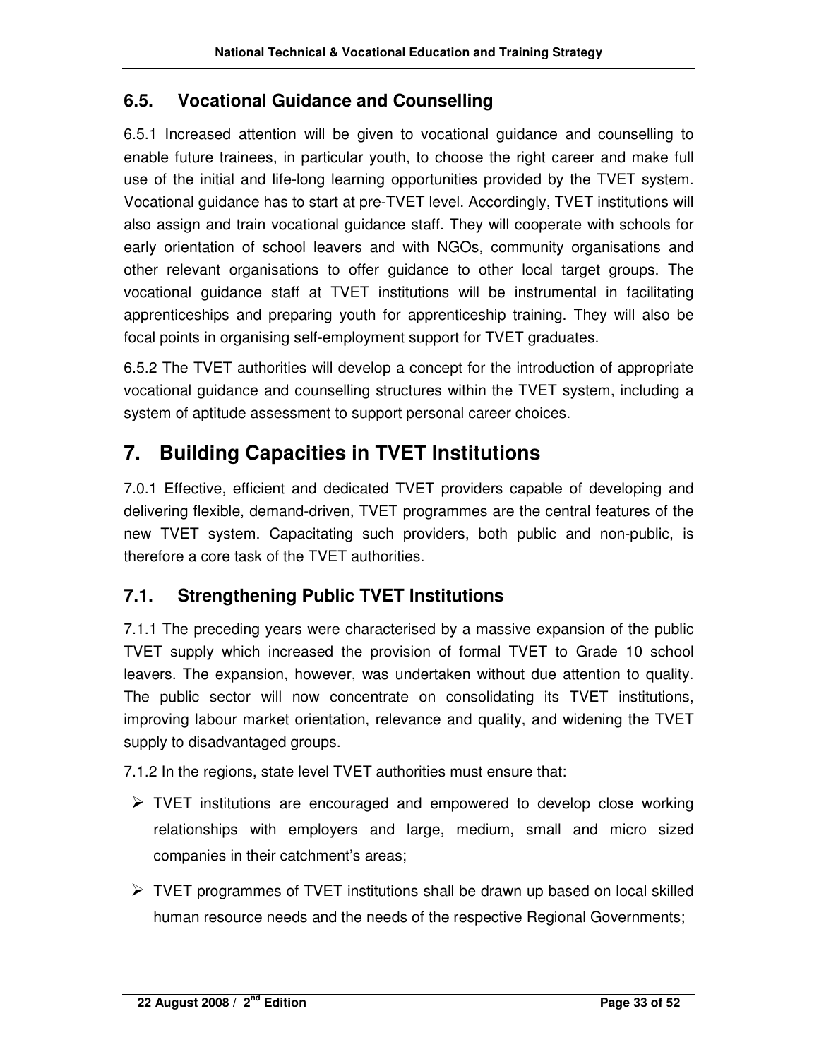### 6.5. Vocational Guidance and Counselling

6.5.1 Increased attention will be given to vocational guidance and counselling to enable future trainees, in particular youth, to choose the right career and make full use of the initial and life-long learning opportunities provided by the TVET system. Vocational guidance has to start at pre-TVET level. Accordingly, TVET institutions will also assign and train vocational guidance staff. They will cooperate with schools for early orientation of school leavers and with NGOs, community organisations and other relevant organisations to offer guidance to other local target groups. The vocational guidance staff at TVET institutions will be instrumental in facilitating apprenticeships and preparing youth for apprenticeship training. They will also be focal points in organising self-employment support for TVET graduates.

6.5.2 The TVET authorities will develop a concept for the introduction of appropriate vocational guidance and counselling structures within the TVET system, including a system of aptitude assessment to support personal career choices.

## 7. Building Capacities in TVET Institutions

7.0.1 Effective, efficient and dedicated TVET providers capable of developing and delivering flexible, demand-driven, TVET programmes are the central features of the new TVET system. Capacitating such providers, both public and non-public, is therefore a core task of the TVET authorities.

### 7.1. Strengthening Public TVET Institutions

7.1.1 The preceding years were characterised by a massive expansion of the public TVET supply which increased the provision of formal TVET to Grade 10 school leavers. The expansion, however, was undertaken without due attention to quality. The public sector will now concentrate on consolidating its TVET institutions, improving labour market orientation, relevance and quality, and widening the TVET supply to disadvantaged groups.

7.1.2 In the regions, state level TVET authorities must ensure that:

- TVET institutions are encouraged and empowered to develop close working relationships with employers and large, medium, small and micro sized companies in their catchment's areas;
- TVET programmes of TVET institutions shall be drawn up based on local skilled human resource needs and the needs of the respective Regional Governments;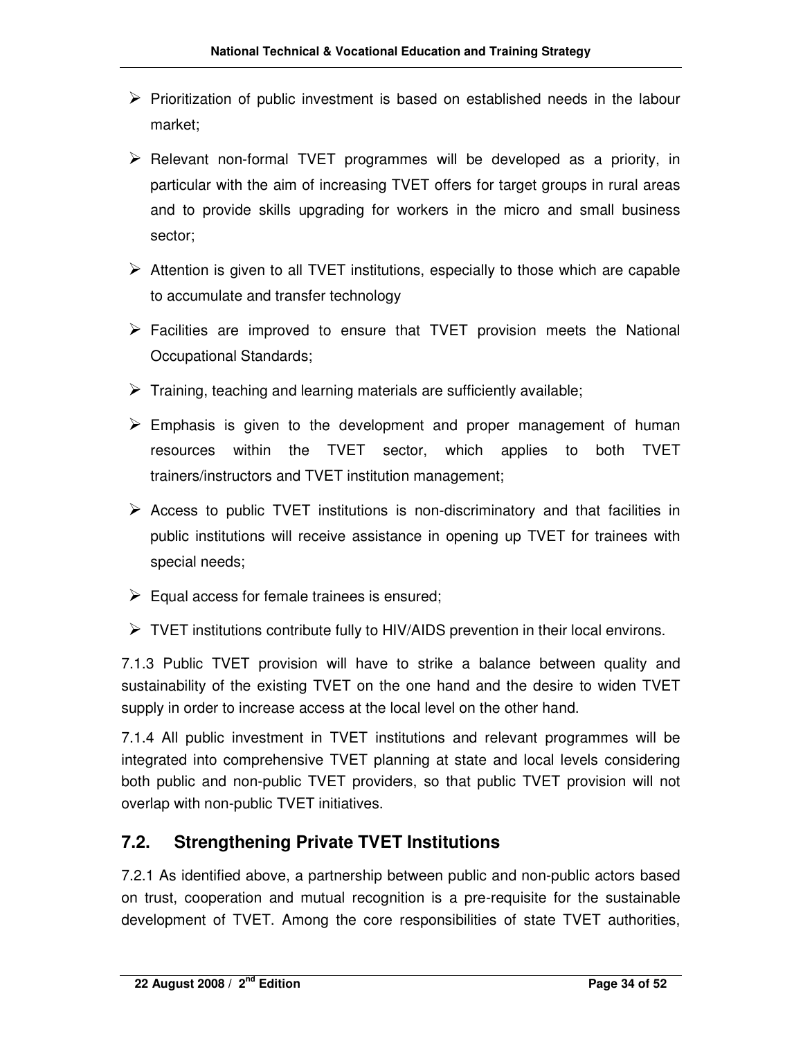- Prioritization of public investment is based on established needs in the labour market;
- Relevant non-formal TVET programmes will be developed as a priority, in particular with the aim of increasing TVET offers for target groups in rural areas and to provide skills upgrading for workers in the micro and small business sector;
- Attention is given to all TVET institutions, especially to those which are capable to accumulate and transfer technology
- Facilities are improved to ensure that TVET provision meets the National Occupational Standards;
- Training, teaching and learning materials are sufficiently available;
- Emphasis is given to the development and proper management of human resources within the TVET sector, which applies to both TVET trainers/instructors and TVET institution management;
- Access to public TVET institutions is non-discriminatory and that facilities in public institutions will receive assistance in opening up TVET for trainees with special needs;
- Equal access for female trainees is ensured;
- TVET institutions contribute fully to HIV/AIDS prevention in their local environs.

7.1.3 Public TVET provision will have to strike a balance between quality and sustainability of the existing TVET on the one hand and the desire to widen TVET supply in order to increase access at the local level on the other hand.

7.1.4 All public investment in TVET institutions and relevant programmes will be integrated into comprehensive TVET planning at state and local levels considering both public and non-public TVET providers, so that public TVET provision will not overlap with non-public TVET initiatives.

## 7.2. Strengthening Private TVET Institutions

7.2.1 As identified above, a partnership between public and non-public actors based on trust, cooperation and mutual recognition is a pre-requisite for the sustainable development of TVET. Among the core responsibilities of state TVET authorities,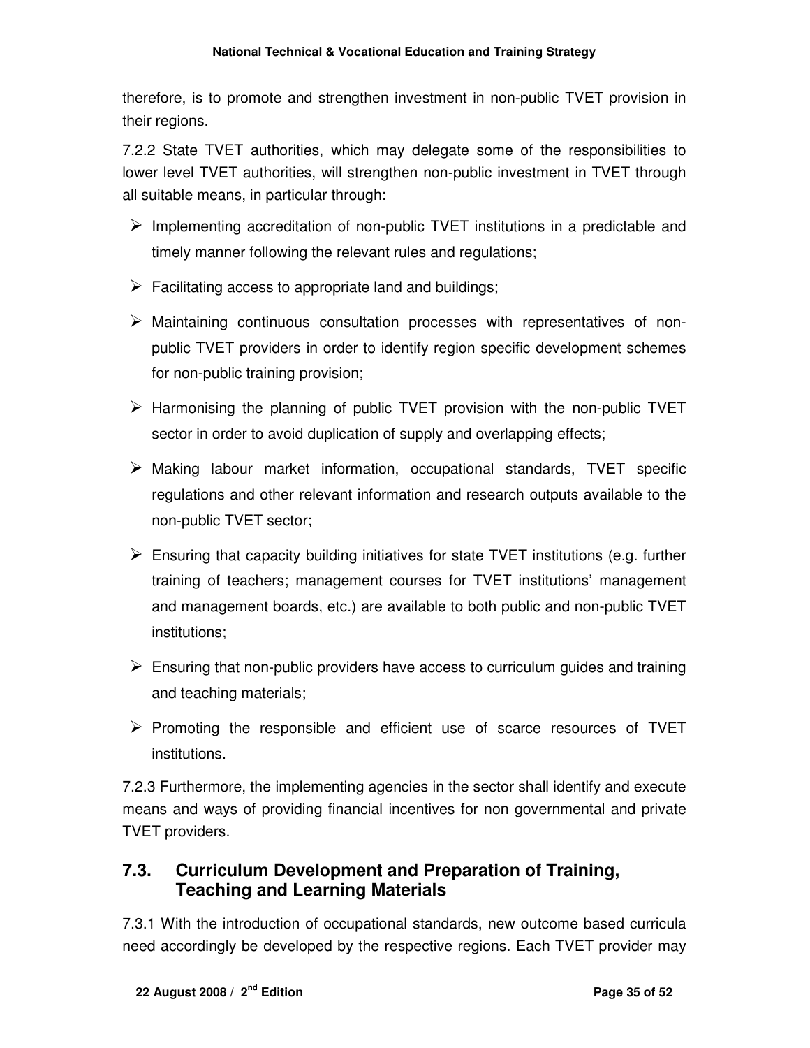therefore, is to promote and strengthen investment in non-public TVET provision in their regions.

7.2.2 State TVET authorities, which may delegate some of the responsibilities to lower level TVET authorities, will strengthen non-public investment in TVET through all suitable means, in particular through:

- Implementing accreditation of non-public TVET institutions in a predictable and timely manner following the relevant rules and regulations;
- Facilitating access to appropriate land and buildings;
- Maintaining continuous consultation processes with representatives of non-public TVET providers in order to identify region specific development schemes for non-public training provision;
- Harmonising the planning of public TVET provision with the non-public TVET sector in order to avoid duplication of supply and overlapping effects;
- Making labour market information, occupational standards, TVET specific regulations and other relevant information and research outputs available to the non-public TVET sector;
- Ensuring that capacity building initiatives for state TVET institutions (e.g. further training of teachers; management courses for TVET institutions' management and management boards, etc.) are available to both public and non-public TVET institutions;
- Ensuring that non-public providers have access to curriculum guides and training and teaching materials;
- Promoting the responsible and efficient use of scarce resources of TVET institutions.

7.2.3 Furthermore, the implementing agencies in the sector shall identify and execute means and ways of providing financial incentives for non governmental and private TVET providers.

## 7.3. Curriculum Development and Preparation of Training, Teaching and Learning Materials

7.3.1 With the introduction of occupational standards, new outcome based curricula need accordingly be developed by the respective regions. Each TVET provider may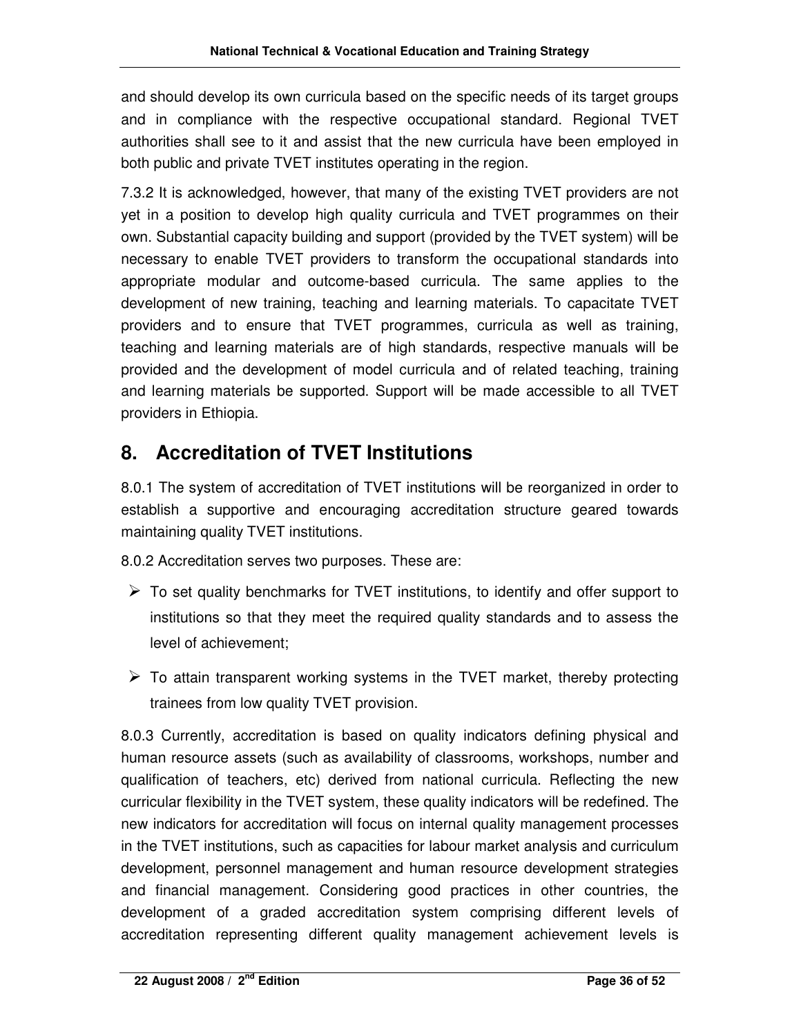and should develop its own curricula based on the specific needs of its target groups and in compliance with the respective occupational standard. Regional TVET authorities shall see to it and assist that the new curricula have been employed in both public and private TVET institutes operating in the region.

7.3.2 It is acknowledged, however, that many of the existing TVET providers are not yet in a position to develop high quality curricula and TVET programmes on their own. Substantial capacity building and support (provided by the TVET system) will be necessary to enable TVET providers to transform the occupational standards into appropriate modular and outcome-based curricula. The same applies to the development of new training, teaching and learning materials. To capacitate TVET providers and to ensure that TVET programmes, curricula as well as training, teaching and learning materials are of high standards, respective manuals will be provided and the development of model curricula and of related teaching, training and learning materials be supported. Support will be made accessible to all TVET providers in Ethiopia.

# 8. Accreditation of TVET Institutions

8.0.1 The system of accreditation of TVET institutions will be reorganized in order to establish a supportive and encouraging accreditation structure geared towards maintaining quality TVET institutions.

8.0.2 Accreditation serves two purposes. These are:

- To set quality benchmarks for TVET institutions, to identify and offer support to institutions so that they meet the required quality standards and to assess the level of achievement;
- To attain transparent working systems in the TVET market, thereby protecting trainees from low quality TVET provision.

8.0.3 Currently, accreditation is based on quality indicators defining physical and human resource assets (such as availability of classrooms, workshops, number and qualification of teachers, etc) derived from national curricula. Reflecting the new curricular flexibility in the TVET system, these quality indicators will be redefined. The new indicators for accreditation will focus on internal quality management processes in the TVET institutions, such as capacities for labour market analysis and curriculum development, personnel management and human resource development strategies and financial management. Considering good practices in other countries, the development of a graded accreditation system comprising different levels of accreditation representing different quality management achievement levels is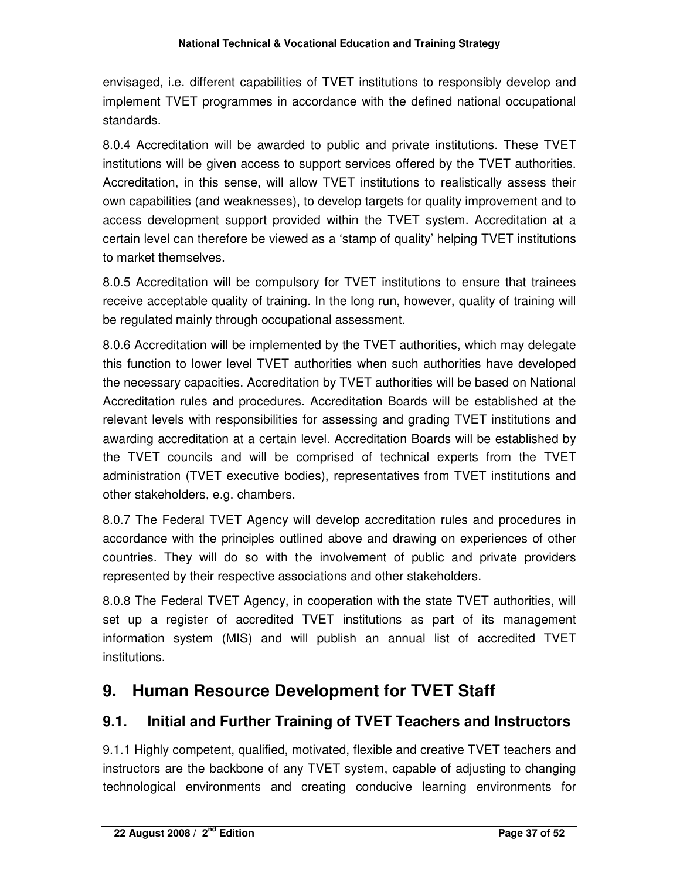envisaged, i.e. different capabilities of TVET institutions to responsibly develop and implement TVET programmes in accordance with the defined national occupational standards.

8.0.4 Accreditation will be awarded to public and private institutions. These TVET institutions will be given access to support services offered by the TVET authorities. Accreditation, in this sense, will allow TVET institutions to realistically assess their own capabilities (and weaknesses), to develop targets for quality improvement and to access development support provided within the TVET system. Accreditation at a certain level can therefore be viewed as a 'stamp of quality' helping TVET institutions to market themselves.

8.0.5 Accreditation will be compulsory for TVET institutions to ensure that trainees receive acceptable quality of training. In the long run, however, quality of training will be regulated mainly through occupational assessment.

8.0.6 Accreditation will be implemented by the TVET authorities, which may delegate this function to lower level TVET authorities when such authorities have developed the necessary capacities. Accreditation by TVET authorities will be based on National Accreditation rules and procedures. Accreditation Boards will be established at the relevant levels with responsibilities for assessing and grading TVET institutions and awarding accreditation at a certain level. Accreditation Boards will be established by the TVET councils and will be comprised of technical experts from the TVET administration (TVET executive bodies), representatives from TVET institutions and other stakeholders, e.g. chambers.

8.0.7 The Federal TVET Agency will develop accreditation rules and procedures in accordance with the principles outlined above and drawing on experiences of other countries. They will do so with the involvement of public and private providers represented by their respective associations and other stakeholders.

8.0.8 The Federal TVET Agency, in cooperation with the state TVET authorities, will set up a register of accredited TVET institutions as part of its management information system (MIS) and will publish an annual list of accredited TVET institutions.

# 9. Human Resource Development for TVET Staff

## 9.1. Initial and Further Training of TVET Teachers and Instructors

9.1.1 Highly competent, qualified, motivated, flexible and creative TVET teachers and instructors are the backbone of any TVET system, capable of adjusting to changing technological environments and creating conducive learning environments for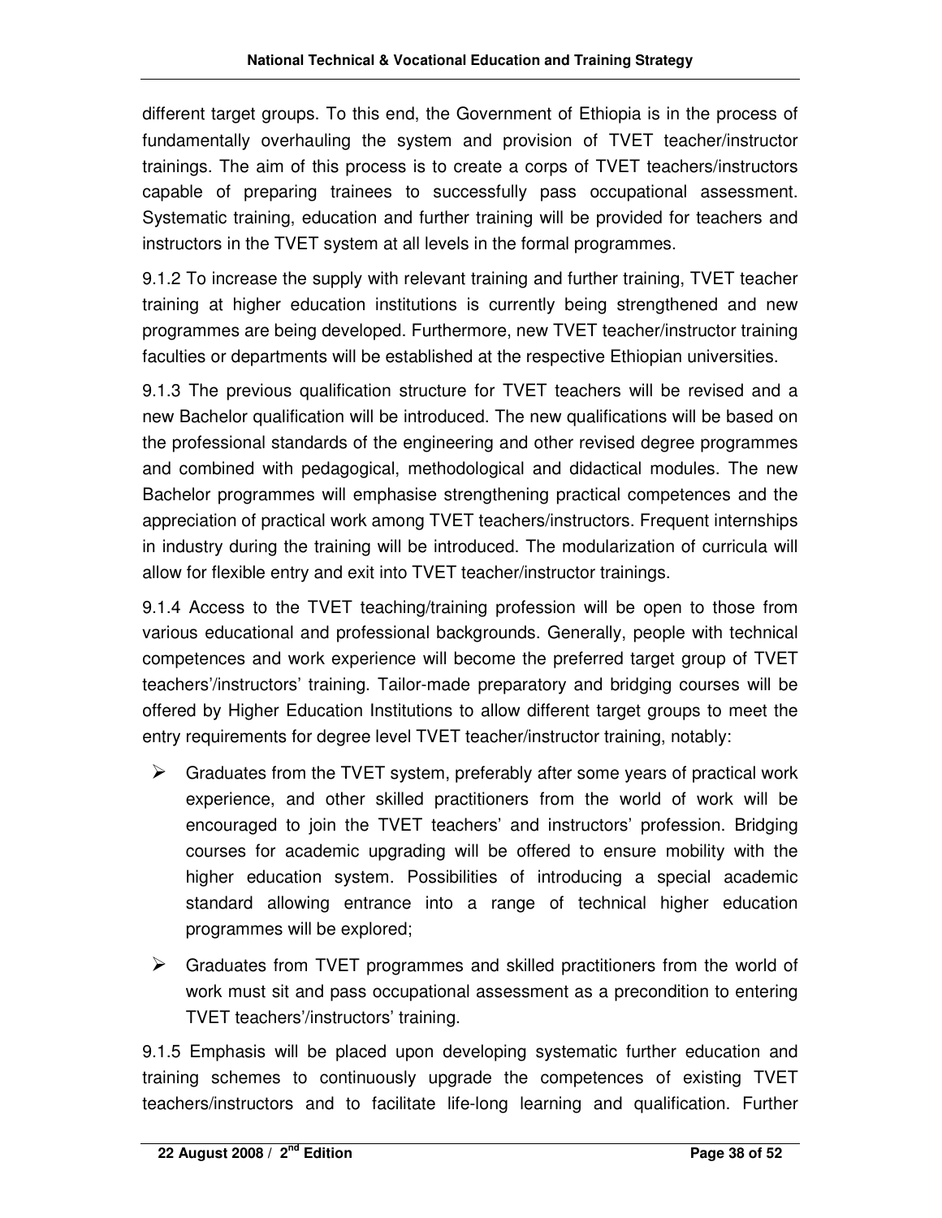different target groups. To this end, the Government of Ethiopia is in the process of fundamentally overhauling the system and provision of TVET teacher/instructor trainings. The aim of this process is to create a corps of TVET teachers/instructors capable of preparing trainees to successfully pass occupational assessment. Systematic training, education and further training will be provided for teachers and instructors in the TVET system at all levels in the formal programmes.

9.1.2 To increase the supply with relevant training and further training, TVET teacher training at higher education institutions is currently being strengthened and new programmes are being developed. Furthermore, new TVET teacher/instructor training faculties or departments will be established at the respective Ethiopian universities.

9.1.3 The previous qualification structure for TVET teachers will be revised and a new Bachelor qualification will be introduced. The new qualifications will be based on the professional standards of the engineering and other revised degree programmes and combined with pedagogical, methodological and didactical modules. The new Bachelor programmes will emphasise strengthening practical competences and the appreciation of practical work among TVET teachers/instructors. Frequent internships in industry during the training will be introduced. The modularization of curricula will allow for flexible entry and exit into TVET teacher/instructor trainings.

9.1.4 Access to the TVET teaching/training profession will be open to those from various educational and professional backgrounds. Generally, people with technical competences and work experience will become the preferred target group of TVET teachers'/instructors' training. Tailor-made preparatory and bridging courses will be offered by Higher Education Institutions to allow different target groups to meet the entry requirements for degree level TVET teacher/instructor training, notably:

- Graduates from the TVET system, preferably after some years of practical work experience, and other skilled practitioners from the world of work will be encouraged to join the TVET teachers' and instructors' profession. Bridging courses for academic upgrading will be offered to ensure mobility with the higher education system. Possibilities of introducing a special academic standard allowing entrance into a range of technical higher education programmes will be explored;
- Graduates from TVET programmes and skilled practitioners from the world of work must sit and pass occupational assessment as a precondition to entering TVET teachers'/instructors' training.

9.1.5 Emphasis will be placed upon developing systematic further education and training schemes to continuously upgrade the competences of existing TVET teachers/instructors and to facilitate life-long learning and qualification. Further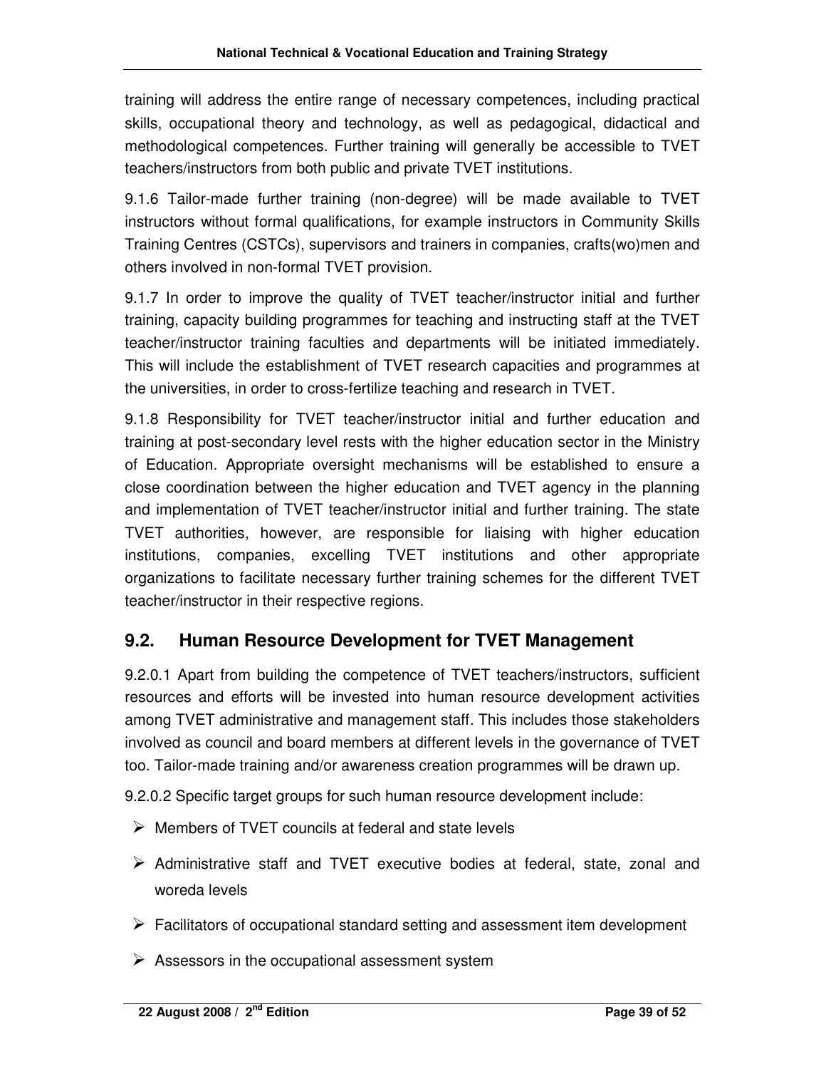training will address the entire range of necessary competences, including practical skills, occupational theory and technology, as well as pedagogical, didactical and methodological competences. Further training will generally be accessible to TVET teachers/instructors from both public and private TVET institutions.

9.1.6 Tailor-made further training (non-degree) will be made available to TVET instructors without formal qualifications, for example instructors in Community Skills Training Centres (CSTCs), supervisors and trainers in companies, crafts(wo)men and others involved in non-formal TVET provision.

9.1.7 In order to improve the quality of TVET teacher/instructor initial and further training, capacity building programmes for teaching and instructing staff at the TVET teacher/instructor training faculties and departments will be initiated immediately. This will include the establishment of TVET research capacities and programmes at the universities, in order to cross-fertilize teaching and research in TVET.

9.1.8 Responsibility for TVET teacher/instructor initial and further education and training at post-secondary level rests with the higher education sector in the Ministry of Education. Appropriate oversight mechanisms will be established to ensure a close coordination between the higher education and TVET agency in the planning and implementation of TVET teacher/instructor initial and further training. The state TVET authorities, however, are responsible for liaising with higher education institutions, companies, excelling TVET institutions and other appropriate organizations to facilitate necessary further training schemes for the different TVET teacher/instructor in their respective regions.

## 9.2. Human Resource Development for TVET Management

9.2.0.1 Apart from building the competence of TVET teachers/instructors, sufficient resources and efforts will be invested into human resource development activities among TVET administrative and management staff. This includes those stakeholders involved as council and board members at different levels in the governance of TVET too. Tailor-made training and/or awareness creation programmes will be drawn up.

9.2.0.2 Specific target groups for such human resource development include:

- Members of TVET councils at federal and state levels
- Administrative staff and TVET executive bodies at federal, state, zonal and woreda levels
- Facilitators of occupational standard setting and assessment item development
- Assessors in the occupational assessment system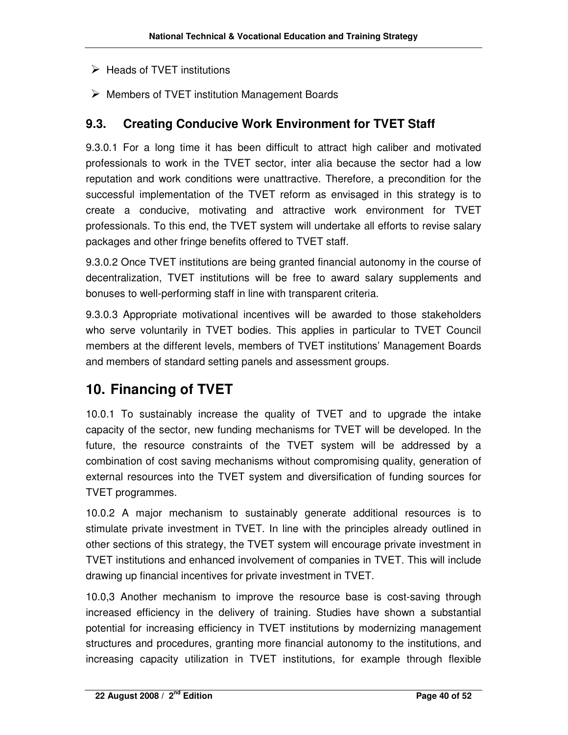- Heads of TVET institutions
- Members of TVET institution Management Boards

## 9.3. Creating Conducive Work Environment for TVET Staff

9.3.0.1 For a long time it has been difficult to attract high caliber and motivated professionals to work in the TVET sector, inter alia because the sector had a low reputation and work conditions were unattractive. Therefore, a precondition for the successful implementation of the TVET reform as envisaged in this strategy is to create a conducive, motivating and attractive work environment for TVET professionals. To this end, the TVET system will undertake all efforts to revise salary packages and other fringe benefits offered to TVET staff.

9.3.0.2 Once TVET institutions are being granted financial autonomy in the course of decentralization, TVET institutions will be free to award salary supplements and bonuses to well-performing staff in line with transparent criteria.

9.3.0.3 Appropriate motivational incentives will be awarded to those stakeholders who serve voluntarily in TVET bodies. This applies in particular to TVET Council members at the different levels, members of TVET institutions' Management Boards and members of standard setting panels and assessment groups.

# 10. Financing of TVET

10.0.1 To sustainably increase the quality of TVET and to upgrade the intake capacity of the sector, new funding mechanisms for TVET will be developed. In the future, the resource constraints of the TVET system will be addressed by a combination of cost saving mechanisms without compromising quality, generation of external resources into the TVET system and diversification of funding sources for TVET programmes.

10.0.2 A major mechanism to sustainably generate additional resources is to stimulate private investment in TVET. In line with the principles already outlined in other sections of this strategy, the TVET system will encourage private investment in TVET institutions and enhanced involvement of companies in TVET. This will include drawing up financial incentives for private investment in TVET.

10.0,3 Another mechanism to improve the resource base is cost-saving through increased efficiency in the delivery of training. Studies have shown a substantial potential for increasing efficiency in TVET institutions by modernizing management structures and procedures, granting more financial autonomy to the institutions, and increasing capacity utilization in TVET institutions, for example through flexible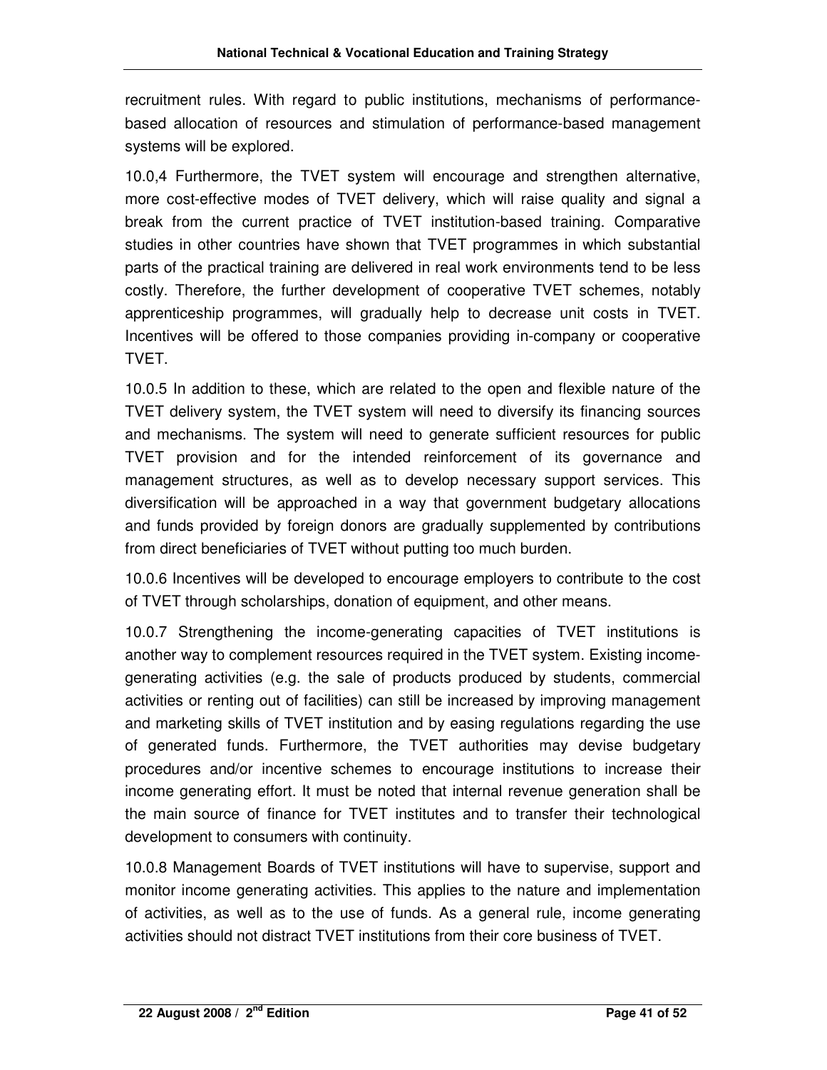recruitment rules. With regard to public institutions, mechanisms of performance-based allocation of resources and stimulation of performance-based management systems will be explored.

10.0,4 Furthermore, the TVET system will encourage and strengthen alternative, more cost-effective modes of TVET delivery, which will raise quality and signal a break from the current practice of TVET institution-based training. Comparative studies in other countries have shown that TVET programmes in which substantial parts of the practical training are delivered in real work environments tend to be less costly. Therefore, the further development of cooperative TVET schemes, notably apprenticeship programmes, will gradually help to decrease unit costs in TVET. Incentives will be offered to those companies providing in-company or cooperative TVET.

10.0.5 In addition to these, which are related to the open and flexible nature of the TVET delivery system, the TVET system will need to diversify its financing sources and mechanisms. The system will need to generate sufficient resources for public TVET provision and for the intended reinforcement of its governance and management structures, as well as to develop necessary support services. This diversification will be approached in a way that government budgetary allocations and funds provided by foreign donors are gradually supplemented by contributions from direct beneficiaries of TVET without putting too much burden.

10.0.6 Incentives will be developed to encourage employers to contribute to the cost of TVET through scholarships, donation of equipment, and other means.

10.0.7 Strengthening the income-generating capacities of TVET institutions is another way to complement resources required in the TVET system. Existing income-generating activities (e.g. the sale of products produced by students, commercial activities or renting out of facilities) can still be increased by improving management and marketing skills of TVET institution and by easing regulations regarding the use of generated funds. Furthermore, the TVET authorities may devise budgetary procedures and/or incentive schemes to encourage institutions to increase their income generating effort. It must be noted that internal revenue generation shall be the main source of finance for TVET institutes and to transfer their technological development to consumers with continuity.

10.0.8 Management Boards of TVET institutions will have to supervise, support and monitor income generating activities. This applies to the nature and implementation of activities, as well as to the use of funds. As a general rule, income generating activities should not distract TVET institutions from their core business of TVET.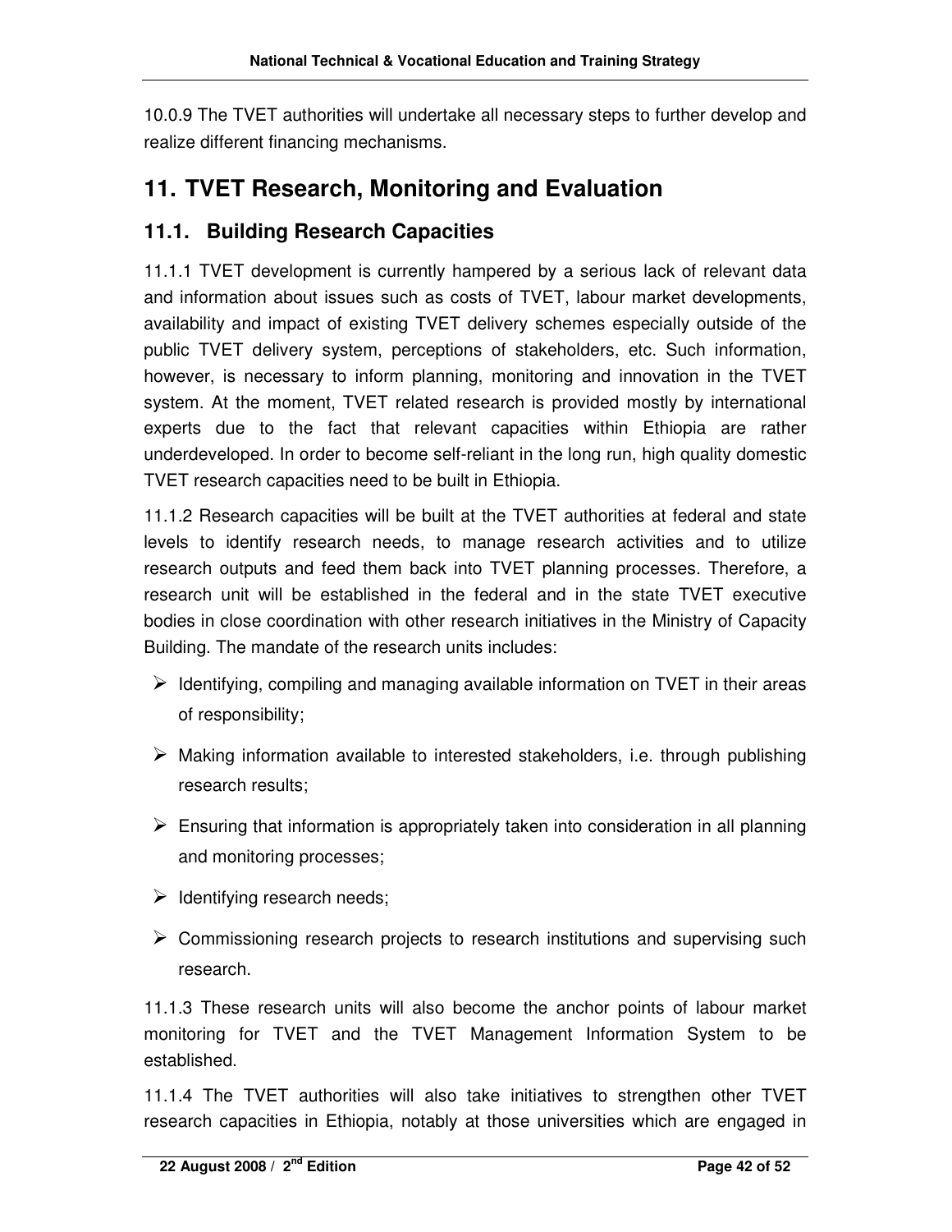10.0.9 The TVET authorities will undertake all necessary steps to further develop and realize different financing mechanisms.

# 11. TVET Research, Monitoring and Evaluation

## 11.1. Building Research Capacities

11.1.1 TVET development is currently hampered by a serious lack of relevant data and information about issues such as costs of TVET, labour market developments, availability and impact of existing TVET delivery schemes especially outside of the public TVET delivery system, perceptions of stakeholders, etc. Such information, however, is necessary to inform planning, monitoring and innovation in the TVET system. At the moment, TVET related research is provided mostly by international experts due to the fact that relevant capacities within Ethiopia are rather underdeveloped. In order to become self-reliant in the long run, high quality domestic TVET research capacities need to be built in Ethiopia.

11.1.2 Research capacities will be built at the TVET authorities at federal and state levels to identify research needs, to manage research activities and to utilize research outputs and feed them back into TVET planning processes. Therefore, a research unit will be established in the federal and in the state TVET executive bodies in close coordination with other research initiatives in the Ministry of Capacity Building. The mandate of the research units includes:

- Identifying, compiling and managing available information on TVET in their areas of responsibility;
- Making information available to interested stakeholders, i.e. through publishing research results;
- Ensuring that information is appropriately taken into consideration in all planning and monitoring processes;
- Identifying research needs;
- Commissioning research projects to research institutions and supervising such research.

11.1.3 These research units will also become the anchor points of labour market monitoring for TVET and the TVET Management Information System to be established.

11.1.4 The TVET authorities will also take initiatives to strengthen other TVET research capacities in Ethiopia, notably at those universities which are engaged in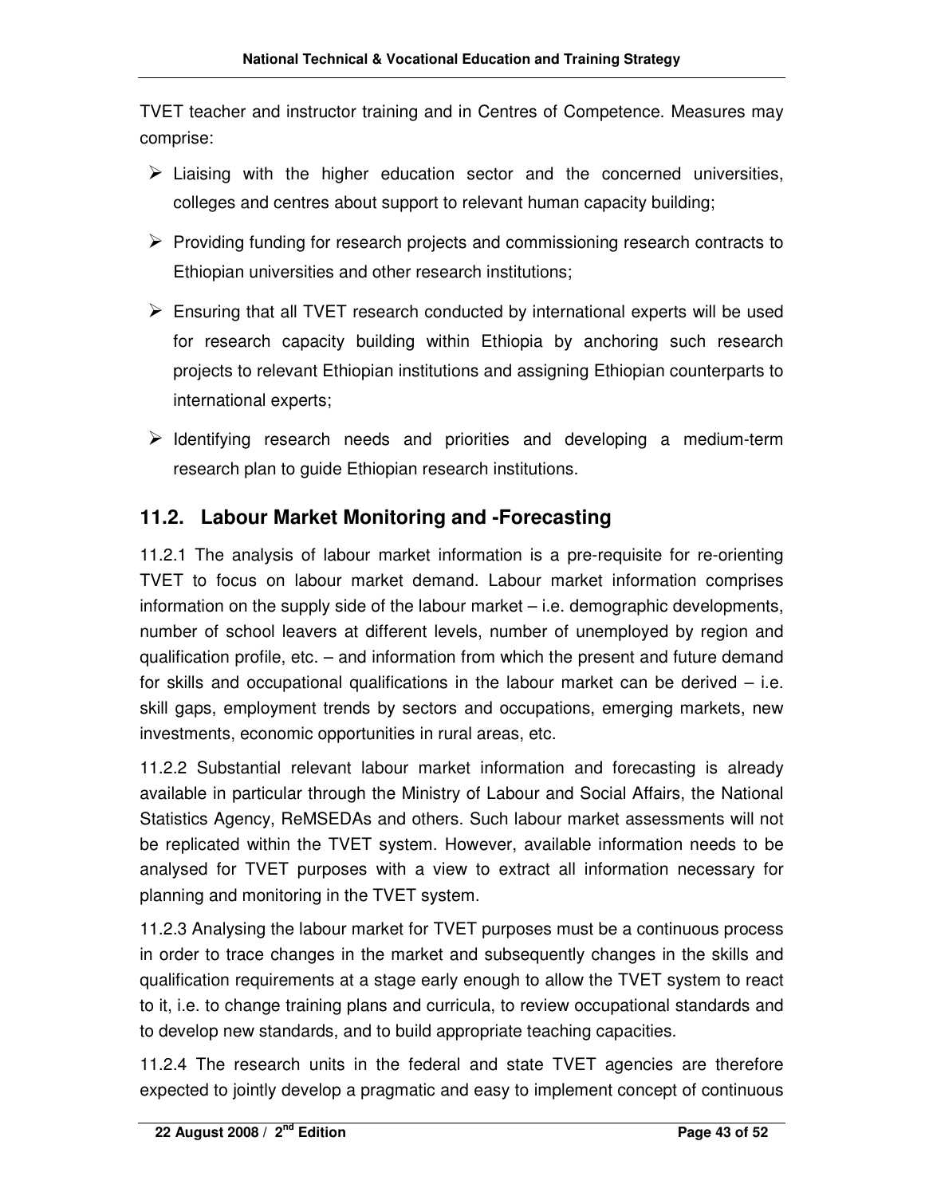TVET teacher and instructor training and in Centres of Competence. Measures may comprise:

- Liaising with the higher education sector and the concerned universities, colleges and centres about support to relevant human capacity building;
- Providing funding for research projects and commissioning research contracts to Ethiopian universities and other research institutions;
- Ensuring that all TVET research conducted by international experts will be used for research capacity building within Ethiopia by anchoring such research projects to relevant Ethiopian institutions and assigning Ethiopian counterparts to international experts;
- Identifying research needs and priorities and developing a medium-term research plan to guide Ethiopian research institutions.

## 11.2. Labour Market Monitoring and -Forecasting

11.2.1 The analysis of labour market information is a pre-requisite for re-orienting TVET to focus on labour market demand. Labour market information comprises information on the supply side of the labour market – i.e. demographic developments, number of school leavers at different levels, number of unemployed by region and qualification profile, etc. – and information from which the present and future demand for skills and occupational qualifications in the labour market can be derived – i.e. skill gaps, employment trends by sectors and occupations, emerging markets, new investments, economic opportunities in rural areas, etc.

11.2.2 Substantial relevant labour market information and forecasting is already available in particular through the Ministry of Labour and Social Affairs, the National Statistics Agency, ReMSEDAs and others. Such labour market assessments will not be replicated within the TVET system. However, available information needs to be analysed for TVET purposes with a view to extract all information necessary for planning and monitoring in the TVET system.

11.2.3 Analysing the labour market for TVET purposes must be a continuous process in order to trace changes in the market and subsequently changes in the skills and qualification requirements at a stage early enough to allow the TVET system to react to it, i.e. to change training plans and curricula, to review occupational standards and to develop new standards, and to build appropriate teaching capacities.

11.2.4 The research units in the federal and state TVET agencies are therefore expected to jointly develop a pragmatic and easy to implement concept of continuous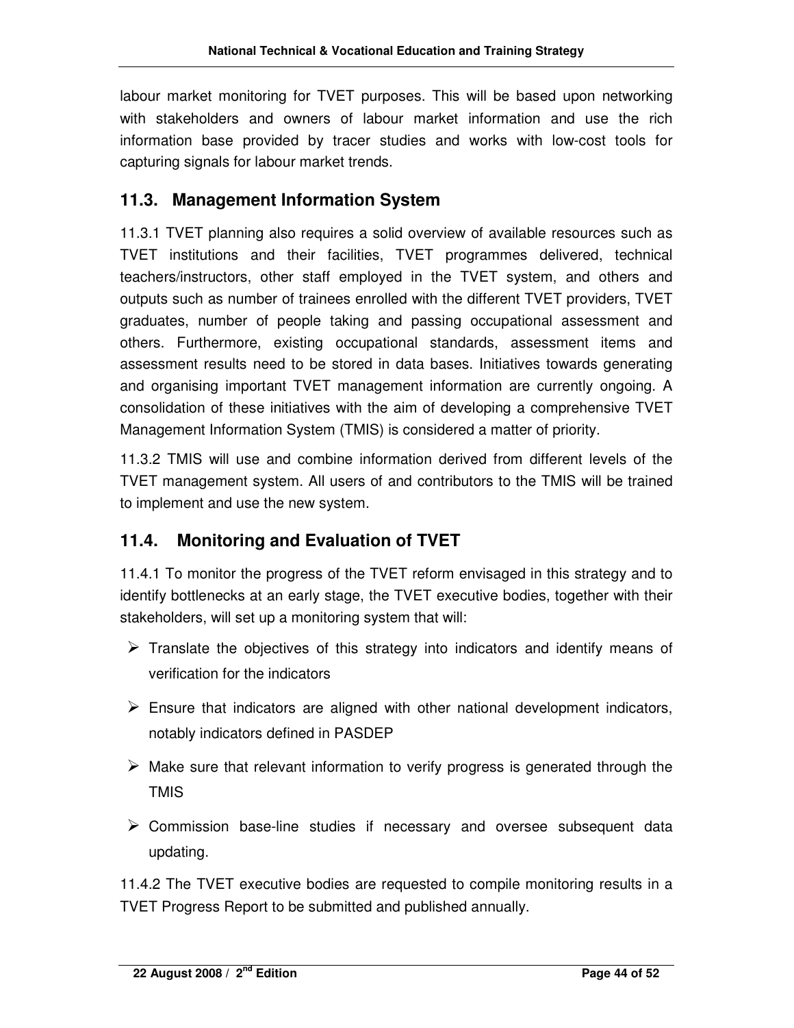labour market monitoring for TVET purposes. This will be based upon networking with stakeholders and owners of labour market information and use the rich information base provided by tracer studies and works with low-cost tools for capturing signals for labour market trends.

## 11.3. Management Information System

11.3.1 TVET planning also requires a solid overview of available resources such as TVET institutions and their facilities, TVET programmes delivered, technical teachers/instructors, other staff employed in the TVET system, and others and outputs such as number of trainees enrolled with the different TVET providers, TVET graduates, number of people taking and passing occupational assessment and others. Furthermore, existing occupational standards, assessment items and assessment results need to be stored in data bases. Initiatives towards generating and organising important TVET management information are currently ongoing. A consolidation of these initiatives with the aim of developing a comprehensive TVET Management Information System (TMIS) is considered a matter of priority.

11.3.2 TMIS will use and combine information derived from different levels of the TVET management system. All users of and contributors to the TMIS will be trained to implement and use the new system.

## 11.4. Monitoring and Evaluation of TVET

11.4.1 To monitor the progress of the TVET reform envisaged in this strategy and to identify bottlenecks at an early stage, the TVET executive bodies, together with their stakeholders, will set up a monitoring system that will:

- Translate the objectives of this strategy into indicators and identify means of verification for the indicators
- Ensure that indicators are aligned with other national development indicators, notably indicators defined in PASDEP
- Make sure that relevant information to verify progress is generated through the TMIS
- Commission base-line studies if necessary and oversee subsequent data updating.

11.4.2 The TVET executive bodies are requested to compile monitoring results in a TVET Progress Report to be submitted and published annually.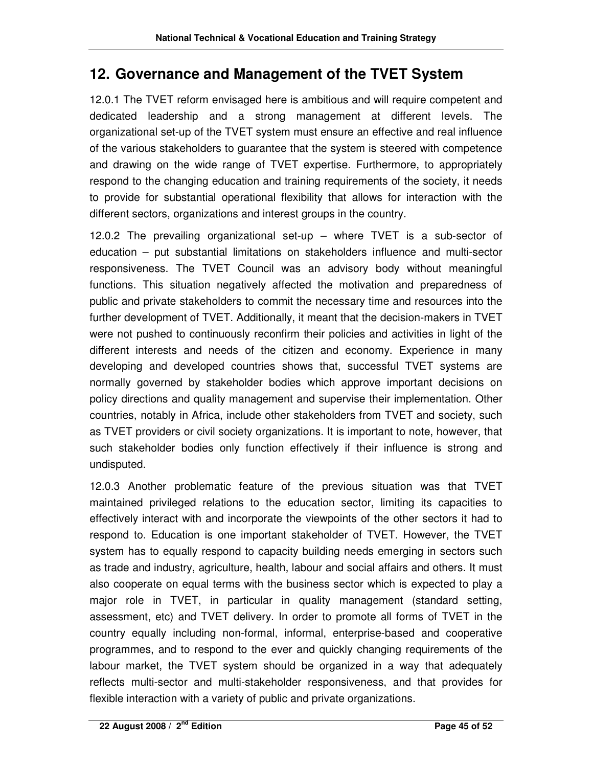# 12. Governance and Management of the TVET System

12.0.1 The TVET reform envisaged here is ambitious and will require competent and dedicated leadership and a strong management at different levels. The organizational set-up of the TVET system must ensure an effective and real influence of the various stakeholders to guarantee that the system is steered with competence and drawing on the wide range of TVET expertise. Furthermore, to appropriately respond to the changing education and training requirements of the society, it needs to provide for substantial operational flexibility that allows for interaction with the different sectors, organizations and interest groups in the country.

12.0.2 The prevailing organizational set-up – where TVET is a sub-sector of education – put substantial limitations on stakeholders influence and multi-sector responsiveness. The TVET Council was an advisory body without meaningful functions. This situation negatively affected the motivation and preparedness of public and private stakeholders to commit the necessary time and resources into the further development of TVET. Additionally, it meant that the decision-makers in TVET were not pushed to continuously reconfirm their policies and activities in light of the different interests and needs of the citizen and economy. Experience in many developing and developed countries shows that, successful TVET systems are normally governed by stakeholder bodies which approve important decisions on policy directions and quality management and supervise their implementation. Other countries, notably in Africa, include other stakeholders from TVET and society, such as TVET providers or civil society organizations. It is important to note, however, that such stakeholder bodies only function effectively if their influence is strong and undisputed.

12.0.3 Another problematic feature of the previous situation was that TVET maintained privileged relations to the education sector, limiting its capacities to effectively interact with and incorporate the viewpoints of the other sectors it had to respond to. Education is one important stakeholder of TVET. However, the TVET system has to equally respond to capacity building needs emerging in sectors such as trade and industry, agriculture, health, labour and social affairs and others. It must also cooperate on equal terms with the business sector which is expected to play a major role in TVET, in particular in quality management (standard setting, assessment, etc) and TVET delivery. In order to promote all forms of TVET in the country equally including non-formal, informal, enterprise-based and cooperative programmes, and to respond to the ever and quickly changing requirements of the labour market, the TVET system should be organized in a way that adequately reflects multi-sector and multi-stakeholder responsiveness, and that provides for flexible interaction with a variety of public and private organizations.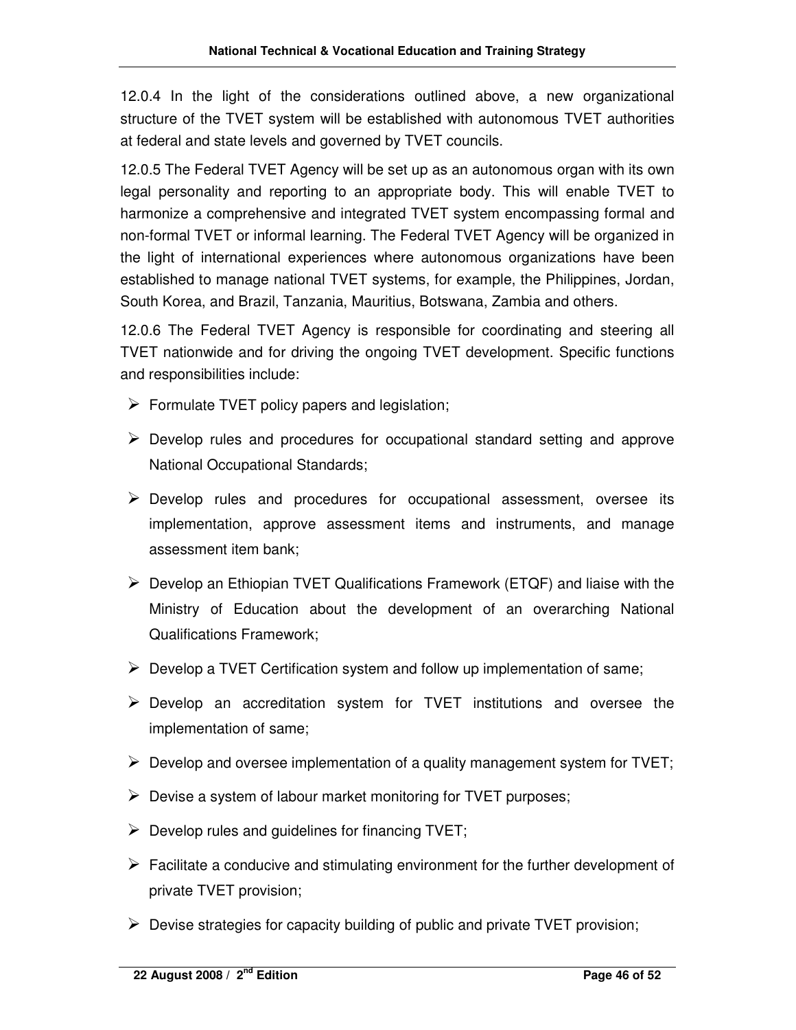12.0.4 In the light of the considerations outlined above, a new organizational structure of the TVET system will be established with autonomous TVET authorities at federal and state levels and governed by TVET councils.

12.0.5 The Federal TVET Agency will be set up as an autonomous organ with its own legal personality and reporting to an appropriate body. This will enable TVET to harmonize a comprehensive and integrated TVET system encompassing formal and non-formal TVET or informal learning. The Federal TVET Agency will be organized in the light of international experiences where autonomous organizations have been established to manage national TVET systems, for example, the Philippines, Jordan, South Korea, and Brazil, Tanzania, Mauritius, Botswana, Zambia and others.

12.0.6 The Federal TVET Agency is responsible for coordinating and steering all TVET nationwide and for driving the ongoing TVET development. Specific functions and responsibilities include:

- Formulate TVET policy papers and legislation;
- Develop rules and procedures for occupational standard setting and approve National Occupational Standards;
- Develop rules and procedures for occupational assessment, oversee its implementation, approve assessment items and instruments, and manage assessment item bank;
- Develop an Ethiopian TVET Qualifications Framework (ETQF) and liaise with the Ministry of Education about the development of an overarching National Qualifications Framework;
- Develop a TVET Certification system and follow up implementation of same;
- Develop an accreditation system for TVET institutions and oversee the implementation of same;
- Develop and oversee implementation of a quality management system for TVET;
- Devise a system of labour market monitoring for TVET purposes;
- Develop rules and guidelines for financing TVET;
- Facilitate a conducive and stimulating environment for the further development of private TVET provision;
- Devise strategies for capacity building of public and private TVET provision;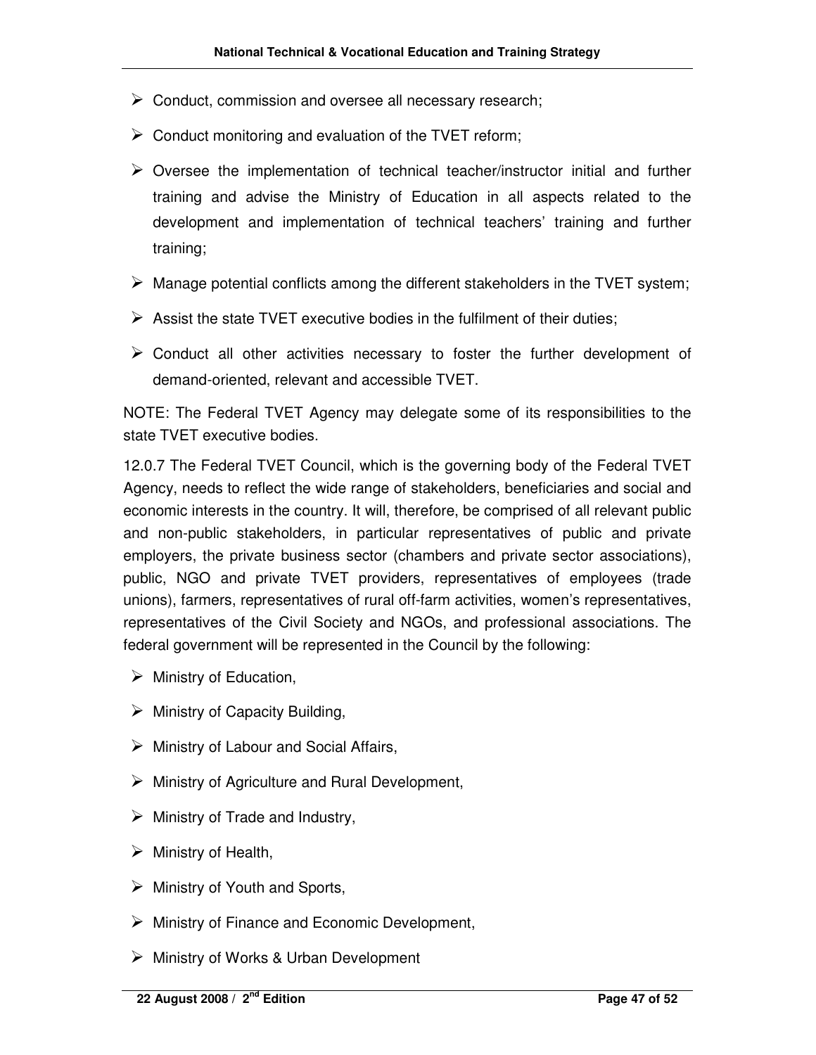- Conduct, commission and oversee all necessary research;
- Conduct monitoring and evaluation of the TVET reform;
- Oversee the implementation of technical teacher/instructor initial and further training and advise the Ministry of Education in all aspects related to the development and implementation of technical teachers' training and further training;
- Manage potential conflicts among the different stakeholders in the TVET system;
- Assist the state TVET executive bodies in the fulfilment of their duties;
- Conduct all other activities necessary to foster the further development of demand-oriented, relevant and accessible TVET.

NOTE: The Federal TVET Agency may delegate some of its responsibilities to the state TVET executive bodies.

12.0.7 The Federal TVET Council, which is the governing body of the Federal TVET Agency, needs to reflect the wide range of stakeholders, beneficiaries and social and economic interests in the country. It will, therefore, be comprised of all relevant public and non-public stakeholders, in particular representatives of public and private employers, the private business sector (chambers and private sector associations), public, NGO and private TVET providers, representatives of employees (trade unions), farmers, representatives of rural off-farm activities, women's representatives, representatives of the Civil Society and NGOs, and professional associations. The federal government will be represented in the Council by the following:

- Ministry of Education,
- Ministry of Capacity Building,
- Ministry of Labour and Social Affairs,
- Ministry of Agriculture and Rural Development,
- Ministry of Trade and Industry,
- Ministry of Health,
- Ministry of Youth and Sports,
- Ministry of Finance and Economic Development,
- Ministry of Works & Urban Development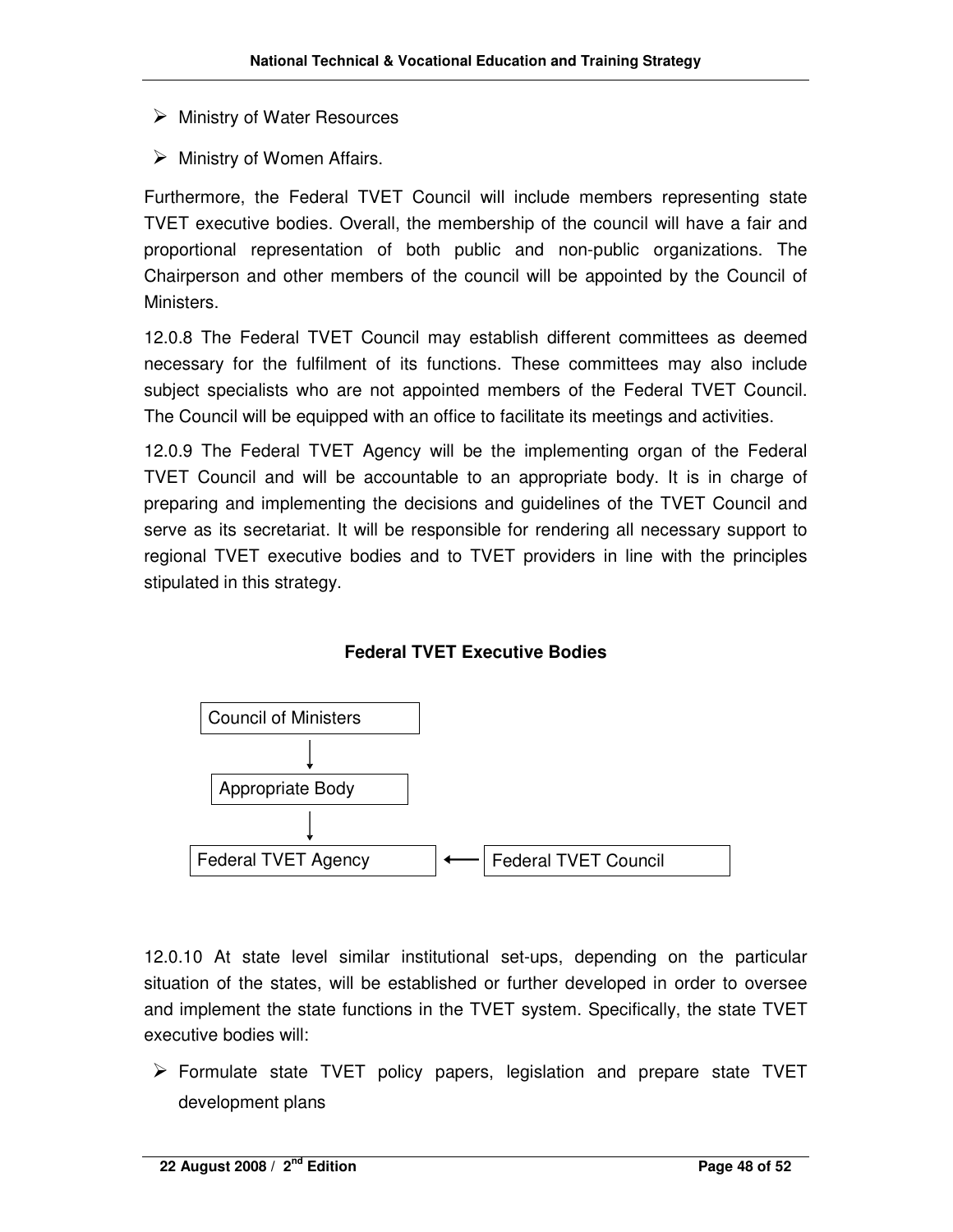- Ministry of Water Resources
- Ministry of Women Affairs.

Furthermore, the Federal TVET Council will include members representing state TVET executive bodies. Overall, the membership of the council will have a fair and proportional representation of both public and non-public organizations. The Chairperson and other members of the council will be appointed by the Council of Ministers.

12.0.8 The Federal TVET Council may establish different committees as deemed necessary for the fulfilment of its functions. These committees may also include subject specialists who are not appointed members of the Federal TVET Council. The Council will be equipped with an office to facilitate its meetings and activities.

12.0.9 The Federal TVET Agency will be the implementing organ of the Federal TVET Council and will be accountable to an appropriate body. It is in charge of preparing and implementing the decisions and guidelines of the TVET Council and serve as its secretariat. It will be responsible for rendering all necessary support to regional TVET executive bodies and to TVET providers in line with the principles stipulated in this strategy.

**Federal TVET Executive Bodies**

```
Council of Ministers
        ↓
Appropriate Body
        ↓
Federal TVET Agency  ←  Federal TVET Council
```

12.0.10 At state level similar institutional set-ups, depending on the particular situation of the states, will be established or further developed in order to oversee and implement the state functions in the TVET system. Specifically, the state TVET executive bodies will:

- Formulate state TVET policy papers, legislation and prepare state TVET development plans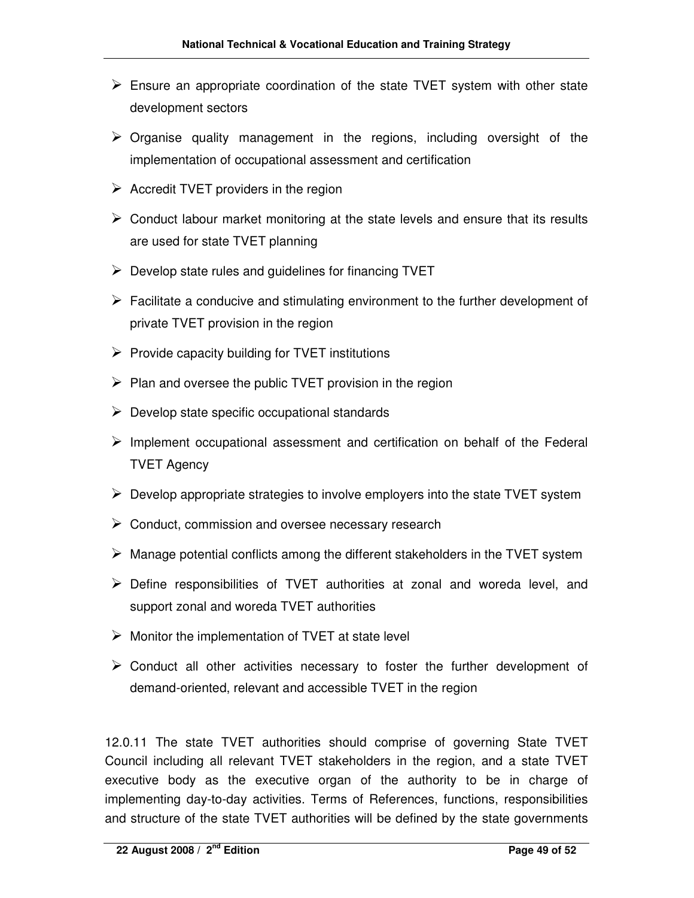- Ensure an appropriate coordination of the state TVET system with other state development sectors
- Organise quality management in the regions, including oversight of the implementation of occupational assessment and certification
- Accredit TVET providers in the region
- Conduct labour market monitoring at the state levels and ensure that its results are used for state TVET planning
- Develop state rules and guidelines for financing TVET
- Facilitate a conducive and stimulating environment to the further development of private TVET provision in the region
- Provide capacity building for TVET institutions
- Plan and oversee the public TVET provision in the region
- Develop state specific occupational standards
- Implement occupational assessment and certification on behalf of the Federal TVET Agency
- Develop appropriate strategies to involve employers into the state TVET system
- Conduct, commission and oversee necessary research
- Manage potential conflicts among the different stakeholders in the TVET system
- Define responsibilities of TVET authorities at zonal and woreda level, and support zonal and woreda TVET authorities
- Monitor the implementation of TVET at state level
- Conduct all other activities necessary to foster the further development of demand-oriented, relevant and accessible TVET in the region

12.0.11 The state TVET authorities should comprise of governing State TVET Council including all relevant TVET stakeholders in the region, and a state TVET executive body as the executive organ of the authority to be in charge of implementing day-to-day activities. Terms of References, functions, responsibilities and structure of the state TVET authorities will be defined by the state governments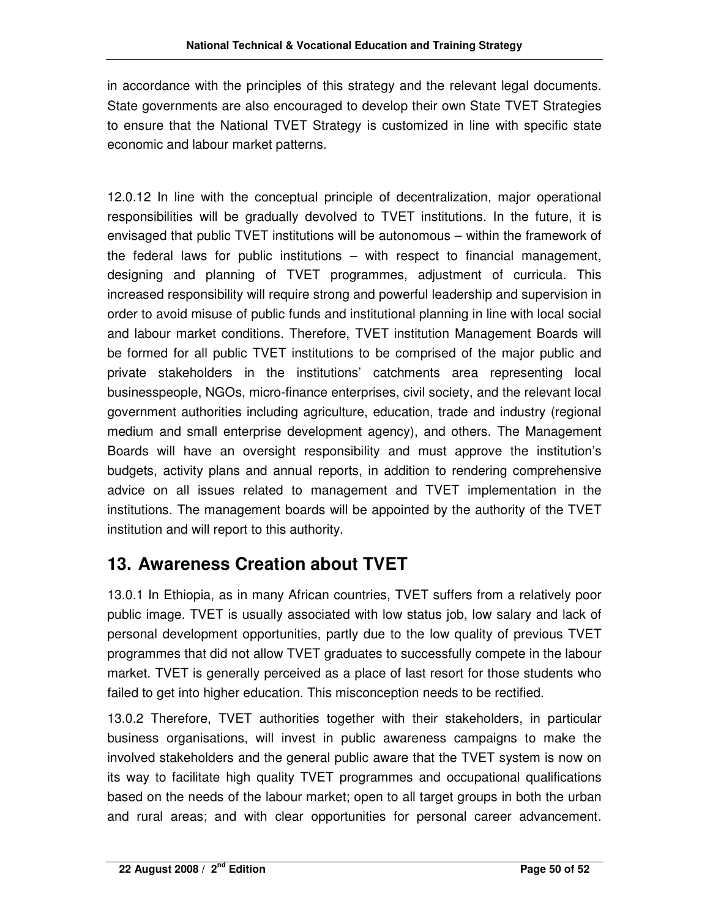in accordance with the principles of this strategy and the relevant legal documents. State governments are also encouraged to develop their own State TVET Strategies to ensure that the National TVET Strategy is customized in line with specific state economic and labour market patterns.

12.0.12 In line with the conceptual principle of decentralization, major operational responsibilities will be gradually devolved to TVET institutions. In the future, it is envisaged that public TVET institutions will be autonomous – within the framework of the federal laws for public institutions – with respect to financial management, designing and planning of TVET programmes, adjustment of curricula. This increased responsibility will require strong and powerful leadership and supervision in order to avoid misuse of public funds and institutional planning in line with local social and labour market conditions. Therefore, TVET institution Management Boards will be formed for all public TVET institutions to be comprised of the major public and private stakeholders in the institutions' catchments area representing local businesspeople, NGOs, micro-finance enterprises, civil society, and the relevant local government authorities including agriculture, education, trade and industry (regional medium and small enterprise development agency), and others. The Management Boards will have an oversight responsibility and must approve the institution's budgets, activity plans and annual reports, in addition to rendering comprehensive advice on all issues related to management and TVET implementation in the institutions. The management boards will be appointed by the authority of the TVET institution and will report to this authority.

# 13. Awareness Creation about TVET

13.0.1 In Ethiopia, as in many African countries, TVET suffers from a relatively poor public image. TVET is usually associated with low status job, low salary and lack of personal development opportunities, partly due to the low quality of previous TVET programmes that did not allow TVET graduates to successfully compete in the labour market. TVET is generally perceived as a place of last resort for those students who failed to get into higher education. This misconception needs to be rectified.

13.0.2 Therefore, TVET authorities together with their stakeholders, in particular business organisations, will invest in public awareness campaigns to make the involved stakeholders and the general public aware that the TVET system is now on its way to facilitate high quality TVET programmes and occupational qualifications based on the needs of the labour market; open to all target groups in both the urban and rural areas; and with clear opportunities for personal career advancement.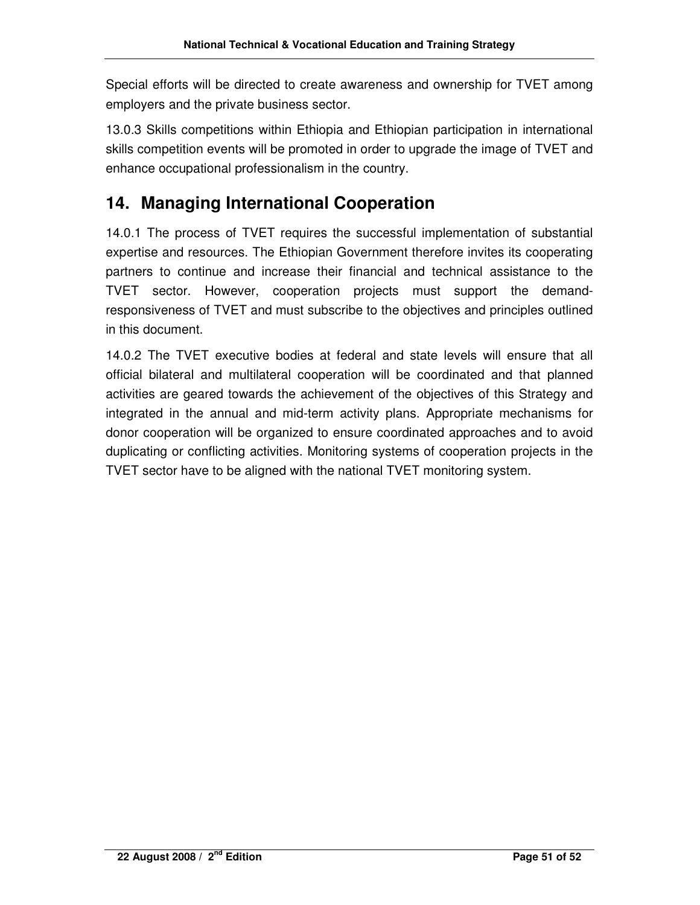Special efforts will be directed to create awareness and ownership for TVET among employers and the private business sector.

13.0.3 Skills competitions within Ethiopia and Ethiopian participation in international skills competition events will be promoted in order to upgrade the image of TVET and enhance occupational professionalism in the country.

# 14. Managing International Cooperation

14.0.1 The process of TVET requires the successful implementation of substantial expertise and resources. The Ethiopian Government therefore invites its cooperating partners to continue and increase their financial and technical assistance to the TVET sector. However, cooperation projects must support the demand-responsiveness of TVET and must subscribe to the objectives and principles outlined in this document.

14.0.2 The TVET executive bodies at federal and state levels will ensure that all official bilateral and multilateral cooperation will be coordinated and that planned activities are geared towards the achievement of the objectives of this Strategy and integrated in the annual and mid-term activity plans. Appropriate mechanisms for donor cooperation will be organized to ensure coordinated approaches and to avoid duplicating or conflicting activities. Monitoring systems of cooperation projects in the TVET sector have to be aligned with the national TVET monitoring system.